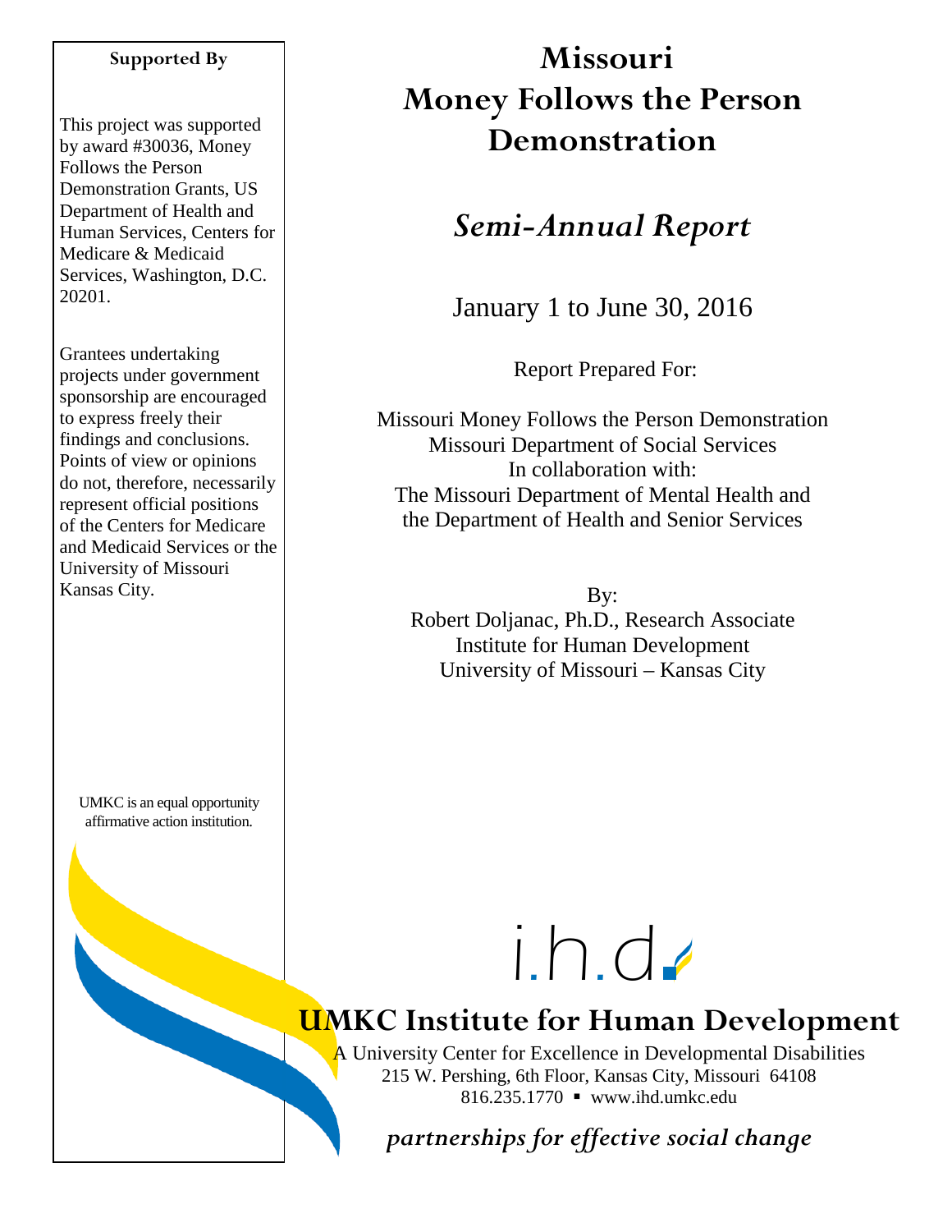# Missouri Money Follows the Person Demonstration

## *Semi-Annual Report*

January 1 to June 30, 2016

Report Prepared For:

Missouri Money Follows the Person Demonstration
Missouri Department of Social Services
In collaboration with:
The Missouri Department of Mental Health and
the Department of Health and Senior Services

By:
Robert Doljanac, Ph.D., Research Associate
Institute for Human Development
University of Missouri – Kansas City

**Supported By**

This project was supported by award #30036, Money Follows the Person Demonstration Grants, US Department of Health and Human Services, Centers for Medicare & Medicaid Services, Washington, D.C. 20201.

Grantees undertaking projects under government sponsorship are encouraged to express freely their findings and conclusions. Points of view or opinions do not, therefore, necessarily represent official positions of the Centers for Medicare and Medicaid Services or the University of Missouri Kansas City.

UMKC is an equal opportunity affirmative action institution.

i.h.d.

**UMKC Institute for Human Development**

A University Center for Excellence in Developmental Disabilities
215 W. Pershing, 6th Floor, Kansas City, Missouri 64108
816.235.1770 ▪ www.ihd.umkc.edu

*partnerships for effective social change*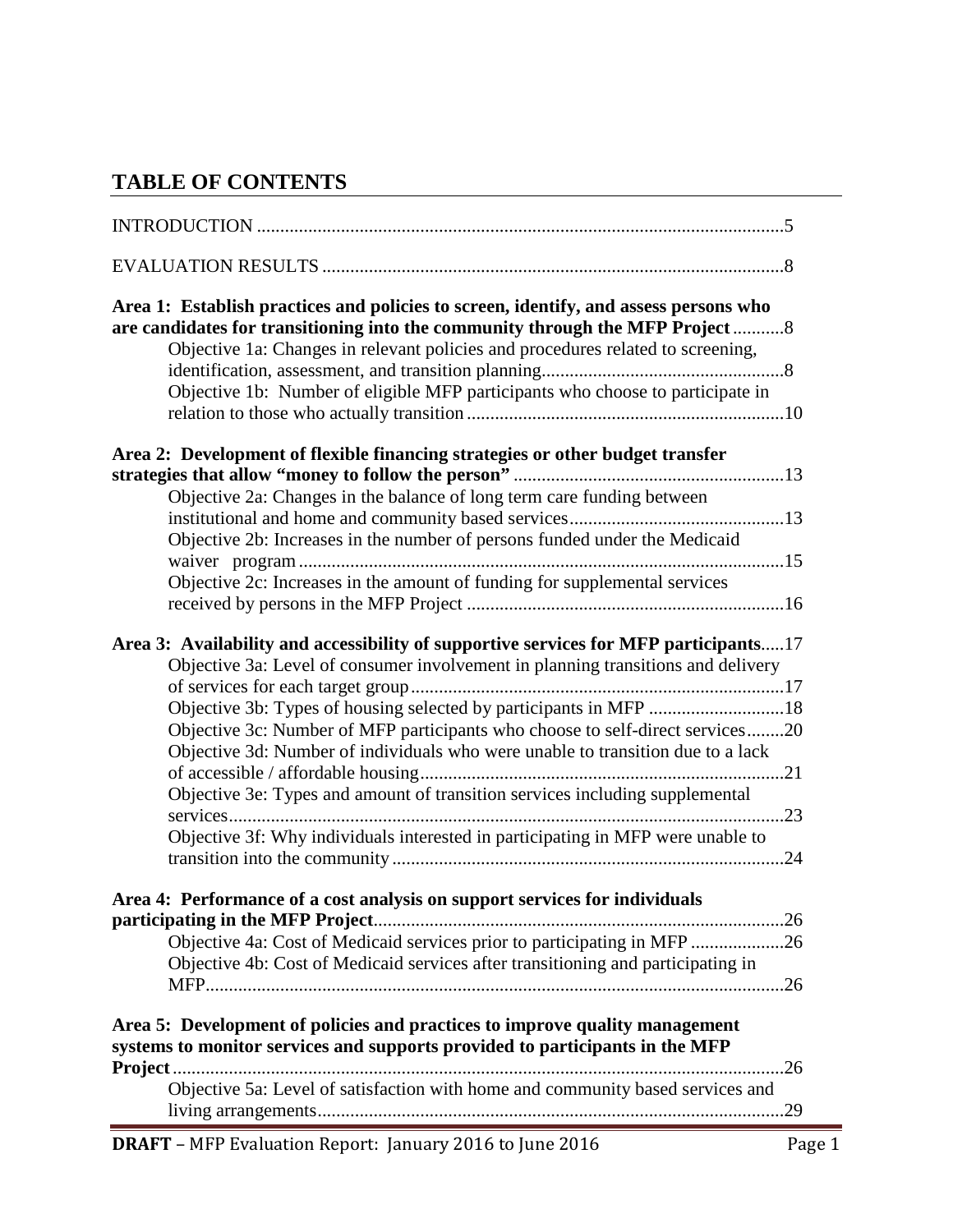## TABLE OF CONTENTS

INTRODUCTION ....................................................................................................5

EVALUATION RESULTS ......................................................................................8

**Area 1: Establish practices and policies to screen, identify, and assess persons who are candidates for transitioning into the community through the MFP Project** ...........8

Objective 1a: Changes in relevant policies and procedures related to screening, identification, assessment, and transition planning....................................................8

Objective 1b: Number of eligible MFP participants who choose to participate in relation to those who actually transition ....................................................................10

**Area 2: Development of flexible financing strategies or other budget transfer strategies that allow "money to follow the person"** ..........................................................13

Objective 2a: Changes in the balance of long term care funding between institutional and home and community based services..............................................13

Objective 2b: Increases in the number of persons funded under the Medicaid waiver program .......................................................................................................15

Objective 2c: Increases in the amount of funding for supplemental services received by persons in the MFP Project ....................................................................16

**Area 3: Availability and accessibility of supportive services for MFP participants**.....17

Objective 3a: Level of consumer involvement in planning transitions and delivery of services for each target group................................................................................17

Objective 3b: Types of housing selected by participants in MFP .............................18

Objective 3c: Number of MFP participants who choose to self-direct services........20

Objective 3d: Number of individuals who were unable to transition due to a lack of accessible / affordable housing.............................................................................21

Objective 3e: Types and amount of transition services including supplemental services.......................................................................................................................23

Objective 3f: Why individuals interested in participating in MFP were unable to transition into the community ....................................................................................24

**Area 4: Performance of a cost analysis on support services for individuals participating in the MFP Project**.......................................................................................26

Objective 4a: Cost of Medicaid services prior to participating in MFP ....................26

Objective 4b: Cost of Medicaid services after transitioning and participating in MFP............................................................................................................................26

**Area 5: Development of policies and practices to improve quality management systems to monitor services and supports provided to participants in the MFP Project**..................................................................................................................26

Objective 5a: Level of satisfaction with home and community based services and living arrangements....................................................................................................29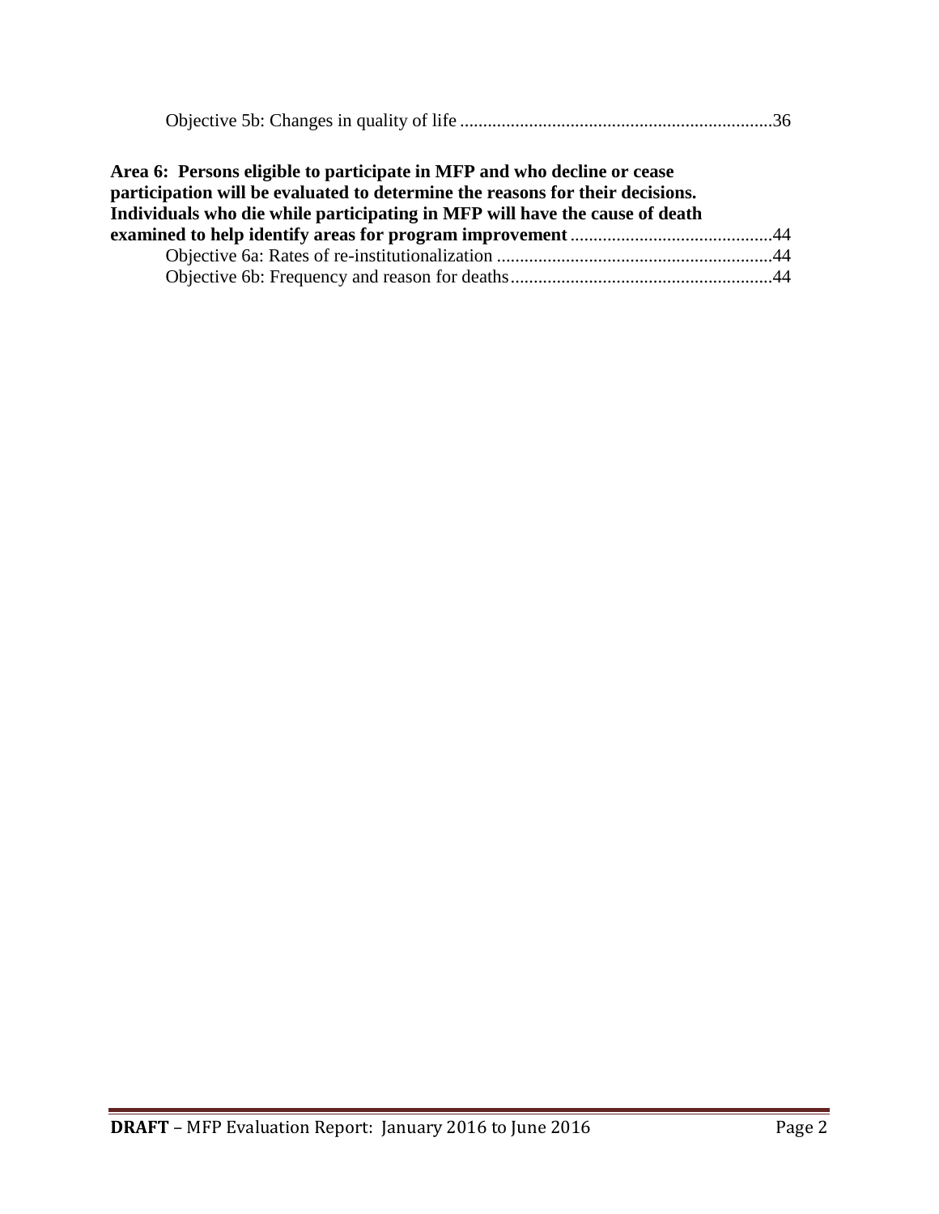Objective 5b: Changes in quality of life ....................................................................36

**Area 6: Persons eligible to participate in MFP and who decline or cease participation will be evaluated to determine the reasons for their decisions. Individuals who die while participating in MFP will have the cause of death examined to help identify areas for program improvement** ............................................44

Objective 6a: Rates of re-institutionalization ............................................................44

Objective 6b: Frequency and reason for deaths.........................................................44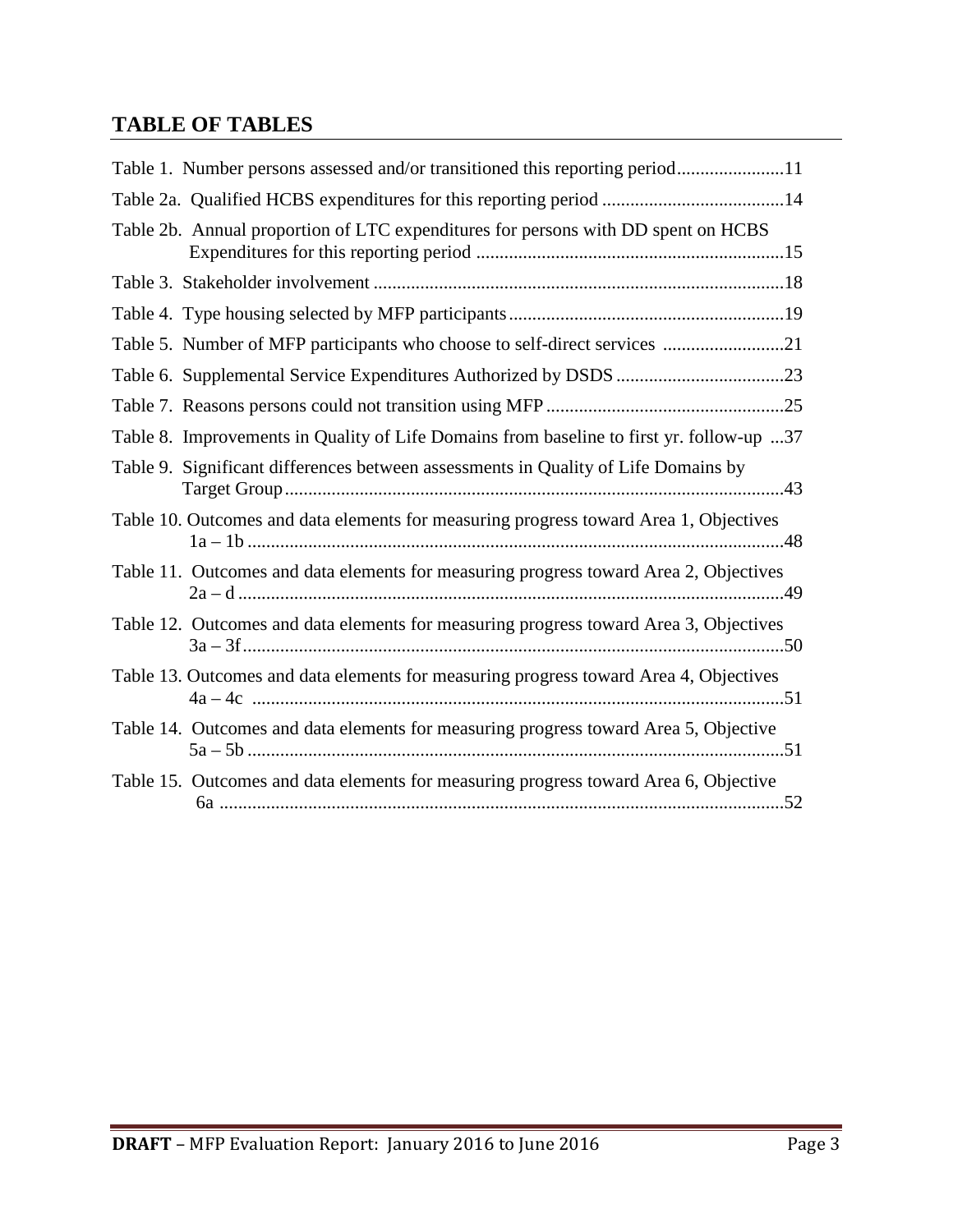## TABLE OF TABLES

Table 1. Number persons assessed and/or transitioned this reporting period.......................11

Table 2a. Qualified HCBS expenditures for this reporting period .......................................14

Table 2b. Annual proportion of LTC expenditures for persons with DD spent on HCBS Expenditures for this reporting period ..................................................................15

Table 3. Stakeholder involvement ........................................................................................18

Table 4. Type housing selected by MFP participants...........................................................19

Table 5. Number of MFP participants who choose to self-direct services ..........................21

Table 6. Supplemental Service Expenditures Authorized by DSDS ....................................23

Table 7. Reasons persons could not transition using MFP ...................................................25

Table 8. Improvements in Quality of Life Domains from baseline to first yr. follow-up ...37

Table 9. Significant differences between assessments in Quality of Life Domains by Target Group...........................................................................................................43

Table 10. Outcomes and data elements for measuring progress toward Area 1, Objectives 1a – 1b ..................................................................................................................48

Table 11. Outcomes and data elements for measuring progress toward Area 2, Objectives 2a – d .....................................................................................................................49

Table 12. Outcomes and data elements for measuring progress toward Area 3, Objectives 3a – 3f....................................................................................................................50

Table 13. Outcomes and data elements for measuring progress toward Area 4, Objectives 4a – 4c .................................................................................................................51

Table 14. Outcomes and data elements for measuring progress toward Area 5, Objective 5a – 5b ..................................................................................................................51

Table 15. Outcomes and data elements for measuring progress toward Area 6, Objective 6a .........................................................................................................................52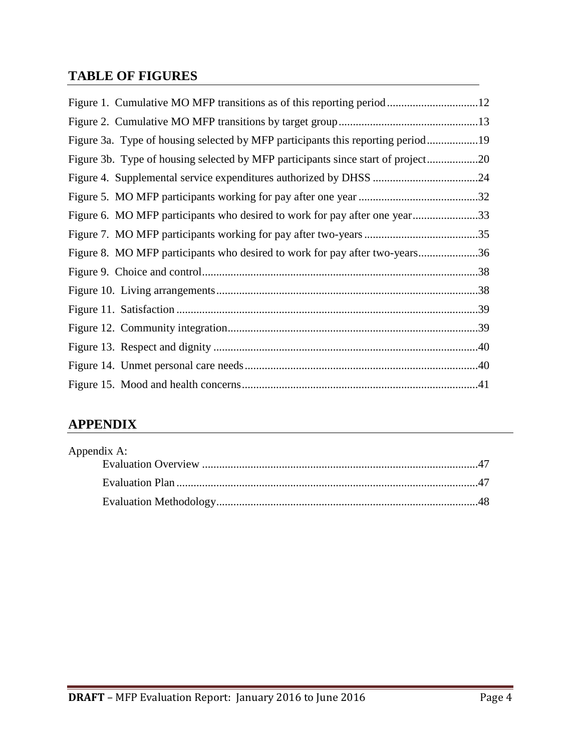## TABLE OF FIGURES

Figure 1. Cumulative MO MFP transitions as of this reporting period................................12

Figure 2. Cumulative MO MFP transitions by target group.................................................13

Figure 3a. Type of housing selected by MFP participants this reporting period..................19

Figure 3b. Type of housing selected by MFP participants since start of project..................20

Figure 4. Supplemental service expenditures authorized by DHSS .....................................24

Figure 5. MO MFP participants working for pay after one year ..........................................32

Figure 6. MO MFP participants who desired to work for pay after one year.......................33

Figure 7. MO MFP participants working for pay after two-years ........................................35

Figure 8. MO MFP participants who desired to work for pay after two-years.....................36

Figure 9. Choice and control................................................................................................38

Figure 10. Living arrangements...........................................................................................38

Figure 11. Satisfaction .........................................................................................................39

Figure 12. Community integration.......................................................................................39

Figure 13. Respect and dignity ............................................................................................40

Figure 14. Unmet personal care needs.................................................................................40

Figure 15. Mood and health concerns..................................................................................41

## APPENDIX

Appendix A:

- Evaluation Overview ................................................................................................47
- Evaluation Plan .........................................................................................................47
- Evaluation Methodology............................................................................................48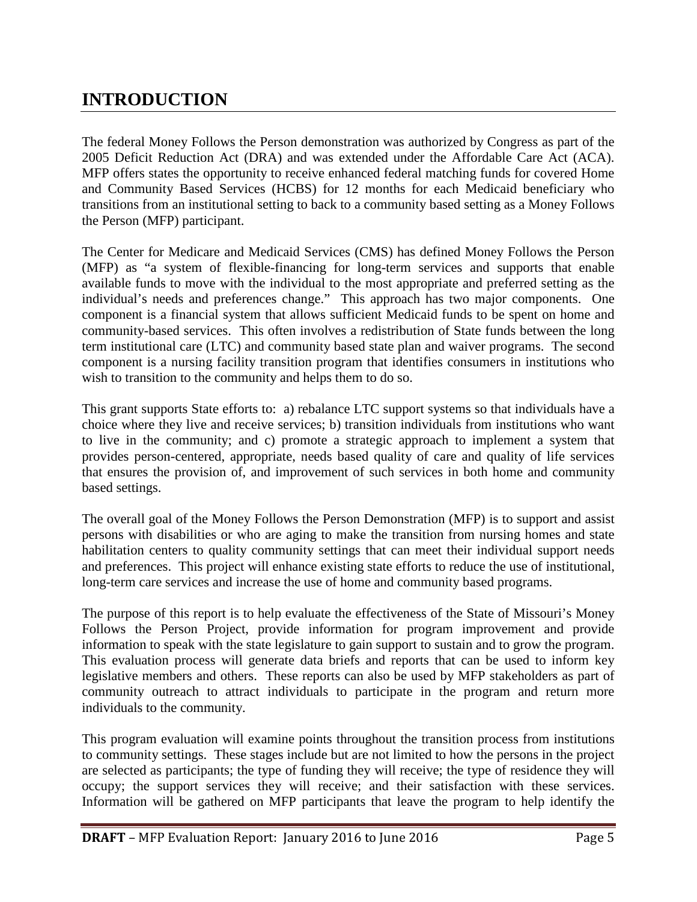# INTRODUCTION

The federal Money Follows the Person demonstration was authorized by Congress as part of the 2005 Deficit Reduction Act (DRA) and was extended under the Affordable Care Act (ACA). MFP offers states the opportunity to receive enhanced federal matching funds for covered Home and Community Based Services (HCBS) for 12 months for each Medicaid beneficiary who transitions from an institutional setting to back to a community based setting as a Money Follows the Person (MFP) participant.

The Center for Medicare and Medicaid Services (CMS) has defined Money Follows the Person (MFP) as "a system of flexible-financing for long-term services and supports that enable available funds to move with the individual to the most appropriate and preferred setting as the individual's needs and preferences change." This approach has two major components. One component is a financial system that allows sufficient Medicaid funds to be spent on home and community-based services. This often involves a redistribution of State funds between the long term institutional care (LTC) and community based state plan and waiver programs. The second component is a nursing facility transition program that identifies consumers in institutions who wish to transition to the community and helps them to do so.

This grant supports State efforts to: a) rebalance LTC support systems so that individuals have a choice where they live and receive services; b) transition individuals from institutions who want to live in the community; and c) promote a strategic approach to implement a system that provides person-centered, appropriate, needs based quality of care and quality of life services that ensures the provision of, and improvement of such services in both home and community based settings.

The overall goal of the Money Follows the Person Demonstration (MFP) is to support and assist persons with disabilities or who are aging to make the transition from nursing homes and state habilitation centers to quality community settings that can meet their individual support needs and preferences. This project will enhance existing state efforts to reduce the use of institutional, long-term care services and increase the use of home and community based programs.

The purpose of this report is to help evaluate the effectiveness of the State of Missouri's Money Follows the Person Project, provide information for program improvement and provide information to speak with the state legislature to gain support to sustain and to grow the program. This evaluation process will generate data briefs and reports that can be used to inform key legislative members and others. These reports can also be used by MFP stakeholders as part of community outreach to attract individuals to participate in the program and return more individuals to the community.

This program evaluation will examine points throughout the transition process from institutions to community settings. These stages include but are not limited to how the persons in the project are selected as participants; the type of funding they will receive; the type of residence they will occupy; the support services they will receive; and their satisfaction with these services. Information will be gathered on MFP participants that leave the program to help identify the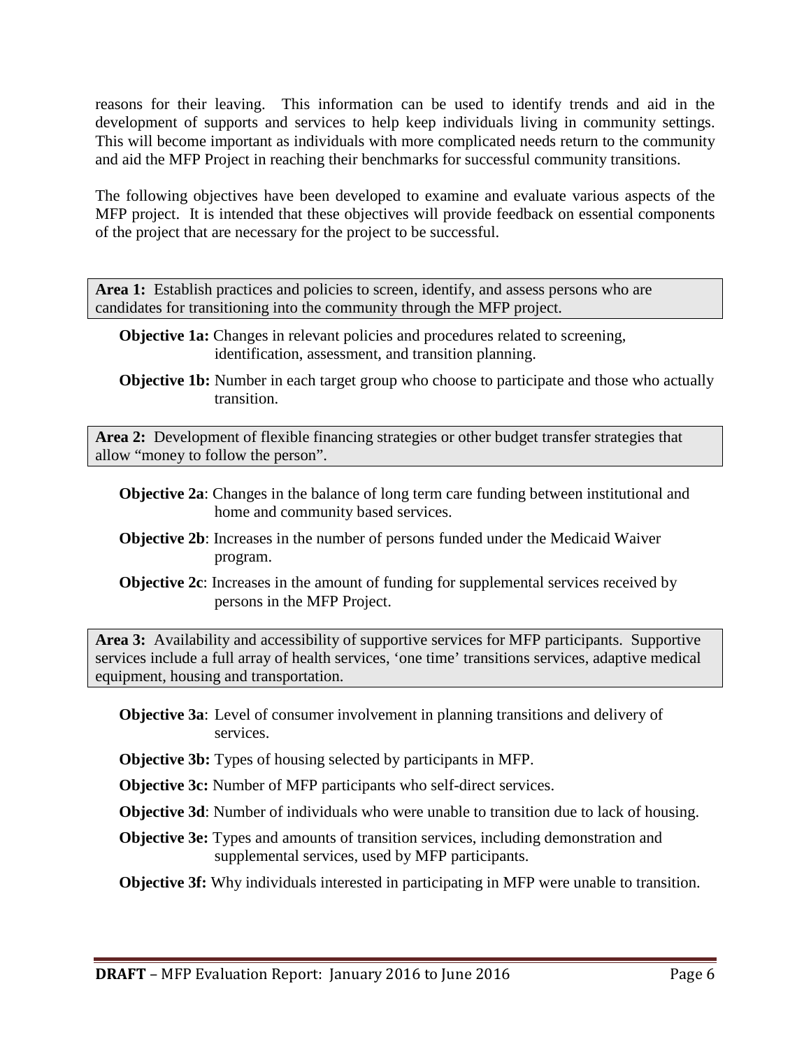reasons for their leaving. This information can be used to identify trends and aid in the development of supports and services to help keep individuals living in community settings. This will become important as individuals with more complicated needs return to the community and aid the MFP Project in reaching their benchmarks for successful community transitions.

The following objectives have been developed to examine and evaluate various aspects of the MFP project. It is intended that these objectives will provide feedback on essential components of the project that are necessary for the project to be successful.

**Area 1:** Establish practices and policies to screen, identify, and assess persons who are candidates for transitioning into the community through the MFP project.

**Objective 1a:** Changes in relevant policies and procedures related to screening, identification, assessment, and transition planning.

**Objective 1b:** Number in each target group who choose to participate and those who actually transition.

**Area 2:** Development of flexible financing strategies or other budget transfer strategies that allow "money to follow the person".

**Objective 2a**: Changes in the balance of long term care funding between institutional and home and community based services.

**Objective 2b**: Increases in the number of persons funded under the Medicaid Waiver program.

**Objective 2c**: Increases in the amount of funding for supplemental services received by persons in the MFP Project.

**Area 3:** Availability and accessibility of supportive services for MFP participants. Supportive services include a full array of health services, 'one time' transitions services, adaptive medical equipment, housing and transportation.

**Objective 3a**: Level of consumer involvement in planning transitions and delivery of services.

**Objective 3b:** Types of housing selected by participants in MFP.

**Objective 3c:** Number of MFP participants who self-direct services.

**Objective 3d**: Number of individuals who were unable to transition due to lack of housing.

**Objective 3e:** Types and amounts of transition services, including demonstration and supplemental services, used by MFP participants.

**Objective 3f:** Why individuals interested in participating in MFP were unable to transition.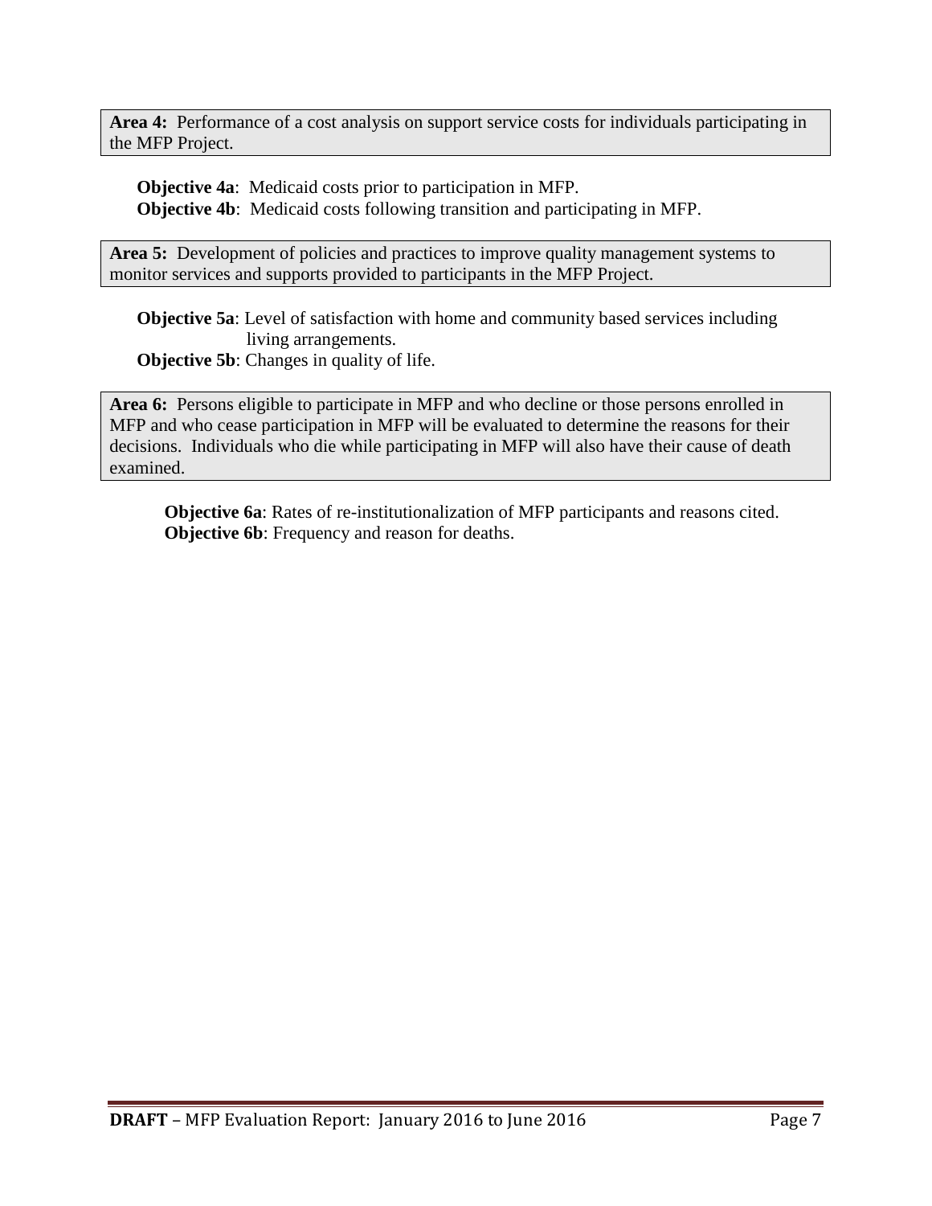**Area 4:** Performance of a cost analysis on support service costs for individuals participating in the MFP Project.

**Objective 4a**: Medicaid costs prior to participation in MFP.
**Objective 4b**: Medicaid costs following transition and participating in MFP.

**Area 5:** Development of policies and practices to improve quality management systems to monitor services and supports provided to participants in the MFP Project.

**Objective 5a**: Level of satisfaction with home and community based services including living arrangements.
**Objective 5b**: Changes in quality of life.

**Area 6:** Persons eligible to participate in MFP and who decline or those persons enrolled in MFP and who cease participation in MFP will be evaluated to determine the reasons for their decisions. Individuals who die while participating in MFP will also have their cause of death examined.

**Objective 6a**: Rates of re-institutionalization of MFP participants and reasons cited.
**Objective 6b**: Frequency and reason for deaths.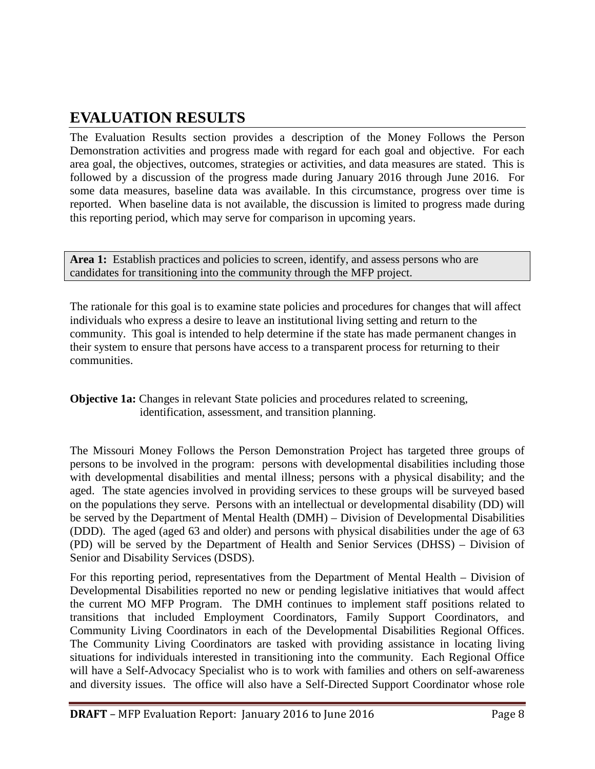# EVALUATION RESULTS

The Evaluation Results section provides a description of the Money Follows the Person Demonstration activities and progress made with regard for each goal and objective. For each area goal, the objectives, outcomes, strategies or activities, and data measures are stated. This is followed by a discussion of the progress made during January 2016 through June 2016. For some data measures, baseline data was available. In this circumstance, progress over time is reported. When baseline data is not available, the discussion is limited to progress made during this reporting period, which may serve for comparison in upcoming years.

**Area 1:** Establish practices and policies to screen, identify, and assess persons who are candidates for transitioning into the community through the MFP project.

The rationale for this goal is to examine state policies and procedures for changes that will affect individuals who express a desire to leave an institutional living setting and return to the community. This goal is intended to help determine if the state has made permanent changes in their system to ensure that persons have access to a transparent process for returning to their communities.

**Objective 1a:** Changes in relevant State policies and procedures related to screening, identification, assessment, and transition planning.

The Missouri Money Follows the Person Demonstration Project has targeted three groups of persons to be involved in the program: persons with developmental disabilities including those with developmental disabilities and mental illness; persons with a physical disability; and the aged. The state agencies involved in providing services to these groups will be surveyed based on the populations they serve. Persons with an intellectual or developmental disability (DD) will be served by the Department of Mental Health (DMH) – Division of Developmental Disabilities (DDD). The aged (aged 63 and older) and persons with physical disabilities under the age of 63 (PD) will be served by the Department of Health and Senior Services (DHSS) – Division of Senior and Disability Services (DSDS).

For this reporting period, representatives from the Department of Mental Health – Division of Developmental Disabilities reported no new or pending legislative initiatives that would affect the current MO MFP Program. The DMH continues to implement staff positions related to transitions that included Employment Coordinators, Family Support Coordinators, and Community Living Coordinators in each of the Developmental Disabilities Regional Offices. The Community Living Coordinators are tasked with providing assistance in locating living situations for individuals interested in transitioning into the community. Each Regional Office will have a Self-Advocacy Specialist who is to work with families and others on self-awareness and diversity issues. The office will also have a Self-Directed Support Coordinator whose role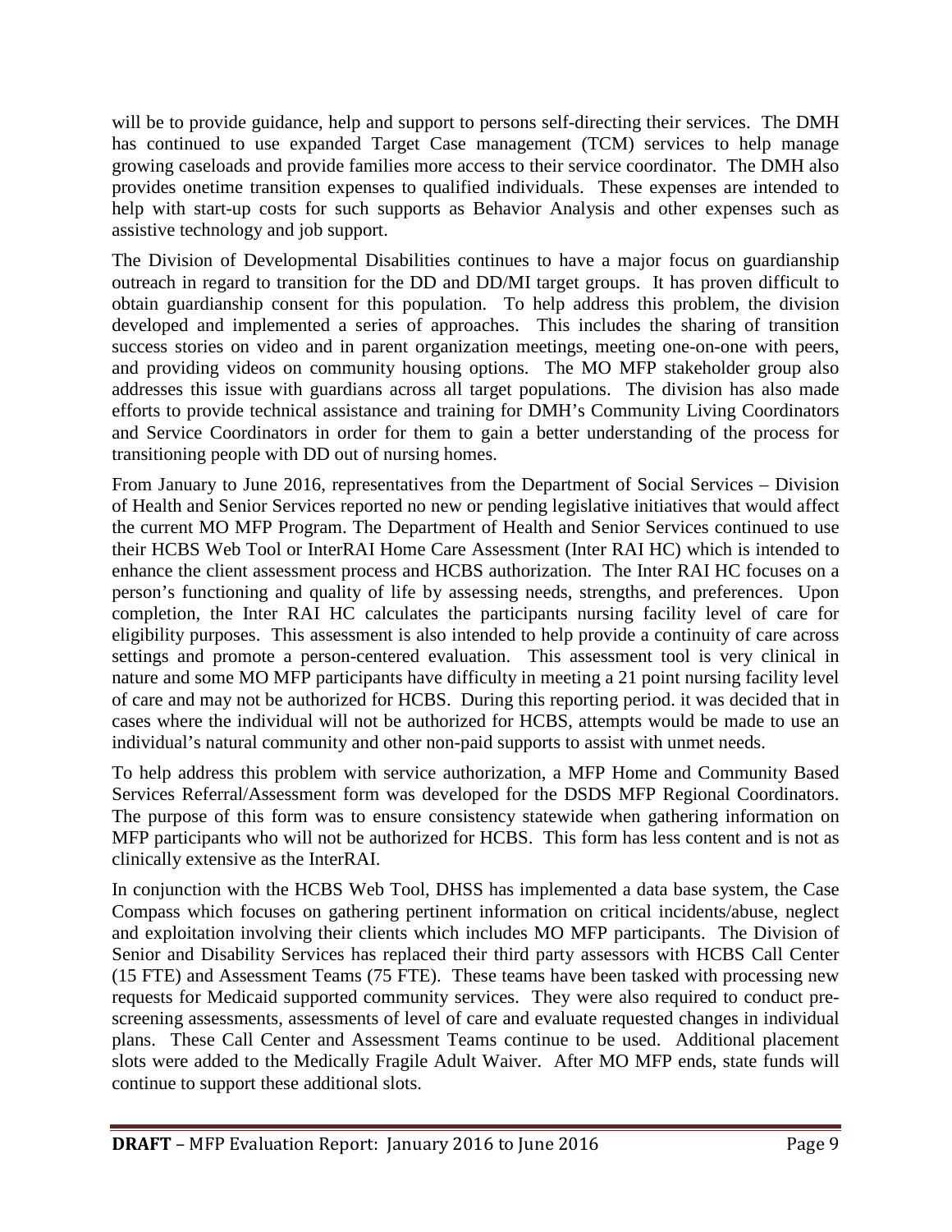will be to provide guidance, help and support to persons self-directing their services. The DMH has continued to use expanded Target Case management (TCM) services to help manage growing caseloads and provide families more access to their service coordinator. The DMH also provides onetime transition expenses to qualified individuals. These expenses are intended to help with start-up costs for such supports as Behavior Analysis and other expenses such as assistive technology and job support.

The Division of Developmental Disabilities continues to have a major focus on guardianship outreach in regard to transition for the DD and DD/MI target groups. It has proven difficult to obtain guardianship consent for this population. To help address this problem, the division developed and implemented a series of approaches. This includes the sharing of transition success stories on video and in parent organization meetings, meeting one-on-one with peers, and providing videos on community housing options. The MO MFP stakeholder group also addresses this issue with guardians across all target populations. The division has also made efforts to provide technical assistance and training for DMH's Community Living Coordinators and Service Coordinators in order for them to gain a better understanding of the process for transitioning people with DD out of nursing homes.

From January to June 2016, representatives from the Department of Social Services – Division of Health and Senior Services reported no new or pending legislative initiatives that would affect the current MO MFP Program. The Department of Health and Senior Services continued to use their HCBS Web Tool or InterRAI Home Care Assessment (Inter RAI HC) which is intended to enhance the client assessment process and HCBS authorization. The Inter RAI HC focuses on a person's functioning and quality of life by assessing needs, strengths, and preferences. Upon completion, the Inter RAI HC calculates the participants nursing facility level of care for eligibility purposes. This assessment is also intended to help provide a continuity of care across settings and promote a person-centered evaluation. This assessment tool is very clinical in nature and some MO MFP participants have difficulty in meeting a 21 point nursing facility level of care and may not be authorized for HCBS. During this reporting period. it was decided that in cases where the individual will not be authorized for HCBS, attempts would be made to use an individual's natural community and other non-paid supports to assist with unmet needs.

To help address this problem with service authorization, a MFP Home and Community Based Services Referral/Assessment form was developed for the DSDS MFP Regional Coordinators. The purpose of this form was to ensure consistency statewide when gathering information on MFP participants who will not be authorized for HCBS. This form has less content and is not as clinically extensive as the InterRAI.

In conjunction with the HCBS Web Tool, DHSS has implemented a data base system, the Case Compass which focuses on gathering pertinent information on critical incidents/abuse, neglect and exploitation involving their clients which includes MO MFP participants. The Division of Senior and Disability Services has replaced their third party assessors with HCBS Call Center (15 FTE) and Assessment Teams (75 FTE). These teams have been tasked with processing new requests for Medicaid supported community services. They were also required to conduct pre-screening assessments, assessments of level of care and evaluate requested changes in individual plans. These Call Center and Assessment Teams continue to be used. Additional placement slots were added to the Medically Fragile Adult Waiver. After MO MFP ends, state funds will continue to support these additional slots.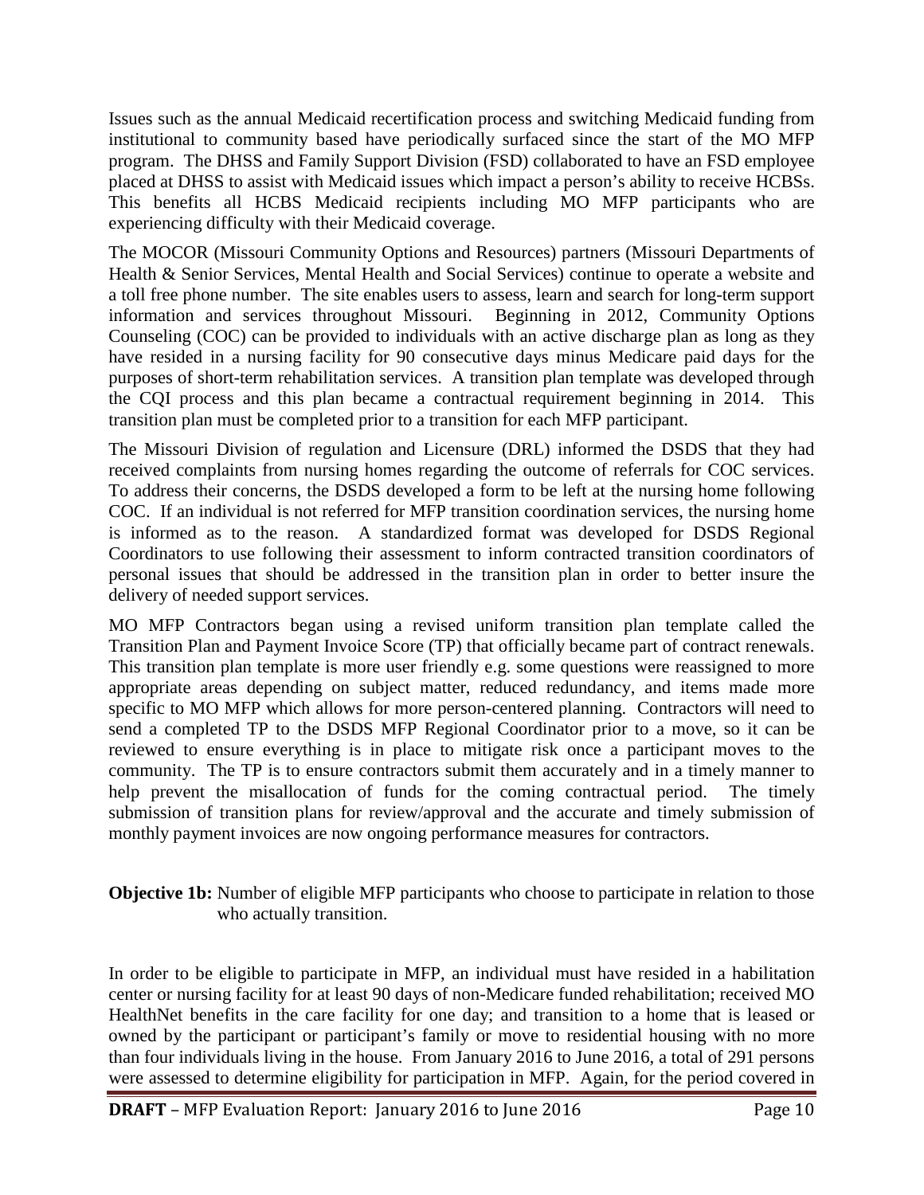Issues such as the annual Medicaid recertification process and switching Medicaid funding from institutional to community based have periodically surfaced since the start of the MO MFP program. The DHSS and Family Support Division (FSD) collaborated to have an FSD employee placed at DHSS to assist with Medicaid issues which impact a person's ability to receive HCBSs. This benefits all HCBS Medicaid recipients including MO MFP participants who are experiencing difficulty with their Medicaid coverage.

The MOCOR (Missouri Community Options and Resources) partners (Missouri Departments of Health & Senior Services, Mental Health and Social Services) continue to operate a website and a toll free phone number. The site enables users to assess, learn and search for long-term support information and services throughout Missouri. Beginning in 2012, Community Options Counseling (COC) can be provided to individuals with an active discharge plan as long as they have resided in a nursing facility for 90 consecutive days minus Medicare paid days for the purposes of short-term rehabilitation services. A transition plan template was developed through the CQI process and this plan became a contractual requirement beginning in 2014. This transition plan must be completed prior to a transition for each MFP participant.

The Missouri Division of regulation and Licensure (DRL) informed the DSDS that they had received complaints from nursing homes regarding the outcome of referrals for COC services. To address their concerns, the DSDS developed a form to be left at the nursing home following COC. If an individual is not referred for MFP transition coordination services, the nursing home is informed as to the reason. A standardized format was developed for DSDS Regional Coordinators to use following their assessment to inform contracted transition coordinators of personal issues that should be addressed in the transition plan in order to better insure the delivery of needed support services.

MO MFP Contractors began using a revised uniform transition plan template called the Transition Plan and Payment Invoice Score (TP) that officially became part of contract renewals. This transition plan template is more user friendly e.g. some questions were reassigned to more appropriate areas depending on subject matter, reduced redundancy, and items made more specific to MO MFP which allows for more person-centered planning. Contractors will need to send a completed TP to the DSDS MFP Regional Coordinator prior to a move, so it can be reviewed to ensure everything is in place to mitigate risk once a participant moves to the community. The TP is to ensure contractors submit them accurately and in a timely manner to help prevent the misallocation of funds for the coming contractual period. The timely submission of transition plans for review/approval and the accurate and timely submission of monthly payment invoices are now ongoing performance measures for contractors.

**Objective 1b:** Number of eligible MFP participants who choose to participate in relation to those who actually transition.

In order to be eligible to participate in MFP, an individual must have resided in a habilitation center or nursing facility for at least 90 days of non-Medicare funded rehabilitation; received MO HealthNet benefits in the care facility for one day; and transition to a home that is leased or owned by the participant or participant's family or move to residential housing with no more than four individuals living in the house. From January 2016 to June 2016, a total of 291 persons were assessed to determine eligibility for participation in MFP. Again, for the period covered in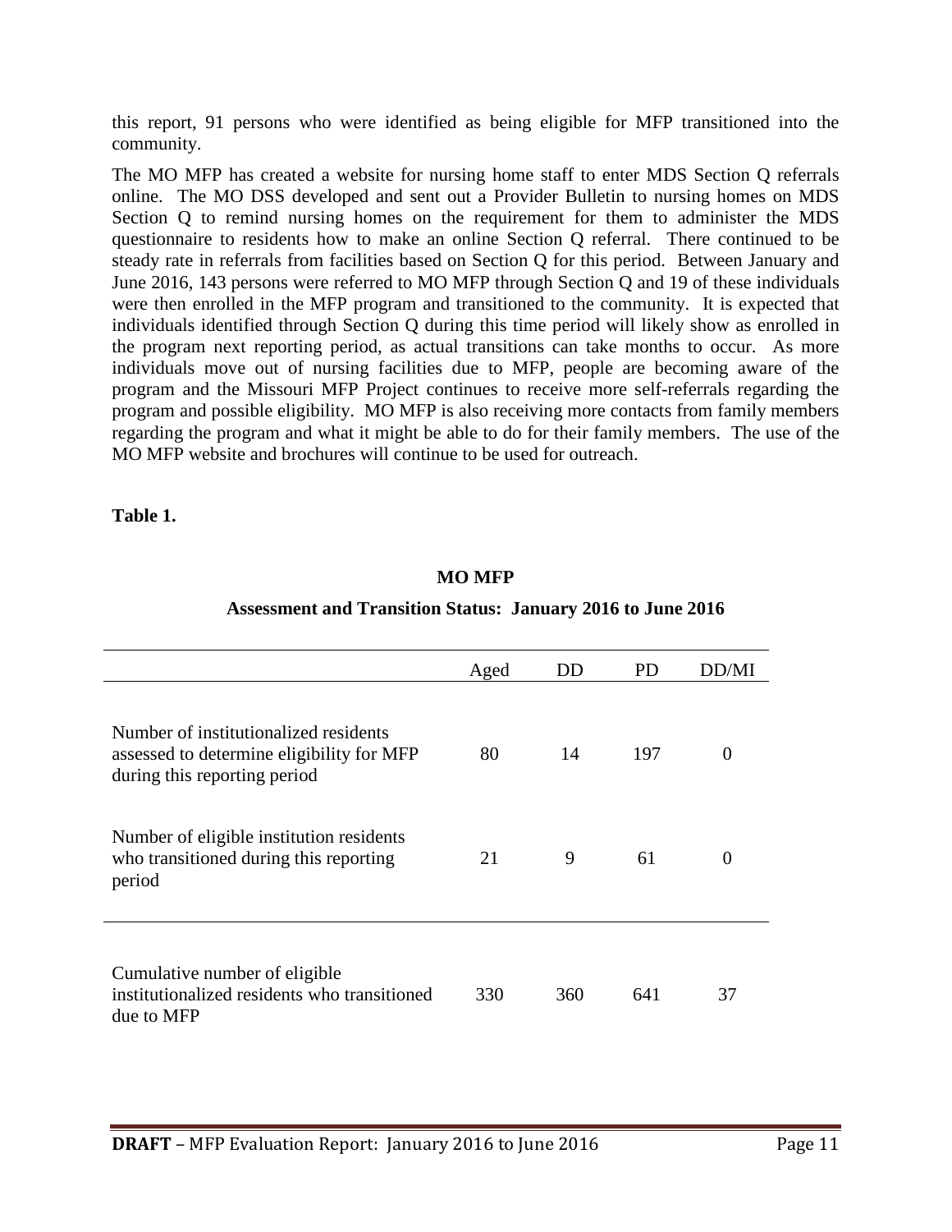this report, 91 persons who were identified as being eligible for MFP transitioned into the community.

The MO MFP has created a website for nursing home staff to enter MDS Section Q referrals online. The MO DSS developed and sent out a Provider Bulletin to nursing homes on MDS Section Q to remind nursing homes on the requirement for them to administer the MDS questionnaire to residents how to make an online Section Q referral. There continued to be steady rate in referrals from facilities based on Section Q for this period. Between January and June 2016, 143 persons were referred to MO MFP through Section Q and 19 of these individuals were then enrolled in the MFP program and transitioned to the community. It is expected that individuals identified through Section Q during this time period will likely show as enrolled in the program next reporting period, as actual transitions can take months to occur. As more individuals move out of nursing facilities due to MFP, people are becoming aware of the program and the Missouri MFP Project continues to receive more self-referrals regarding the program and possible eligibility. MO MFP is also receiving more contacts from family members regarding the program and what it might be able to do for their family members. The use of the MO MFP website and brochures will continue to be used for outreach.

**Table 1.**

**MO MFP**

**Assessment and Transition Status: January 2016 to June 2016**

| | Aged | DD | PD | DD/MI |
|---|---|---|---|---|
| Number of institutionalized residents assessed to determine eligibility for MFP during this reporting period | 80 | 14 | 197 | 0 |
| Number of eligible institution residents who transitioned during this reporting period | 21 | 9 | 61 | 0 |
| Cumulative number of eligible institutionalized residents who transitioned due to MFP | 330 | 360 | 641 | 37 |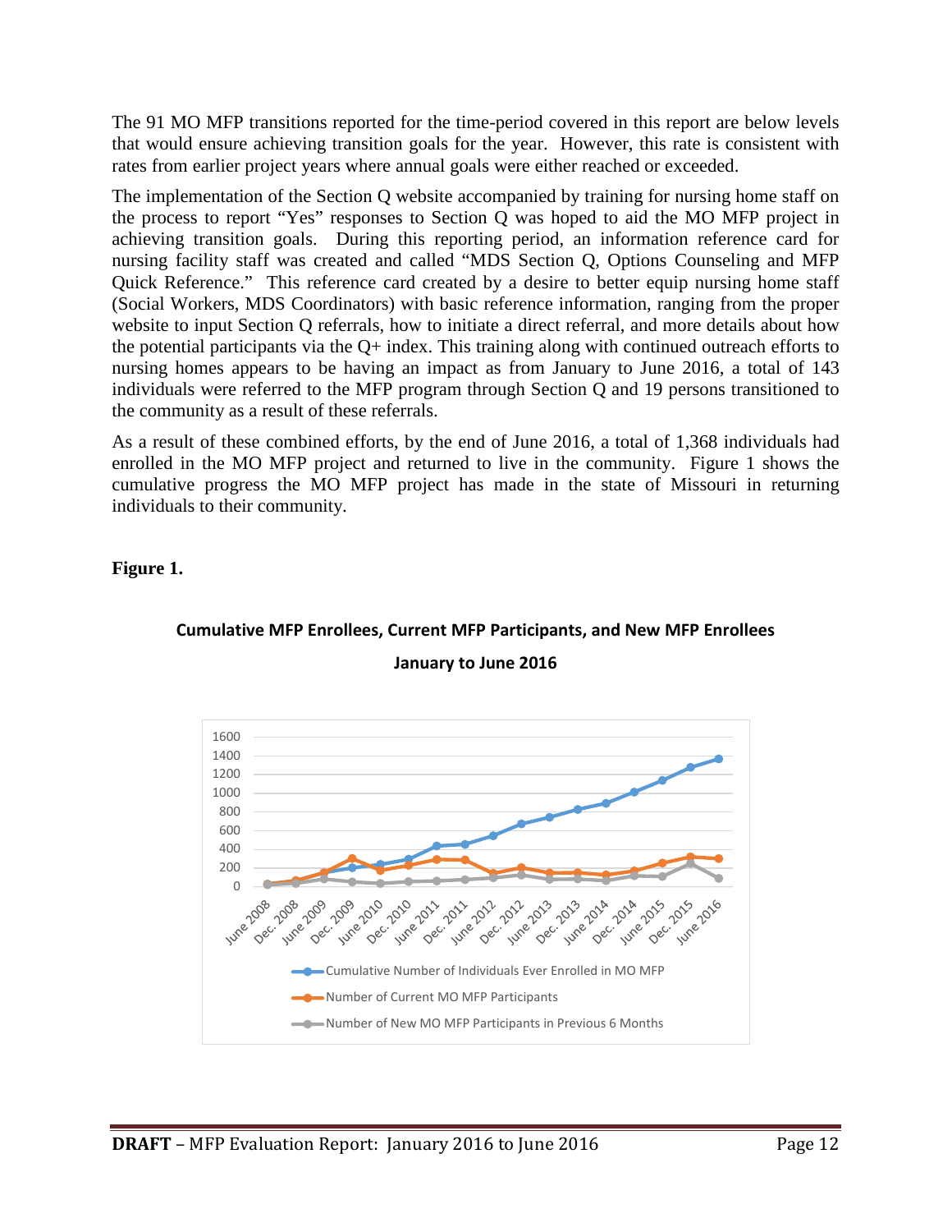The 91 MO MFP transitions reported for the time-period covered in this report are below levels that would ensure achieving transition goals for the year. However, this rate is consistent with rates from earlier project years where annual goals were either reached or exceeded.

The implementation of the Section Q website accompanied by training for nursing home staff on the process to report "Yes" responses to Section Q was hoped to aid the MO MFP project in achieving transition goals. During this reporting period, an information reference card for nursing facility staff was created and called "MDS Section Q, Options Counseling and MFP Quick Reference." This reference card created by a desire to better equip nursing home staff (Social Workers, MDS Coordinators) with basic reference information, ranging from the proper website to input Section Q referrals, how to initiate a direct referral, and more details about how the potential participants via the Q+ index. This training along with continued outreach efforts to nursing homes appears to be having an impact as from January to June 2016, a total of 143 individuals were referred to the MFP program through Section Q and 19 persons transitioned to the community as a result of these referrals.

As a result of these combined efforts, by the end of June 2016, a total of 1,368 individuals had enrolled in the MO MFP project and returned to live in the community. Figure 1 shows the cumulative progress the MO MFP project has made in the state of Missouri in returning individuals to their community.

**Figure 1.**

**Cumulative MFP Enrollees, Current MFP Participants, and New MFP Enrollees**

**January to June 2016**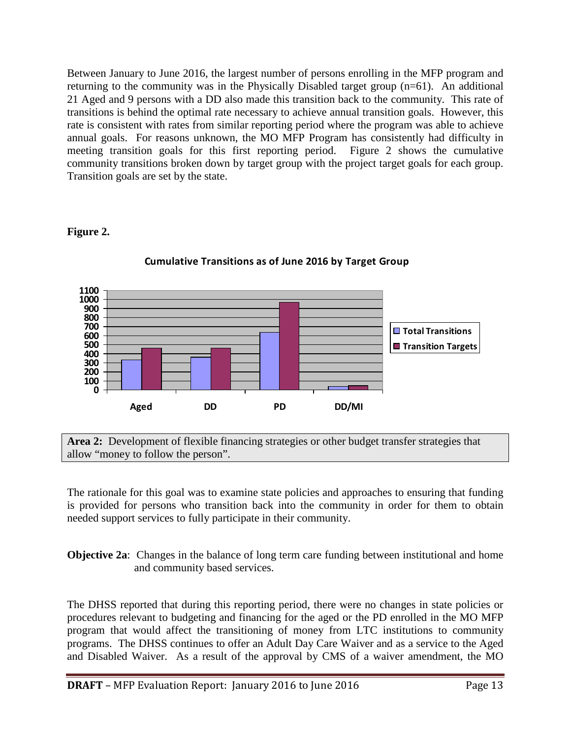Between January to June 2016, the largest number of persons enrolling in the MFP program and returning to the community was in the Physically Disabled target group (n=61). An additional 21 Aged and 9 persons with a DD also made this transition back to the community. This rate of transitions is behind the optimal rate necessary to achieve annual transition goals. However, this rate is consistent with rates from similar reporting period where the program was able to achieve annual goals. For reasons unknown, the MO MFP Program has consistently had difficulty in meeting transition goals for this first reporting period. Figure 2 shows the cumulative community transitions broken down by target group with the project target goals for each group. Transition goals are set by the state.

**Figure 2.**

**Cumulative Transitions as of June 2016 by Target Group**

| | Total Transitions | Transition Targets |
|---|---|---|
| Aged | ~330 | ~460 |
| DD | ~360 | ~460 |
| PD | ~640 | ~970 |
| DD/MI | ~40 | ~50 |

| **Area 2:** Development of flexible financing strategies or other budget transfer strategies that allow "money to follow the person". |
|---|

The rationale for this goal was to examine state policies and approaches to ensuring that funding is provided for persons who transition back into the community in order for them to obtain needed support services to fully participate in their community.

**Objective 2a**: Changes in the balance of long term care funding between institutional and home and community based services.

The DHSS reported that during this reporting period, there were no changes in state policies or procedures relevant to budgeting and financing for the aged or the PD enrolled in the MO MFP program that would affect the transitioning of money from LTC institutions to community programs. The DHSS continues to offer an Adult Day Care Waiver and as a service to the Aged and Disabled Waiver. As a result of the approval by CMS of a waiver amendment, the MO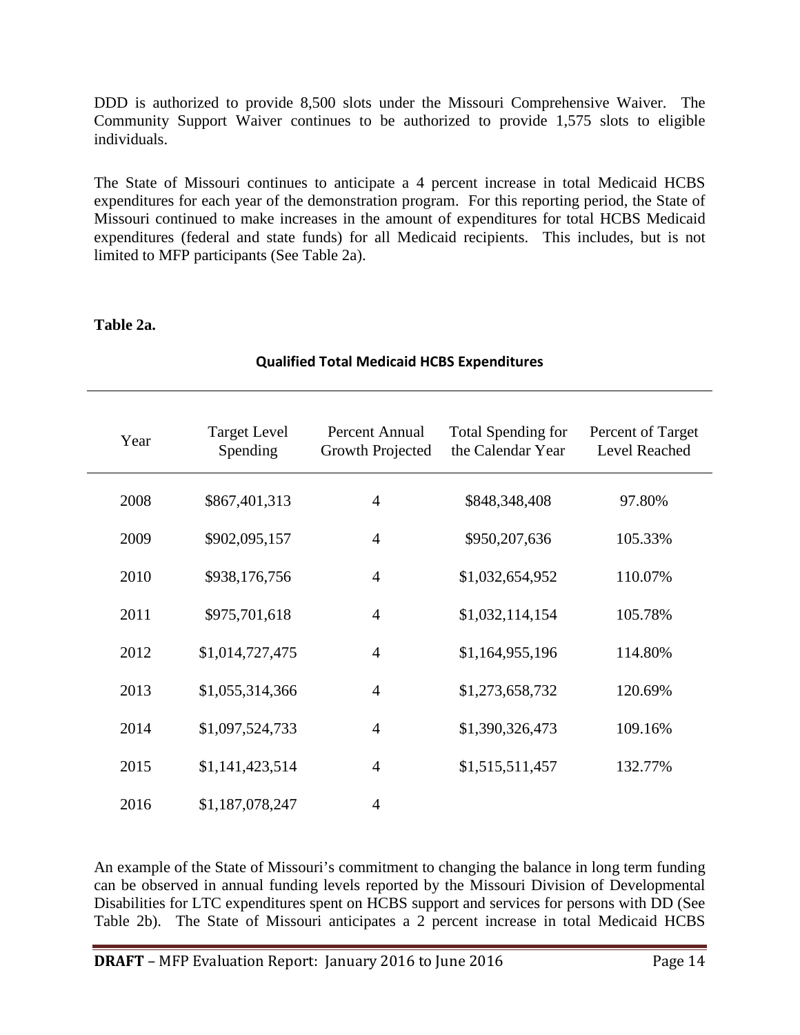DDD is authorized to provide 8,500 slots under the Missouri Comprehensive Waiver. The Community Support Waiver continues to be authorized to provide 1,575 slots to eligible individuals.

The State of Missouri continues to anticipate a 4 percent increase in total Medicaid HCBS expenditures for each year of the demonstration program. For this reporting period, the State of Missouri continued to make increases in the amount of expenditures for total HCBS Medicaid expenditures (federal and state funds) for all Medicaid recipients. This includes, but is not limited to MFP participants (See Table 2a).

**Table 2a.**

**Qualified Total Medicaid HCBS Expenditures**

| Year | Target Level Spending | Percent Annual Growth Projected | Total Spending for the Calendar Year | Percent of Target Level Reached |
|---|---|---|---|---|
| 2008 | $867,401,313 | 4 | $848,348,408 | 97.80% |
| 2009 | $902,095,157 | 4 | $950,207,636 | 105.33% |
| 2010 | $938,176,756 | 4 | $1,032,654,952 | 110.07% |
| 2011 | $975,701,618 | 4 | $1,032,114,154 | 105.78% |
| 2012 | $1,014,727,475 | 4 | $1,164,955,196 | 114.80% |
| 2013 | $1,055,314,366 | 4 | $1,273,658,732 | 120.69% |
| 2014 | $1,097,524,733 | 4 | $1,390,326,473 | 109.16% |
| 2015 | $1,141,423,514 | 4 | $1,515,511,457 | 132.77% |
| 2016 | $1,187,078,247 | 4 | | |

An example of the State of Missouri's commitment to changing the balance in long term funding can be observed in annual funding levels reported by the Missouri Division of Developmental Disabilities for LTC expenditures spent on HCBS support and services for persons with DD (See Table 2b). The State of Missouri anticipates a 2 percent increase in total Medicaid HCBS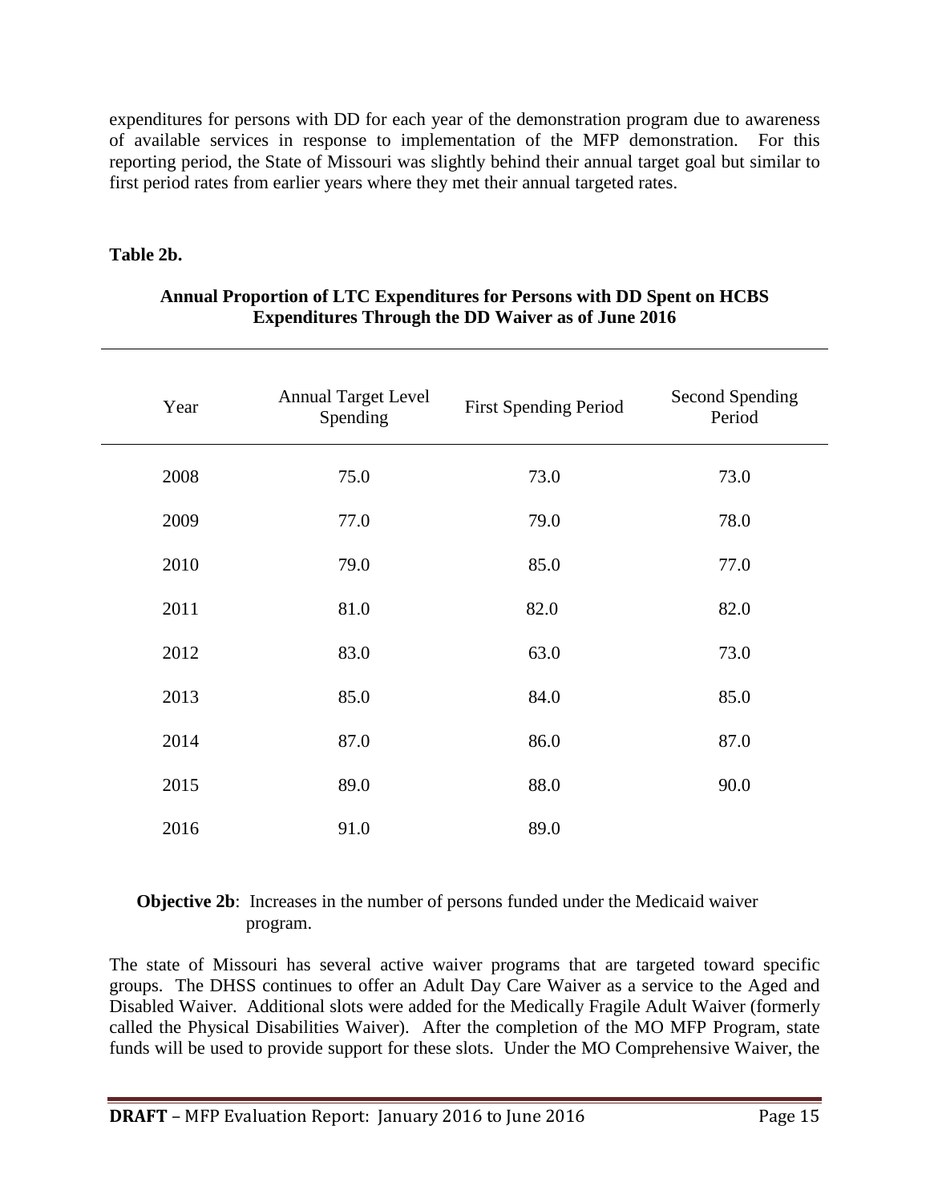expenditures for persons with DD for each year of the demonstration program due to awareness of available services in response to implementation of the MFP demonstration. For this reporting period, the State of Missouri was slightly behind their annual target goal but similar to first period rates from earlier years where they met their annual targeted rates.

**Table 2b.**

**Annual Proportion of LTC Expenditures for Persons with DD Spent on HCBS Expenditures Through the DD Waiver as of June 2016**

| Year | Annual Target Level Spending | First Spending Period | Second Spending Period |
|---|---|---|---|
| 2008 | 75.0 | 73.0 | 73.0 |
| 2009 | 77.0 | 79.0 | 78.0 |
| 2010 | 79.0 | 85.0 | 77.0 |
| 2011 | 81.0 | 82.0 | 82.0 |
| 2012 | 83.0 | 63.0 | 73.0 |
| 2013 | 85.0 | 84.0 | 85.0 |
| 2014 | 87.0 | 86.0 | 87.0 |
| 2015 | 89.0 | 88.0 | 90.0 |
| 2016 | 91.0 | 89.0 | |

**Objective 2b**: Increases in the number of persons funded under the Medicaid waiver program.

The state of Missouri has several active waiver programs that are targeted toward specific groups. The DHSS continues to offer an Adult Day Care Waiver as a service to the Aged and Disabled Waiver. Additional slots were added for the Medically Fragile Adult Waiver (formerly called the Physical Disabilities Waiver). After the completion of the MO MFP Program, state funds will be used to provide support for these slots. Under the MO Comprehensive Waiver, the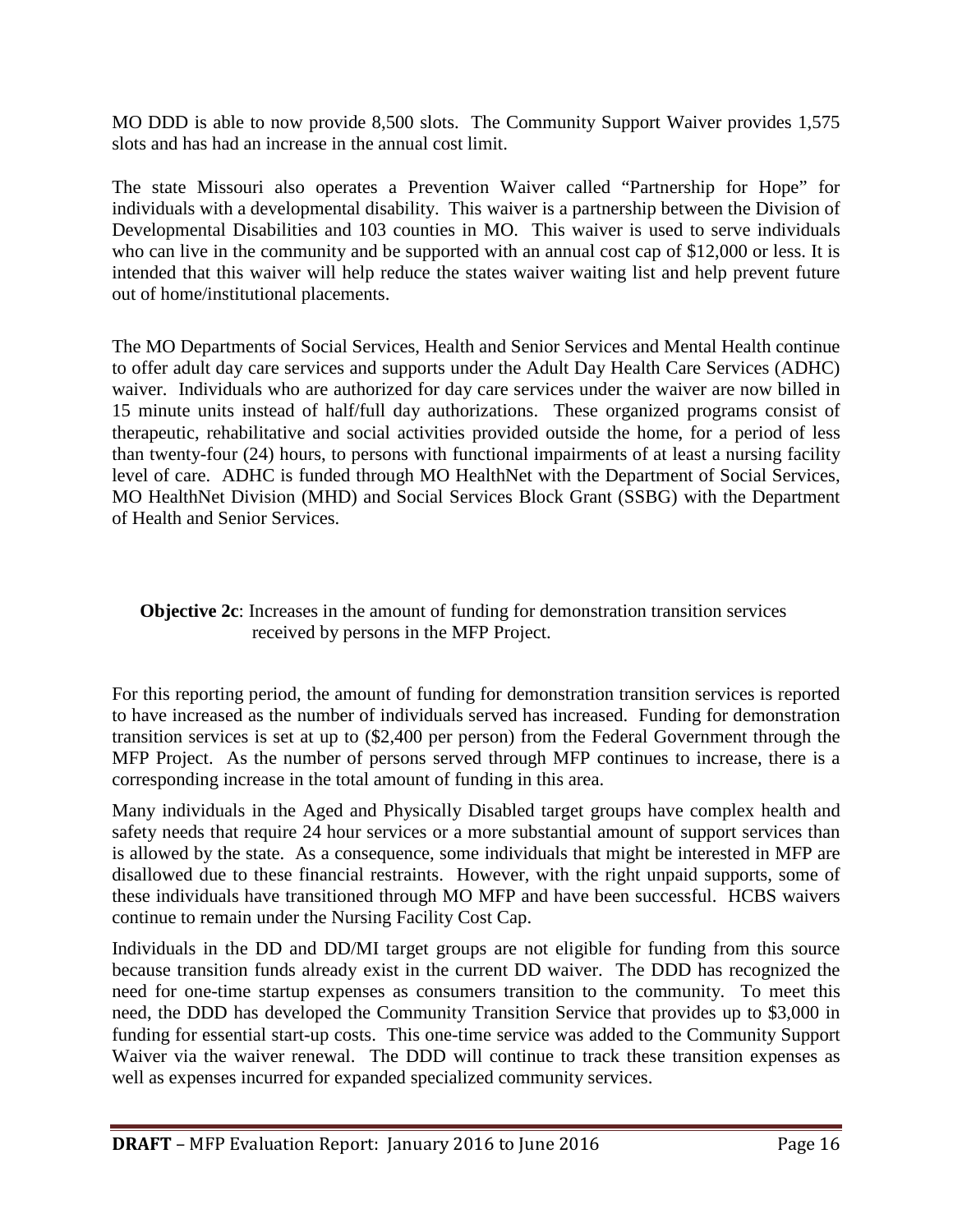MO DDD is able to now provide 8,500 slots. The Community Support Waiver provides 1,575 slots and has had an increase in the annual cost limit.

The state Missouri also operates a Prevention Waiver called "Partnership for Hope" for individuals with a developmental disability. This waiver is a partnership between the Division of Developmental Disabilities and 103 counties in MO. This waiver is used to serve individuals who can live in the community and be supported with an annual cost cap of $12,000 or less. It is intended that this waiver will help reduce the states waiver waiting list and help prevent future out of home/institutional placements.

The MO Departments of Social Services, Health and Senior Services and Mental Health continue to offer adult day care services and supports under the Adult Day Health Care Services (ADHC) waiver. Individuals who are authorized for day care services under the waiver are now billed in 15 minute units instead of half/full day authorizations. These organized programs consist of therapeutic, rehabilitative and social activities provided outside the home, for a period of less than twenty-four (24) hours, to persons with functional impairments of at least a nursing facility level of care. ADHC is funded through MO HealthNet with the Department of Social Services, MO HealthNet Division (MHD) and Social Services Block Grant (SSBG) with the Department of Health and Senior Services.

**Objective 2c**: Increases in the amount of funding for demonstration transition services received by persons in the MFP Project.

For this reporting period, the amount of funding for demonstration transition services is reported to have increased as the number of individuals served has increased. Funding for demonstration transition services is set at up to ($2,400 per person) from the Federal Government through the MFP Project. As the number of persons served through MFP continues to increase, there is a corresponding increase in the total amount of funding in this area.

Many individuals in the Aged and Physically Disabled target groups have complex health and safety needs that require 24 hour services or a more substantial amount of support services than is allowed by the state. As a consequence, some individuals that might be interested in MFP are disallowed due to these financial restraints. However, with the right unpaid supports, some of these individuals have transitioned through MO MFP and have been successful. HCBS waivers continue to remain under the Nursing Facility Cost Cap.

Individuals in the DD and DD/MI target groups are not eligible for funding from this source because transition funds already exist in the current DD waiver. The DDD has recognized the need for one-time startup expenses as consumers transition to the community. To meet this need, the DDD has developed the Community Transition Service that provides up to $3,000 in funding for essential start-up costs. This one-time service was added to the Community Support Waiver via the waiver renewal. The DDD will continue to track these transition expenses as well as expenses incurred for expanded specialized community services.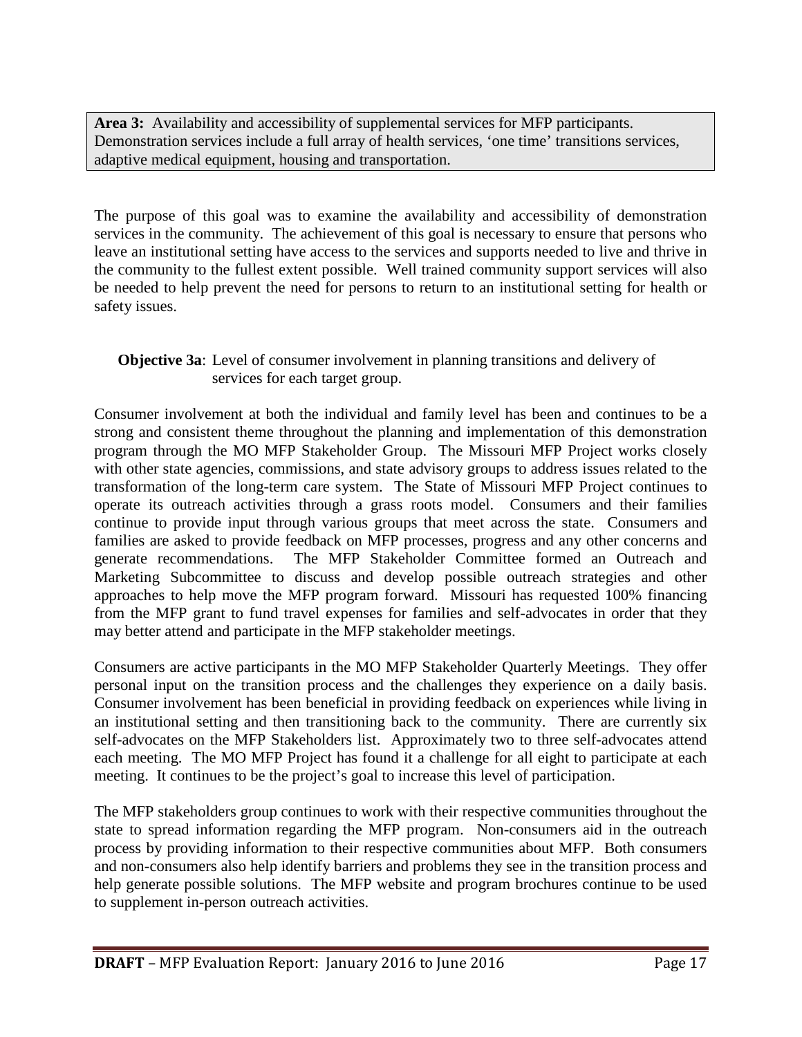**Area 3:** Availability and accessibility of supplemental services for MFP participants. Demonstration services include a full array of health services, 'one time' transitions services, adaptive medical equipment, housing and transportation.

The purpose of this goal was to examine the availability and accessibility of demonstration services in the community. The achievement of this goal is necessary to ensure that persons who leave an institutional setting have access to the services and supports needed to live and thrive in the community to the fullest extent possible. Well trained community support services will also be needed to help prevent the need for persons to return to an institutional setting for health or safety issues.

**Objective 3a**: Level of consumer involvement in planning transitions and delivery of services for each target group.

Consumer involvement at both the individual and family level has been and continues to be a strong and consistent theme throughout the planning and implementation of this demonstration program through the MO MFP Stakeholder Group. The Missouri MFP Project works closely with other state agencies, commissions, and state advisory groups to address issues related to the transformation of the long-term care system. The State of Missouri MFP Project continues to operate its outreach activities through a grass roots model. Consumers and their families continue to provide input through various groups that meet across the state. Consumers and families are asked to provide feedback on MFP processes, progress and any other concerns and generate recommendations. The MFP Stakeholder Committee formed an Outreach and Marketing Subcommittee to discuss and develop possible outreach strategies and other approaches to help move the MFP program forward. Missouri has requested 100% financing from the MFP grant to fund travel expenses for families and self-advocates in order that they may better attend and participate in the MFP stakeholder meetings.

Consumers are active participants in the MO MFP Stakeholder Quarterly Meetings. They offer personal input on the transition process and the challenges they experience on a daily basis. Consumer involvement has been beneficial in providing feedback on experiences while living in an institutional setting and then transitioning back to the community. There are currently six self-advocates on the MFP Stakeholders list. Approximately two to three self-advocates attend each meeting. The MO MFP Project has found it a challenge for all eight to participate at each meeting. It continues to be the project's goal to increase this level of participation.

The MFP stakeholders group continues to work with their respective communities throughout the state to spread information regarding the MFP program. Non-consumers aid in the outreach process by providing information to their respective communities about MFP. Both consumers and non-consumers also help identify barriers and problems they see in the transition process and help generate possible solutions. The MFP website and program brochures continue to be used to supplement in-person outreach activities.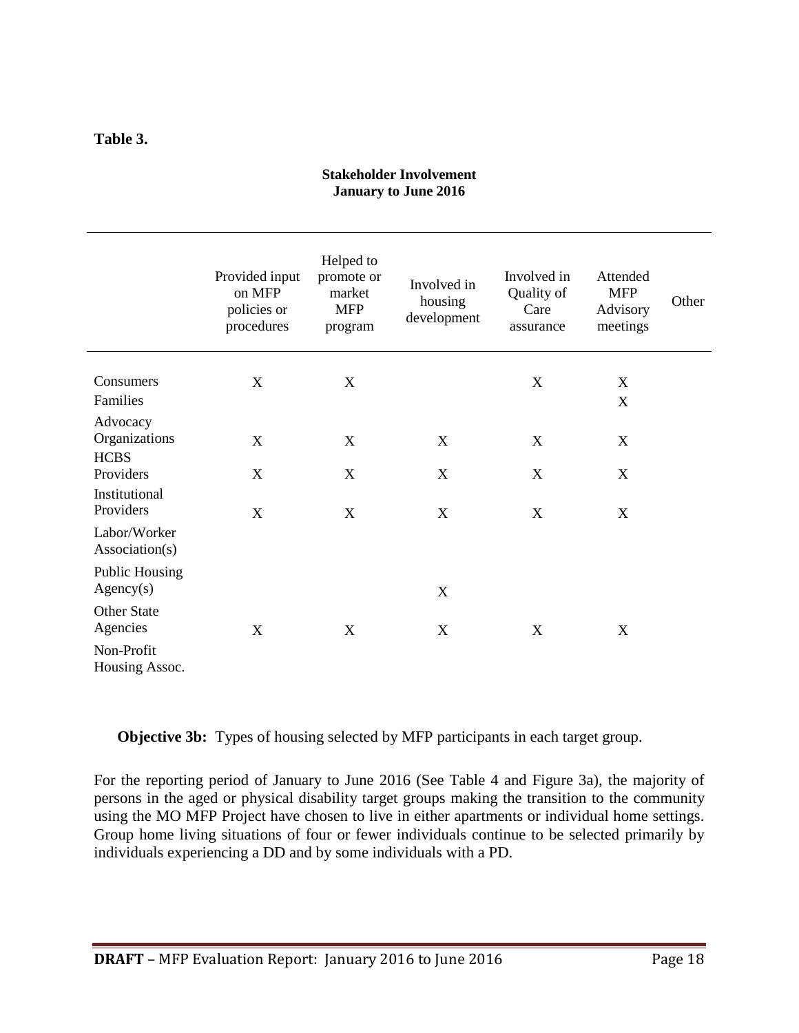**Table 3.**

**Stakeholder Involvement**
**January to June 2016**

| | Provided input on MFP policies or procedures | Helped to promote or market MFP program | Involved in housing development | Involved in Quality of Care assurance | Attended MFP Advisory meetings | Other |
|---|---|---|---|---|---|---|
| Consumers | X | X | | X | X | |
| Families | | | | | X | |
| Advocacy Organizations | X | X | X | X | X | |
| HCBS Providers | X | X | X | X | X | |
| Institutional Providers | X | X | X | X | X | |
| Labor/Worker Association(s) | | | | | | |
| Public Housing Agency(s) | | | X | | | |
| Other State Agencies | X | X | X | X | X | |
| Non-Profit Housing Assoc. | | | | | | |

**Objective 3b:** Types of housing selected by MFP participants in each target group.

For the reporting period of January to June 2016 (See Table 4 and Figure 3a), the majority of persons in the aged or physical disability target groups making the transition to the community using the MO MFP Project have chosen to live in either apartments or individual home settings. Group home living situations of four or fewer individuals continue to be selected primarily by individuals experiencing a DD and by some individuals with a PD.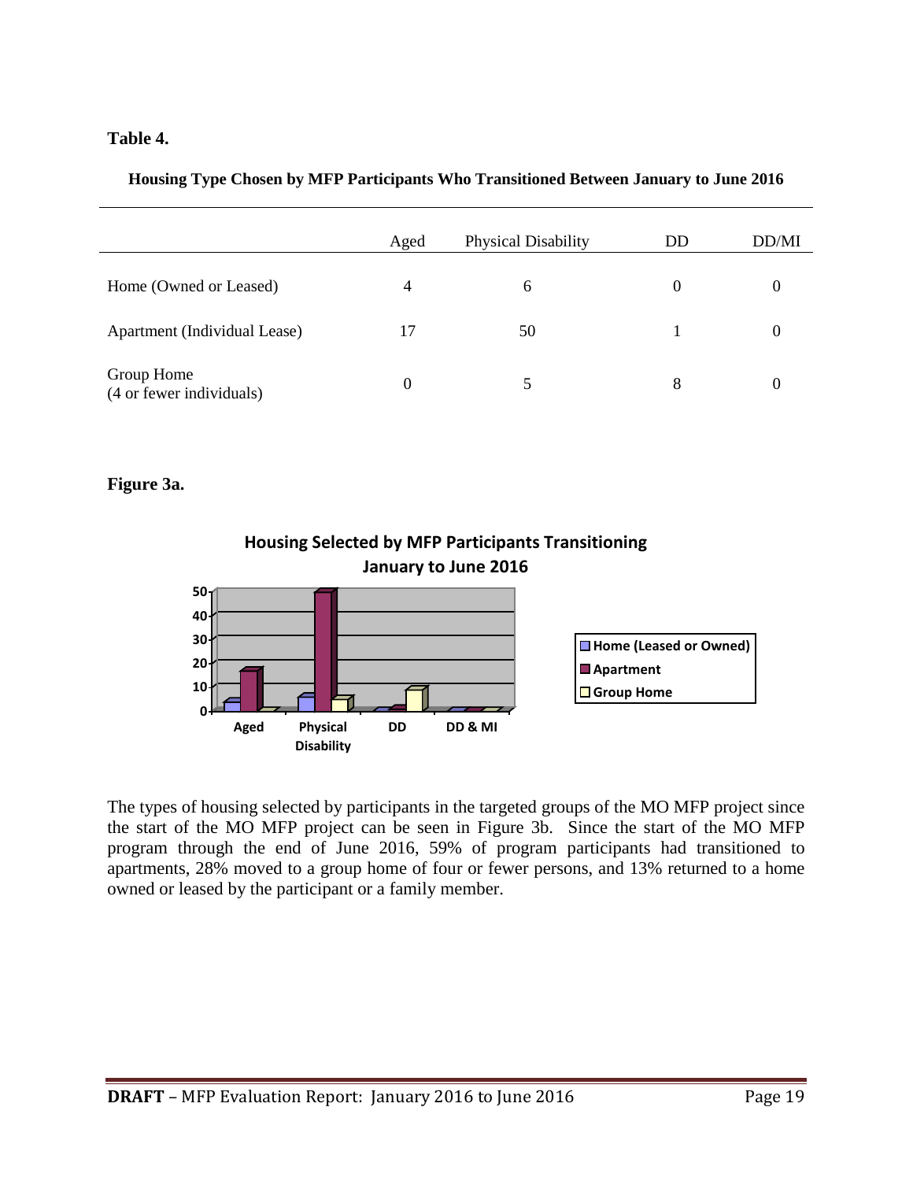**Table 4.**

**Housing Type Chosen by MFP Participants Who Transitioned Between January to June 2016**

| | Aged | Physical Disability | DD | DD/MI |
|---|---|---|---|---|
| Home (Owned or Leased) | 4 | 6 | 0 | 0 |
| Apartment (Individual Lease) | 17 | 50 | 1 | 0 |
| Group Home (4 or fewer individuals) | 0 | 5 | 8 | 0 |

**Figure 3a.**

The types of housing selected by participants in the targeted groups of the MO MFP project since the start of the MO MFP project can be seen in Figure 3b. Since the start of the MO MFP program through the end of June 2016, 59% of program participants had transitioned to apartments, 28% moved to a group home of four or fewer persons, and 13% returned to a home owned or leased by the participant or a family member.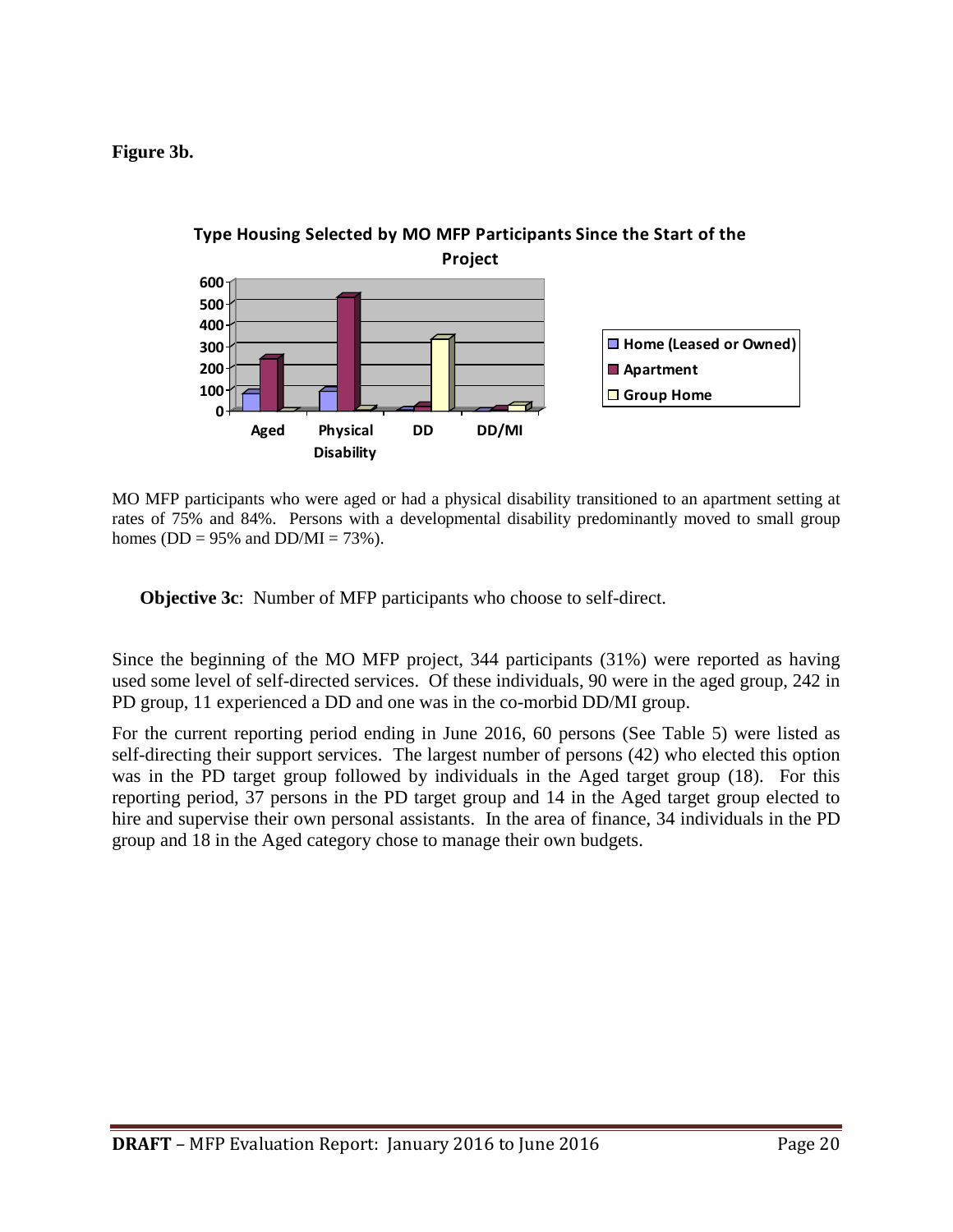**Figure 3b.**

**Type Housing Selected by MO MFP Participants Since the Start of the Project**

MO MFP participants who were aged or had a physical disability transitioned to an apartment setting at rates of 75% and 84%. Persons with a developmental disability predominantly moved to small group homes (DD = 95% and DD/MI = 73%).

**Objective 3c**: Number of MFP participants who choose to self-direct.

Since the beginning of the MO MFP project, 344 participants (31%) were reported as having used some level of self-directed services. Of these individuals, 90 were in the aged group, 242 in PD group, 11 experienced a DD and one was in the co-morbid DD/MI group.

For the current reporting period ending in June 2016, 60 persons (See Table 5) were listed as self-directing their support services. The largest number of persons (42) who elected this option was in the PD target group followed by individuals in the Aged target group (18). For this reporting period, 37 persons in the PD target group and 14 in the Aged target group elected to hire and supervise their own personal assistants. In the area of finance, 34 individuals in the PD group and 18 in the Aged category chose to manage their own budgets.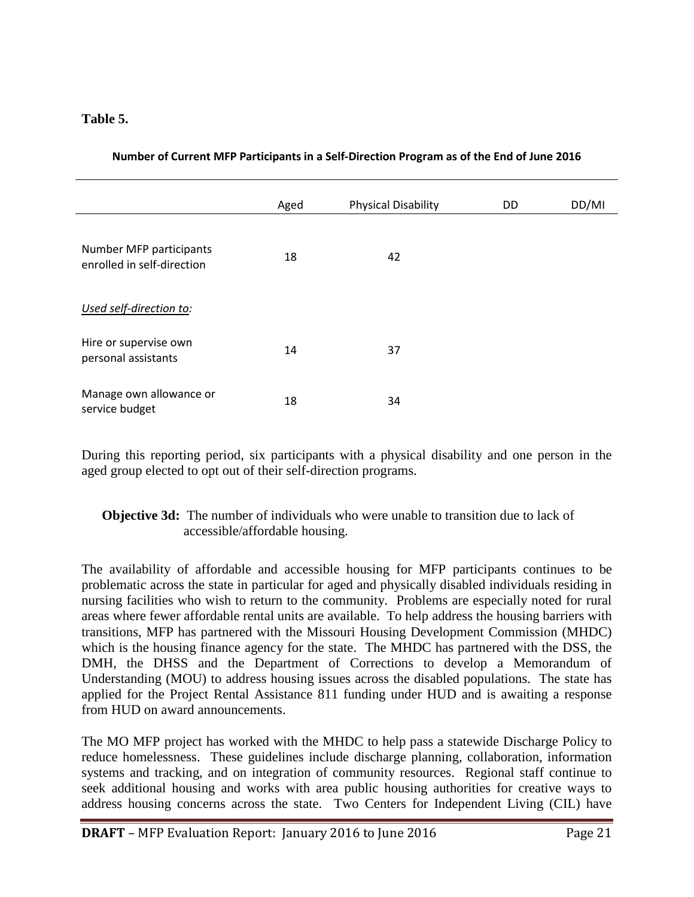**Table 5.**

**Number of Current MFP Participants in a Self-Direction Program as of the End of June 2016**

| | Aged | Physical Disability | DD | DD/MI |
|---|---|---|---|---|
| Number MFP participants enrolled in self-direction | 18 | 42 | | |
| *Used self-direction to:* | | | | |
| Hire or supervise own personal assistants | 14 | 37 | | |
| Manage own allowance or service budget | 18 | 34 | | |

During this reporting period, six participants with a physical disability and one person in the aged group elected to opt out of their self-direction programs.

**Objective 3d:** The number of individuals who were unable to transition due to lack of accessible/affordable housing.

The availability of affordable and accessible housing for MFP participants continues to be problematic across the state in particular for aged and physically disabled individuals residing in nursing facilities who wish to return to the community. Problems are especially noted for rural areas where fewer affordable rental units are available. To help address the housing barriers with transitions, MFP has partnered with the Missouri Housing Development Commission (MHDC) which is the housing finance agency for the state. The MHDC has partnered with the DSS, the DMH, the DHSS and the Department of Corrections to develop a Memorandum of Understanding (MOU) to address housing issues across the disabled populations. The state has applied for the Project Rental Assistance 811 funding under HUD and is awaiting a response from HUD on award announcements.

The MO MFP project has worked with the MHDC to help pass a statewide Discharge Policy to reduce homelessness. These guidelines include discharge planning, collaboration, information systems and tracking, and on integration of community resources. Regional staff continue to seek additional housing and works with area public housing authorities for creative ways to address housing concerns across the state. Two Centers for Independent Living (CIL) have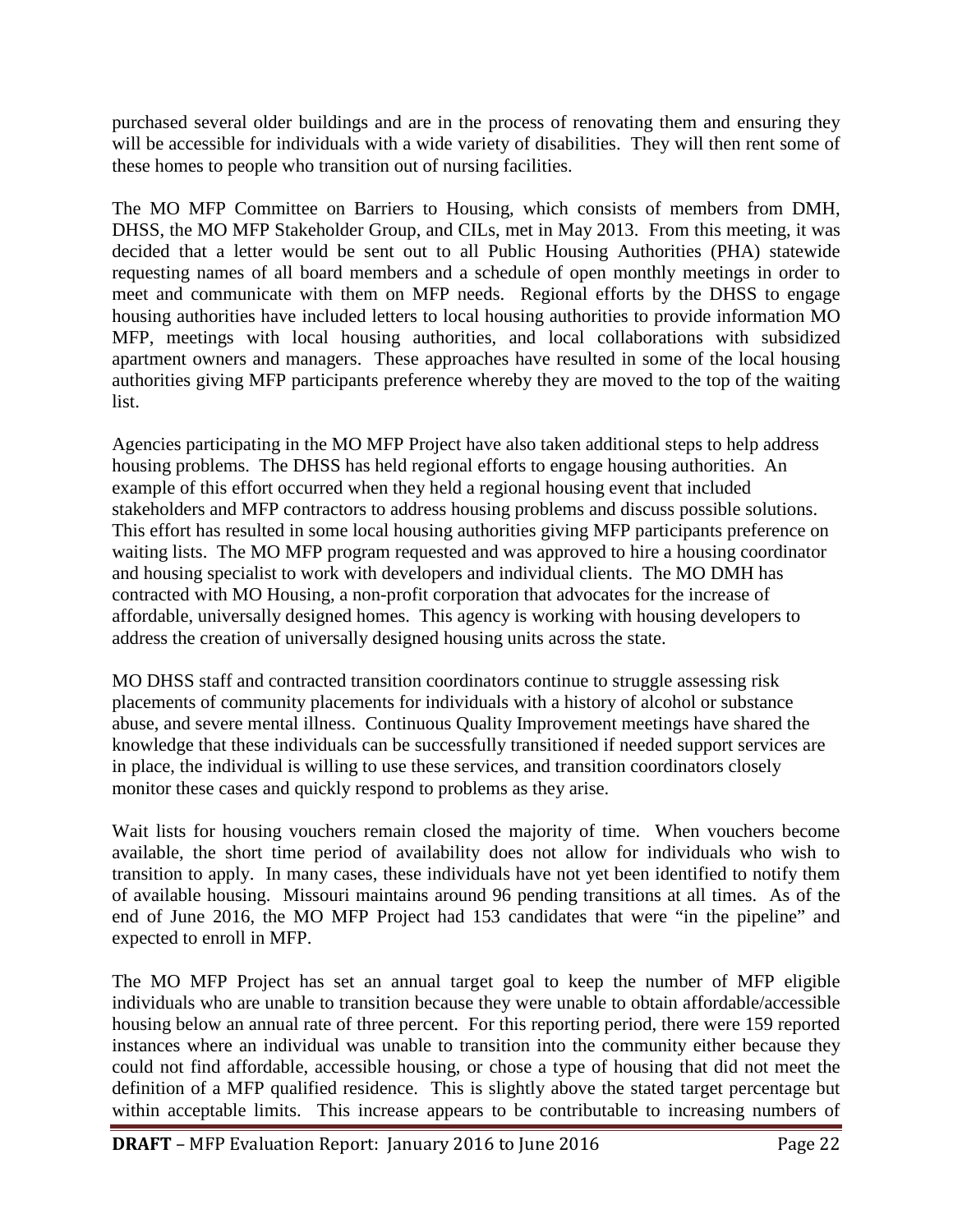purchased several older buildings and are in the process of renovating them and ensuring they will be accessible for individuals with a wide variety of disabilities. They will then rent some of these homes to people who transition out of nursing facilities.

The MO MFP Committee on Barriers to Housing, which consists of members from DMH, DHSS, the MO MFP Stakeholder Group, and CILs, met in May 2013. From this meeting, it was decided that a letter would be sent out to all Public Housing Authorities (PHA) statewide requesting names of all board members and a schedule of open monthly meetings in order to meet and communicate with them on MFP needs. Regional efforts by the DHSS to engage housing authorities have included letters to local housing authorities to provide information MO MFP, meetings with local housing authorities, and local collaborations with subsidized apartment owners and managers. These approaches have resulted in some of the local housing authorities giving MFP participants preference whereby they are moved to the top of the waiting list.

Agencies participating in the MO MFP Project have also taken additional steps to help address housing problems. The DHSS has held regional efforts to engage housing authorities. An example of this effort occurred when they held a regional housing event that included stakeholders and MFP contractors to address housing problems and discuss possible solutions. This effort has resulted in some local housing authorities giving MFP participants preference on waiting lists. The MO MFP program requested and was approved to hire a housing coordinator and housing specialist to work with developers and individual clients. The MO DMH has contracted with MO Housing, a non-profit corporation that advocates for the increase of affordable, universally designed homes. This agency is working with housing developers to address the creation of universally designed housing units across the state.

MO DHSS staff and contracted transition coordinators continue to struggle assessing risk placements of community placements for individuals with a history of alcohol or substance abuse, and severe mental illness. Continuous Quality Improvement meetings have shared the knowledge that these individuals can be successfully transitioned if needed support services are in place, the individual is willing to use these services, and transition coordinators closely monitor these cases and quickly respond to problems as they arise.

Wait lists for housing vouchers remain closed the majority of time. When vouchers become available, the short time period of availability does not allow for individuals who wish to transition to apply. In many cases, these individuals have not yet been identified to notify them of available housing. Missouri maintains around 96 pending transitions at all times. As of the end of June 2016, the MO MFP Project had 153 candidates that were "in the pipeline" and expected to enroll in MFP.

The MO MFP Project has set an annual target goal to keep the number of MFP eligible individuals who are unable to transition because they were unable to obtain affordable/accessible housing below an annual rate of three percent. For this reporting period, there were 159 reported instances where an individual was unable to transition into the community either because they could not find affordable, accessible housing, or chose a type of housing that did not meet the definition of a MFP qualified residence. This is slightly above the stated target percentage but within acceptable limits. This increase appears to be contributable to increasing numbers of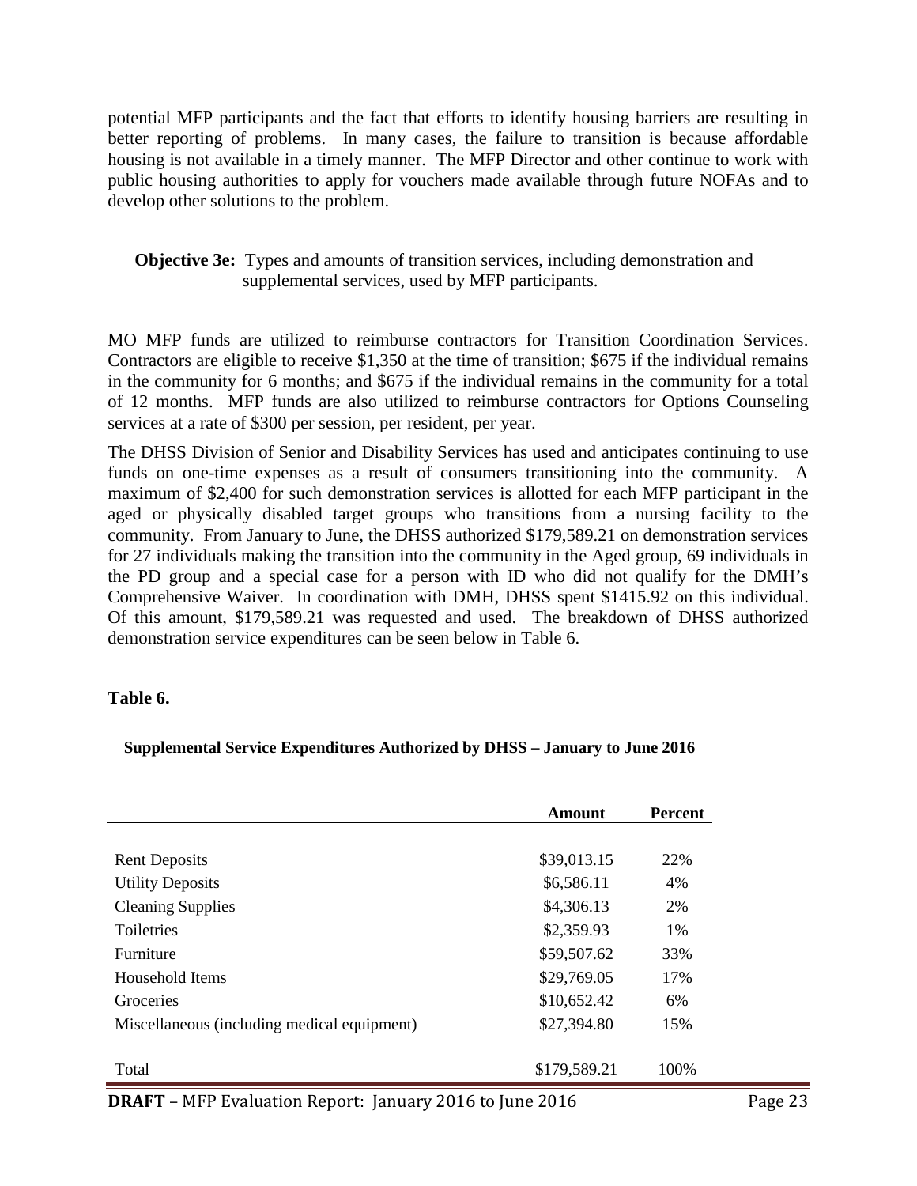potential MFP participants and the fact that efforts to identify housing barriers are resulting in better reporting of problems. In many cases, the failure to transition is because affordable housing is not available in a timely manner. The MFP Director and other continue to work with public housing authorities to apply for vouchers made available through future NOFAs and to develop other solutions to the problem.

**Objective 3e:** Types and amounts of transition services, including demonstration and supplemental services, used by MFP participants.

MO MFP funds are utilized to reimburse contractors for Transition Coordination Services. Contractors are eligible to receive $1,350 at the time of transition; $675 if the individual remains in the community for 6 months; and $675 if the individual remains in the community for a total of 12 months. MFP funds are also utilized to reimburse contractors for Options Counseling services at a rate of $300 per session, per resident, per year.

The DHSS Division of Senior and Disability Services has used and anticipates continuing to use funds on one-time expenses as a result of consumers transitioning into the community. A maximum of $2,400 for such demonstration services is allotted for each MFP participant in the aged or physically disabled target groups who transitions from a nursing facility to the community. From January to June, the DHSS authorized $179,589.21 on demonstration services for 27 individuals making the transition into the community in the Aged group, 69 individuals in the PD group and a special case for a person with ID who did not qualify for the DMH's Comprehensive Waiver. In coordination with DMH, DHSS spent $1415.92 on this individual. Of this amount, $179,589.21 was requested and used. The breakdown of DHSS authorized demonstration service expenditures can be seen below in Table 6.

**Table 6.**

**Supplemental Service Expenditures Authorized by DHSS – January to June 2016**

| | Amount | Percent |
|---|---|---|
| Rent Deposits | $39,013.15 | 22% |
| Utility Deposits | $6,586.11 | 4% |
| Cleaning Supplies | $4,306.13 | 2% |
| Toiletries | $2,359.93 | 1% |
| Furniture | $59,507.62 | 33% |
| Household Items | $29,769.05 | 17% |
| Groceries | $10,652.42 | 6% |
| Miscellaneous (including medical equipment) | $27,394.80 | 15% |
| Total | $179,589.21 | 100% |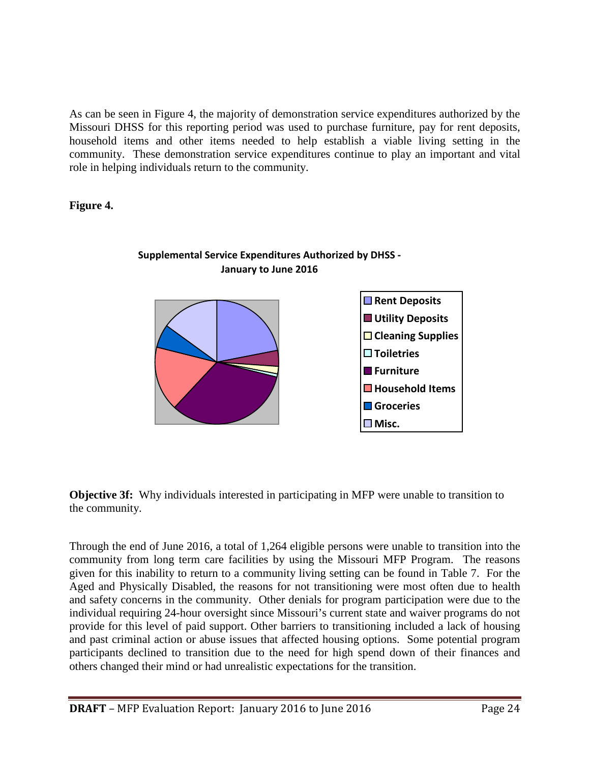As can be seen in Figure 4, the majority of demonstration service expenditures authorized by the Missouri DHSS for this reporting period was used to purchase furniture, pay for rent deposits, household items and other items needed to help establish a viable living setting in the community. These demonstration service expenditures continue to play an important and vital role in helping individuals return to the community.

**Figure 4.**

**Supplemental Service Expenditures Authorized by DHSS - January to June 2016**

- Rent Deposits
- Utility Deposits
- Cleaning Supplies
- Toiletries
- Furniture
- Household Items
- Groceries
- Misc.

**Objective 3f:** Why individuals interested in participating in MFP were unable to transition to the community.

Through the end of June 2016, a total of 1,264 eligible persons were unable to transition into the community from long term care facilities by using the Missouri MFP Program. The reasons given for this inability to return to a community living setting can be found in Table 7. For the Aged and Physically Disabled, the reasons for not transitioning were most often due to health and safety concerns in the community. Other denials for program participation were due to the individual requiring 24-hour oversight since Missouri's current state and waiver programs do not provide for this level of paid support. Other barriers to transitioning included a lack of housing and past criminal action or abuse issues that affected housing options. Some potential program participants declined to transition due to the need for high spend down of their finances and others changed their mind or had unrealistic expectations for the transition.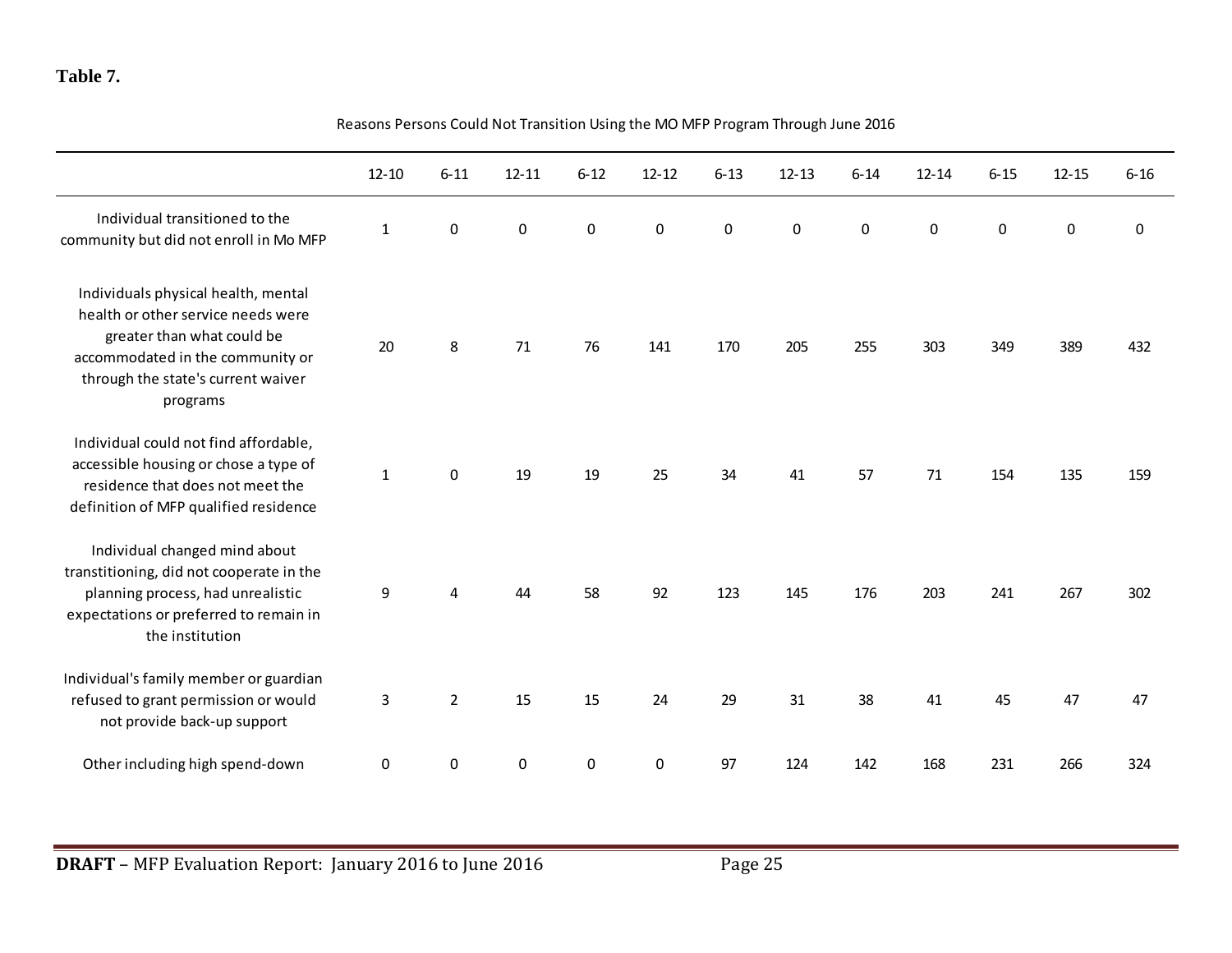**Table 7.**

Reasons Persons Could Not Transition Using the MO MFP Program Through June 2016

| | 12-10 | 6-11 | 12-11 | 6-12 | 12-12 | 6-13 | 12-13 | 6-14 | 12-14 | 6-15 | 12-15 | 6-16 |
|---|---|---|---|---|---|---|---|---|---|---|---|---|
| Individual transitioned to the community but did not enroll in Mo MFP | 1 | 0 | 0 | 0 | 0 | 0 | 0 | 0 | 0 | 0 | 0 | 0 |
| Individuals physical health, mental health or other service needs were greater than what could be accommodated in the community or through the state's current waiver programs | 20 | 8 | 71 | 76 | 141 | 170 | 205 | 255 | 303 | 349 | 389 | 432 |
| Individual could not find affordable, accessible housing or chose a type of residence that does not meet the definition of MFP qualified residence | 1 | 0 | 19 | 19 | 25 | 34 | 41 | 57 | 71 | 154 | 135 | 159 |
| Individual changed mind about transtitioning, did not cooperate in the planning process, had unrealistic expectations or preferred to remain in the institution | 9 | 4 | 44 | 58 | 92 | 123 | 145 | 176 | 203 | 241 | 267 | 302 |
| Individual's family member or guardian refused to grant permission or would not provide back-up support | 3 | 2 | 15 | 15 | 24 | 29 | 31 | 38 | 41 | 45 | 47 | 47 |
| Other including high spend-down | 0 | 0 | 0 | 0 | 0 | 97 | 124 | 142 | 168 | 231 | 266 | 324 |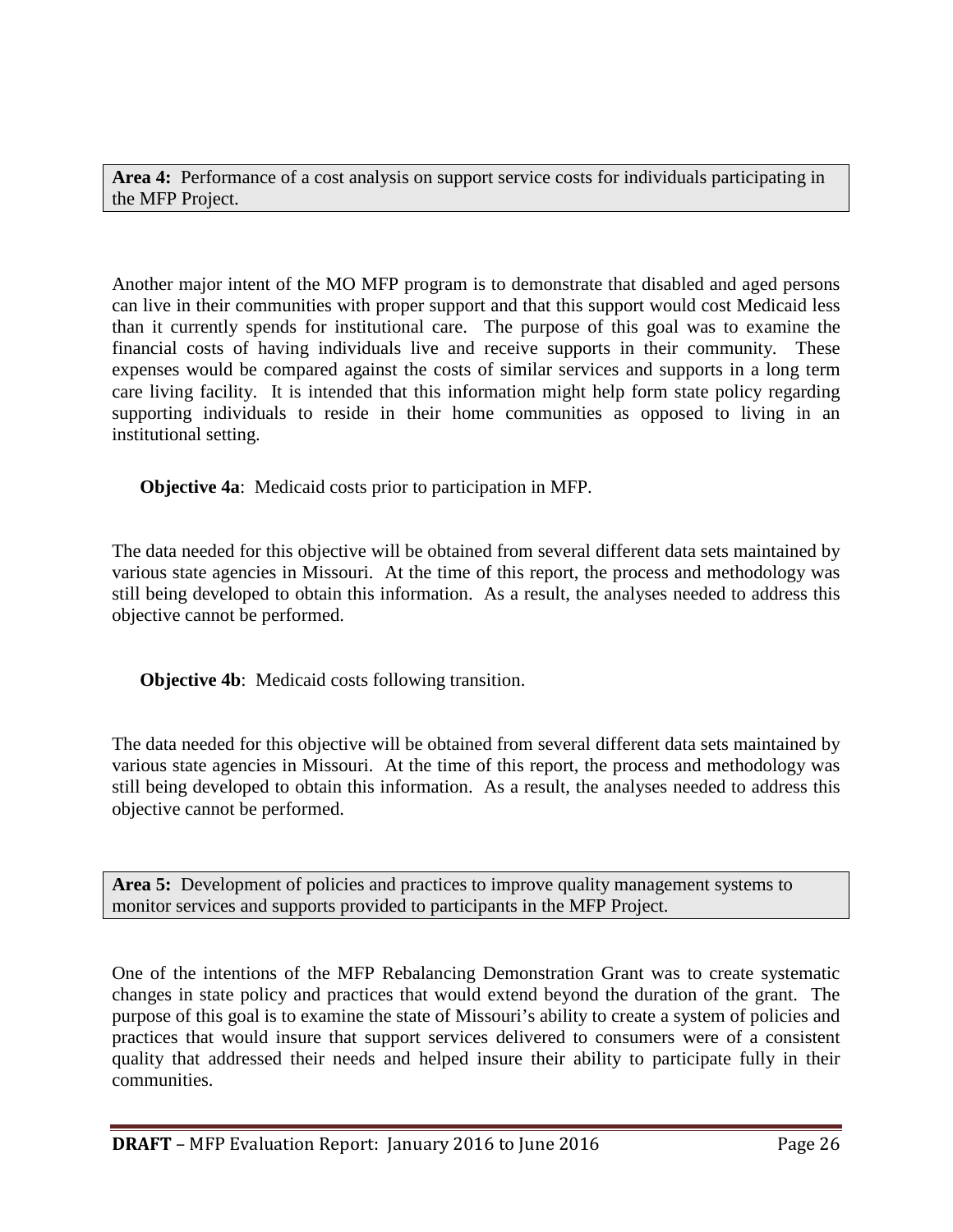**Area 4:** Performance of a cost analysis on support service costs for individuals participating in the MFP Project.

Another major intent of the MO MFP program is to demonstrate that disabled and aged persons can live in their communities with proper support and that this support would cost Medicaid less than it currently spends for institutional care. The purpose of this goal was to examine the financial costs of having individuals live and receive supports in their community. These expenses would be compared against the costs of similar services and supports in a long term care living facility. It is intended that this information might help form state policy regarding supporting individuals to reside in their home communities as opposed to living in an institutional setting.

**Objective 4a**: Medicaid costs prior to participation in MFP.

The data needed for this objective will be obtained from several different data sets maintained by various state agencies in Missouri. At the time of this report, the process and methodology was still being developed to obtain this information. As a result, the analyses needed to address this objective cannot be performed.

**Objective 4b**: Medicaid costs following transition.

The data needed for this objective will be obtained from several different data sets maintained by various state agencies in Missouri. At the time of this report, the process and methodology was still being developed to obtain this information. As a result, the analyses needed to address this objective cannot be performed.

**Area 5:** Development of policies and practices to improve quality management systems to monitor services and supports provided to participants in the MFP Project.

One of the intentions of the MFP Rebalancing Demonstration Grant was to create systematic changes in state policy and practices that would extend beyond the duration of the grant. The purpose of this goal is to examine the state of Missouri's ability to create a system of policies and practices that would insure that support services delivered to consumers were of a consistent quality that addressed their needs and helped insure their ability to participate fully in their communities.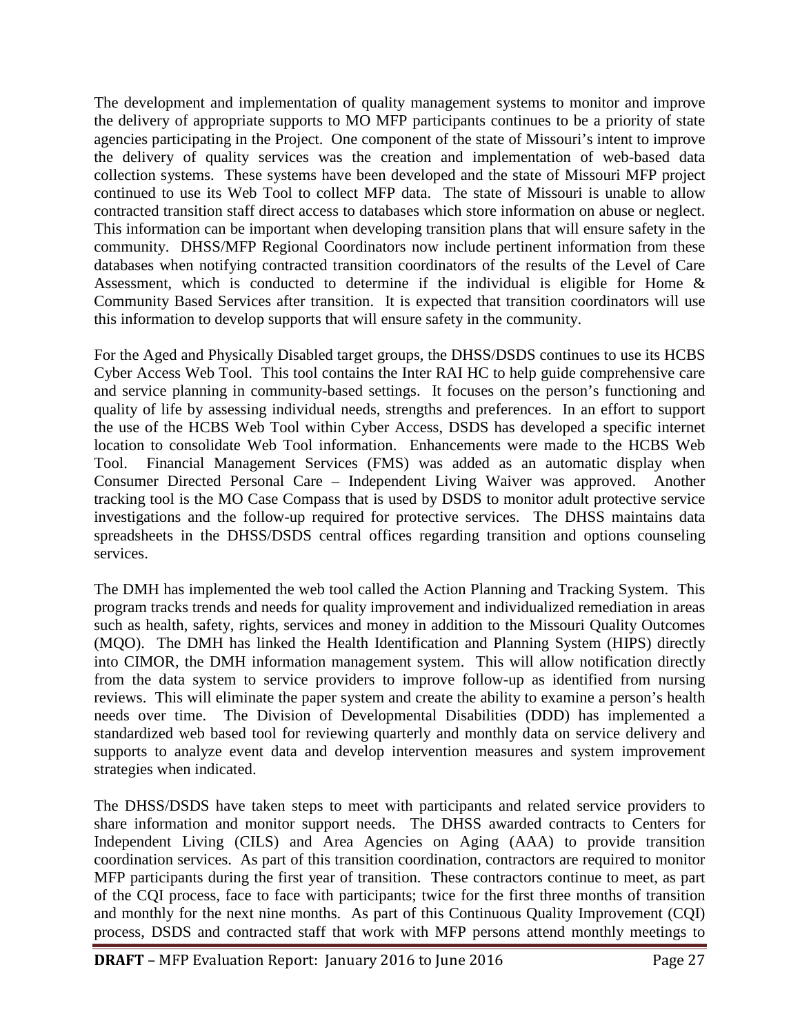The development and implementation of quality management systems to monitor and improve the delivery of appropriate supports to MO MFP participants continues to be a priority of state agencies participating in the Project. One component of the state of Missouri's intent to improve the delivery of quality services was the creation and implementation of web-based data collection systems. These systems have been developed and the state of Missouri MFP project continued to use its Web Tool to collect MFP data. The state of Missouri is unable to allow contracted transition staff direct access to databases which store information on abuse or neglect. This information can be important when developing transition plans that will ensure safety in the community. DHSS/MFP Regional Coordinators now include pertinent information from these databases when notifying contracted transition coordinators of the results of the Level of Care Assessment, which is conducted to determine if the individual is eligible for Home & Community Based Services after transition. It is expected that transition coordinators will use this information to develop supports that will ensure safety in the community.

For the Aged and Physically Disabled target groups, the DHSS/DSDS continues to use its HCBS Cyber Access Web Tool. This tool contains the Inter RAI HC to help guide comprehensive care and service planning in community-based settings. It focuses on the person's functioning and quality of life by assessing individual needs, strengths and preferences. In an effort to support the use of the HCBS Web Tool within Cyber Access, DSDS has developed a specific internet location to consolidate Web Tool information. Enhancements were made to the HCBS Web Tool. Financial Management Services (FMS) was added as an automatic display when Consumer Directed Personal Care – Independent Living Waiver was approved. Another tracking tool is the MO Case Compass that is used by DSDS to monitor adult protective service investigations and the follow-up required for protective services. The DHSS maintains data spreadsheets in the DHSS/DSDS central offices regarding transition and options counseling services.

The DMH has implemented the web tool called the Action Planning and Tracking System. This program tracks trends and needs for quality improvement and individualized remediation in areas such as health, safety, rights, services and money in addition to the Missouri Quality Outcomes (MQO). The DMH has linked the Health Identification and Planning System (HIPS) directly into CIMOR, the DMH information management system. This will allow notification directly from the data system to service providers to improve follow-up as identified from nursing reviews. This will eliminate the paper system and create the ability to examine a person's health needs over time. The Division of Developmental Disabilities (DDD) has implemented a standardized web based tool for reviewing quarterly and monthly data on service delivery and supports to analyze event data and develop intervention measures and system improvement strategies when indicated.

The DHSS/DSDS have taken steps to meet with participants and related service providers to share information and monitor support needs. The DHSS awarded contracts to Centers for Independent Living (CILS) and Area Agencies on Aging (AAA) to provide transition coordination services. As part of this transition coordination, contractors are required to monitor MFP participants during the first year of transition. These contractors continue to meet, as part of the CQI process, face to face with participants; twice for the first three months of transition and monthly for the next nine months. As part of this Continuous Quality Improvement (CQI) process, DSDS and contracted staff that work with MFP persons attend monthly meetings to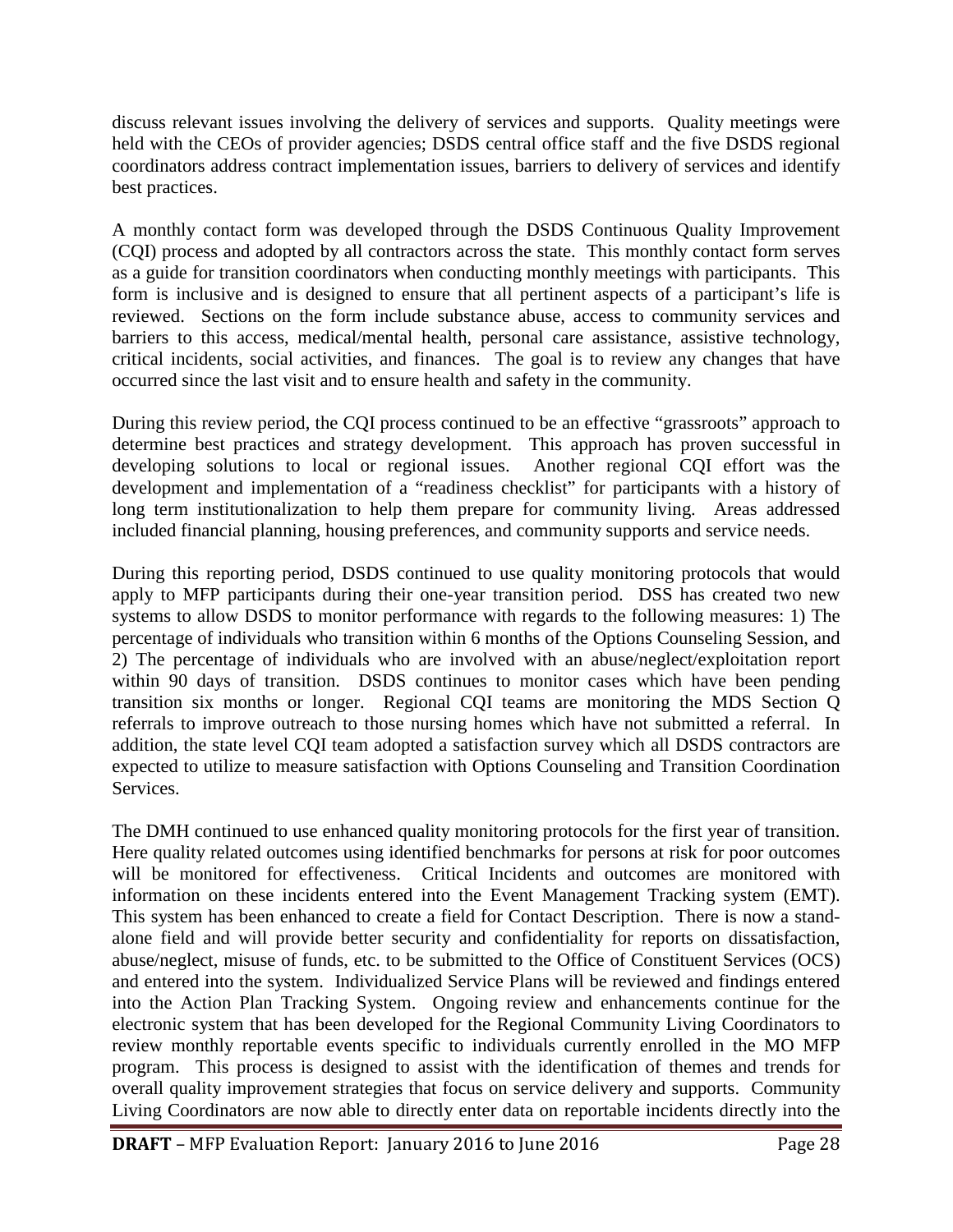discuss relevant issues involving the delivery of services and supports. Quality meetings were held with the CEOs of provider agencies; DSDS central office staff and the five DSDS regional coordinators address contract implementation issues, barriers to delivery of services and identify best practices.

A monthly contact form was developed through the DSDS Continuous Quality Improvement (CQI) process and adopted by all contractors across the state. This monthly contact form serves as a guide for transition coordinators when conducting monthly meetings with participants. This form is inclusive and is designed to ensure that all pertinent aspects of a participant's life is reviewed. Sections on the form include substance abuse, access to community services and barriers to this access, medical/mental health, personal care assistance, assistive technology, critical incidents, social activities, and finances. The goal is to review any changes that have occurred since the last visit and to ensure health and safety in the community.

During this review period, the CQI process continued to be an effective "grassroots" approach to determine best practices and strategy development. This approach has proven successful in developing solutions to local or regional issues. Another regional CQI effort was the development and implementation of a "readiness checklist" for participants with a history of long term institutionalization to help them prepare for community living. Areas addressed included financial planning, housing preferences, and community supports and service needs.

During this reporting period, DSDS continued to use quality monitoring protocols that would apply to MFP participants during their one-year transition period. DSS has created two new systems to allow DSDS to monitor performance with regards to the following measures: 1) The percentage of individuals who transition within 6 months of the Options Counseling Session, and 2) The percentage of individuals who are involved with an abuse/neglect/exploitation report within 90 days of transition. DSDS continues to monitor cases which have been pending transition six months or longer. Regional CQI teams are monitoring the MDS Section Q referrals to improve outreach to those nursing homes which have not submitted a referral. In addition, the state level CQI team adopted a satisfaction survey which all DSDS contractors are expected to utilize to measure satisfaction with Options Counseling and Transition Coordination Services.

The DMH continued to use enhanced quality monitoring protocols for the first year of transition. Here quality related outcomes using identified benchmarks for persons at risk for poor outcomes will be monitored for effectiveness. Critical Incidents and outcomes are monitored with information on these incidents entered into the Event Management Tracking system (EMT). This system has been enhanced to create a field for Contact Description. There is now a stand-alone field and will provide better security and confidentiality for reports on dissatisfaction, abuse/neglect, misuse of funds, etc. to be submitted to the Office of Constituent Services (OCS) and entered into the system. Individualized Service Plans will be reviewed and findings entered into the Action Plan Tracking System. Ongoing review and enhancements continue for the electronic system that has been developed for the Regional Community Living Coordinators to review monthly reportable events specific to individuals currently enrolled in the MO MFP program. This process is designed to assist with the identification of themes and trends for overall quality improvement strategies that focus on service delivery and supports. Community Living Coordinators are now able to directly enter data on reportable incidents directly into the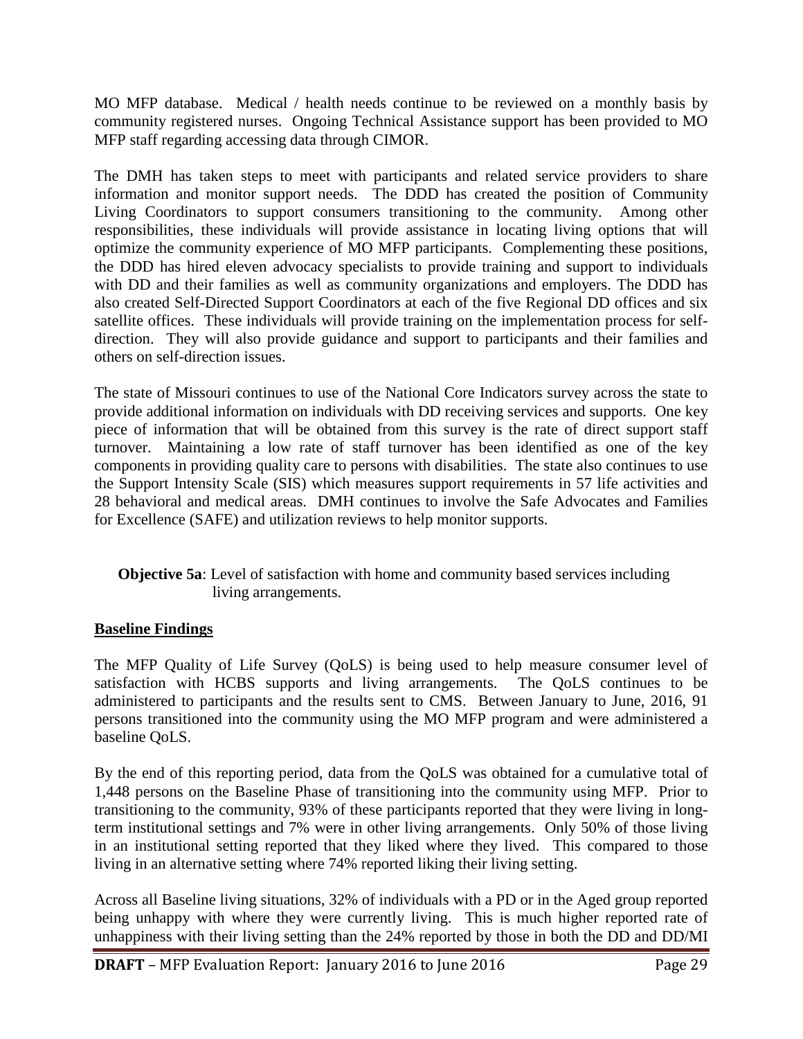MO MFP database. Medical / health needs continue to be reviewed on a monthly basis by community registered nurses. Ongoing Technical Assistance support has been provided to MO MFP staff regarding accessing data through CIMOR.

The DMH has taken steps to meet with participants and related service providers to share information and monitor support needs. The DDD has created the position of Community Living Coordinators to support consumers transitioning to the community. Among other responsibilities, these individuals will provide assistance in locating living options that will optimize the community experience of MO MFP participants. Complementing these positions, the DDD has hired eleven advocacy specialists to provide training and support to individuals with DD and their families as well as community organizations and employers. The DDD has also created Self-Directed Support Coordinators at each of the five Regional DD offices and six satellite offices. These individuals will provide training on the implementation process for self-direction. They will also provide guidance and support to participants and their families and others on self-direction issues.

The state of Missouri continues to use of the National Core Indicators survey across the state to provide additional information on individuals with DD receiving services and supports. One key piece of information that will be obtained from this survey is the rate of direct support staff turnover. Maintaining a low rate of staff turnover has been identified as one of the key components in providing quality care to persons with disabilities. The state also continues to use the Support Intensity Scale (SIS) which measures support requirements in 57 life activities and 28 behavioral and medical areas. DMH continues to involve the Safe Advocates and Families for Excellence (SAFE) and utilization reviews to help monitor supports.

**Objective 5a**: Level of satisfaction with home and community based services including living arrangements.

**Baseline Findings**

The MFP Quality of Life Survey (QoLS) is being used to help measure consumer level of satisfaction with HCBS supports and living arrangements. The QoLS continues to be administered to participants and the results sent to CMS. Between January to June, 2016, 91 persons transitioned into the community using the MO MFP program and were administered a baseline QoLS.

By the end of this reporting period, data from the QoLS was obtained for a cumulative total of 1,448 persons on the Baseline Phase of transitioning into the community using MFP. Prior to transitioning to the community, 93% of these participants reported that they were living in long-term institutional settings and 7% were in other living arrangements. Only 50% of those living in an institutional setting reported that they liked where they lived. This compared to those living in an alternative setting where 74% reported liking their living setting.

Across all Baseline living situations, 32% of individuals with a PD or in the Aged group reported being unhappy with where they were currently living. This is much higher reported rate of unhappiness with their living setting than the 24% reported by those in both the DD and DD/MI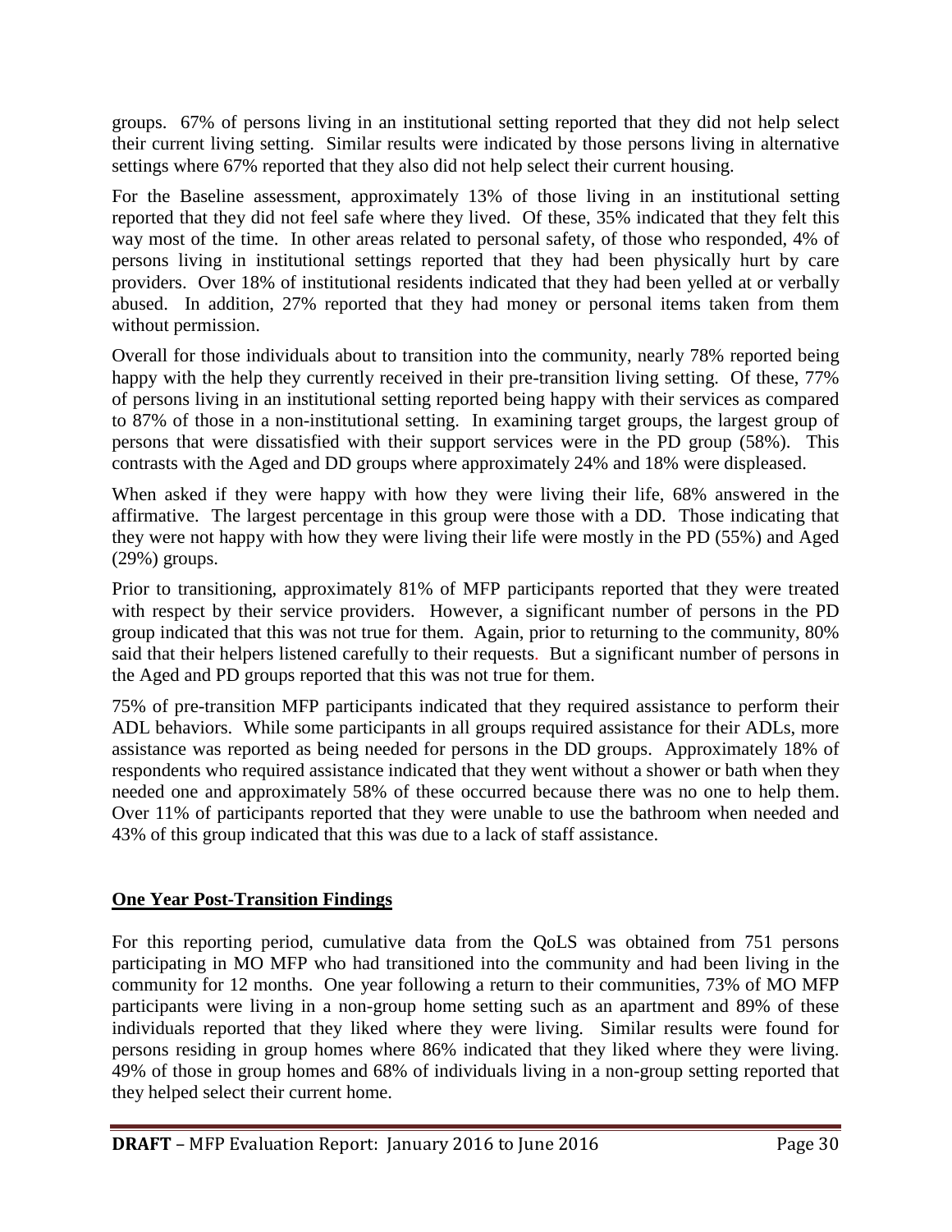groups. 67% of persons living in an institutional setting reported that they did not help select their current living setting. Similar results were indicated by those persons living in alternative settings where 67% reported that they also did not help select their current housing.

For the Baseline assessment, approximately 13% of those living in an institutional setting reported that they did not feel safe where they lived. Of these, 35% indicated that they felt this way most of the time. In other areas related to personal safety, of those who responded, 4% of persons living in institutional settings reported that they had been physically hurt by care providers. Over 18% of institutional residents indicated that they had been yelled at or verbally abused. In addition, 27% reported that they had money or personal items taken from them without permission.

Overall for those individuals about to transition into the community, nearly 78% reported being happy with the help they currently received in their pre-transition living setting. Of these, 77% of persons living in an institutional setting reported being happy with their services as compared to 87% of those in a non-institutional setting. In examining target groups, the largest group of persons that were dissatisfied with their support services were in the PD group (58%). This contrasts with the Aged and DD groups where approximately 24% and 18% were displeased.

When asked if they were happy with how they were living their life, 68% answered in the affirmative. The largest percentage in this group were those with a DD. Those indicating that they were not happy with how they were living their life were mostly in the PD (55%) and Aged (29%) groups.

Prior to transitioning, approximately 81% of MFP participants reported that they were treated with respect by their service providers. However, a significant number of persons in the PD group indicated that this was not true for them. Again, prior to returning to the community, 80% said that their helpers listened carefully to their requests. But a significant number of persons in the Aged and PD groups reported that this was not true for them.

75% of pre-transition MFP participants indicated that they required assistance to perform their ADL behaviors. While some participants in all groups required assistance for their ADLs, more assistance was reported as being needed for persons in the DD groups. Approximately 18% of respondents who required assistance indicated that they went without a shower or bath when they needed one and approximately 58% of these occurred because there was no one to help them. Over 11% of participants reported that they were unable to use the bathroom when needed and 43% of this group indicated that this was due to a lack of staff assistance.

## One Year Post-Transition Findings

For this reporting period, cumulative data from the QoLS was obtained from 751 persons participating in MO MFP who had transitioned into the community and had been living in the community for 12 months. One year following a return to their communities, 73% of MO MFP participants were living in a non-group home setting such as an apartment and 89% of these individuals reported that they liked where they were living. Similar results were found for persons residing in group homes where 86% indicated that they liked where they were living. 49% of those in group homes and 68% of individuals living in a non-group setting reported that they helped select their current home.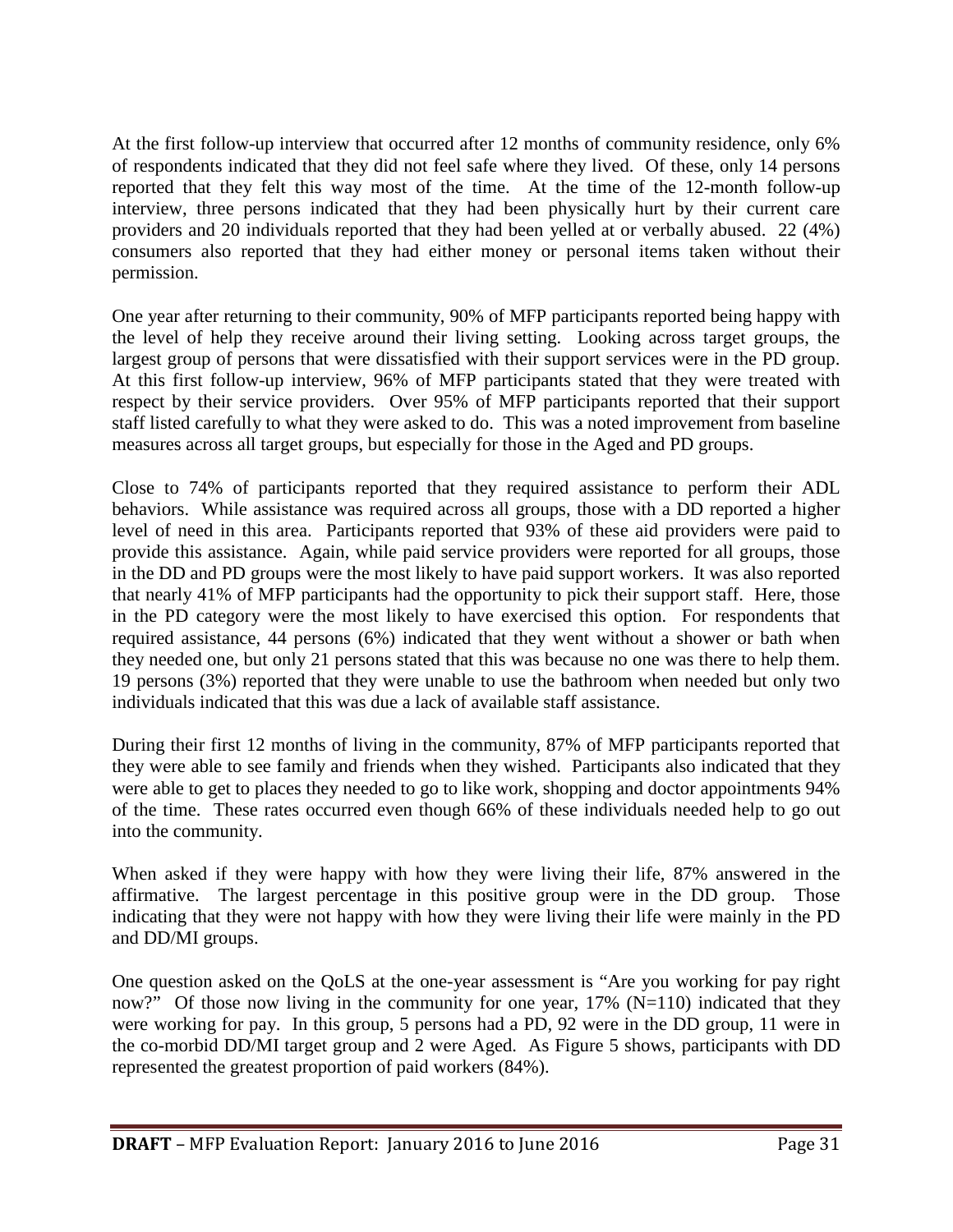At the first follow-up interview that occurred after 12 months of community residence, only 6% of respondents indicated that they did not feel safe where they lived. Of these, only 14 persons reported that they felt this way most of the time. At the time of the 12-month follow-up interview, three persons indicated that they had been physically hurt by their current care providers and 20 individuals reported that they had been yelled at or verbally abused. 22 (4%) consumers also reported that they had either money or personal items taken without their permission.

One year after returning to their community, 90% of MFP participants reported being happy with the level of help they receive around their living setting. Looking across target groups, the largest group of persons that were dissatisfied with their support services were in the PD group. At this first follow-up interview, 96% of MFP participants stated that they were treated with respect by their service providers. Over 95% of MFP participants reported that their support staff listed carefully to what they were asked to do. This was a noted improvement from baseline measures across all target groups, but especially for those in the Aged and PD groups.

Close to 74% of participants reported that they required assistance to perform their ADL behaviors. While assistance was required across all groups, those with a DD reported a higher level of need in this area. Participants reported that 93% of these aid providers were paid to provide this assistance. Again, while paid service providers were reported for all groups, those in the DD and PD groups were the most likely to have paid support workers. It was also reported that nearly 41% of MFP participants had the opportunity to pick their support staff. Here, those in the PD category were the most likely to have exercised this option. For respondents that required assistance, 44 persons (6%) indicated that they went without a shower or bath when they needed one, but only 21 persons stated that this was because no one was there to help them. 19 persons (3%) reported that they were unable to use the bathroom when needed but only two individuals indicated that this was due a lack of available staff assistance.

During their first 12 months of living in the community, 87% of MFP participants reported that they were able to see family and friends when they wished. Participants also indicated that they were able to get to places they needed to go to like work, shopping and doctor appointments 94% of the time. These rates occurred even though 66% of these individuals needed help to go out into the community.

When asked if they were happy with how they were living their life, 87% answered in the affirmative. The largest percentage in this positive group were in the DD group. Those indicating that they were not happy with how they were living their life were mainly in the PD and DD/MI groups.

One question asked on the QoLS at the one-year assessment is "Are you working for pay right now?" Of those now living in the community for one year, 17% (N=110) indicated that they were working for pay. In this group, 5 persons had a PD, 92 were in the DD group, 11 were in the co-morbid DD/MI target group and 2 were Aged. As Figure 5 shows, participants with DD represented the greatest proportion of paid workers (84%).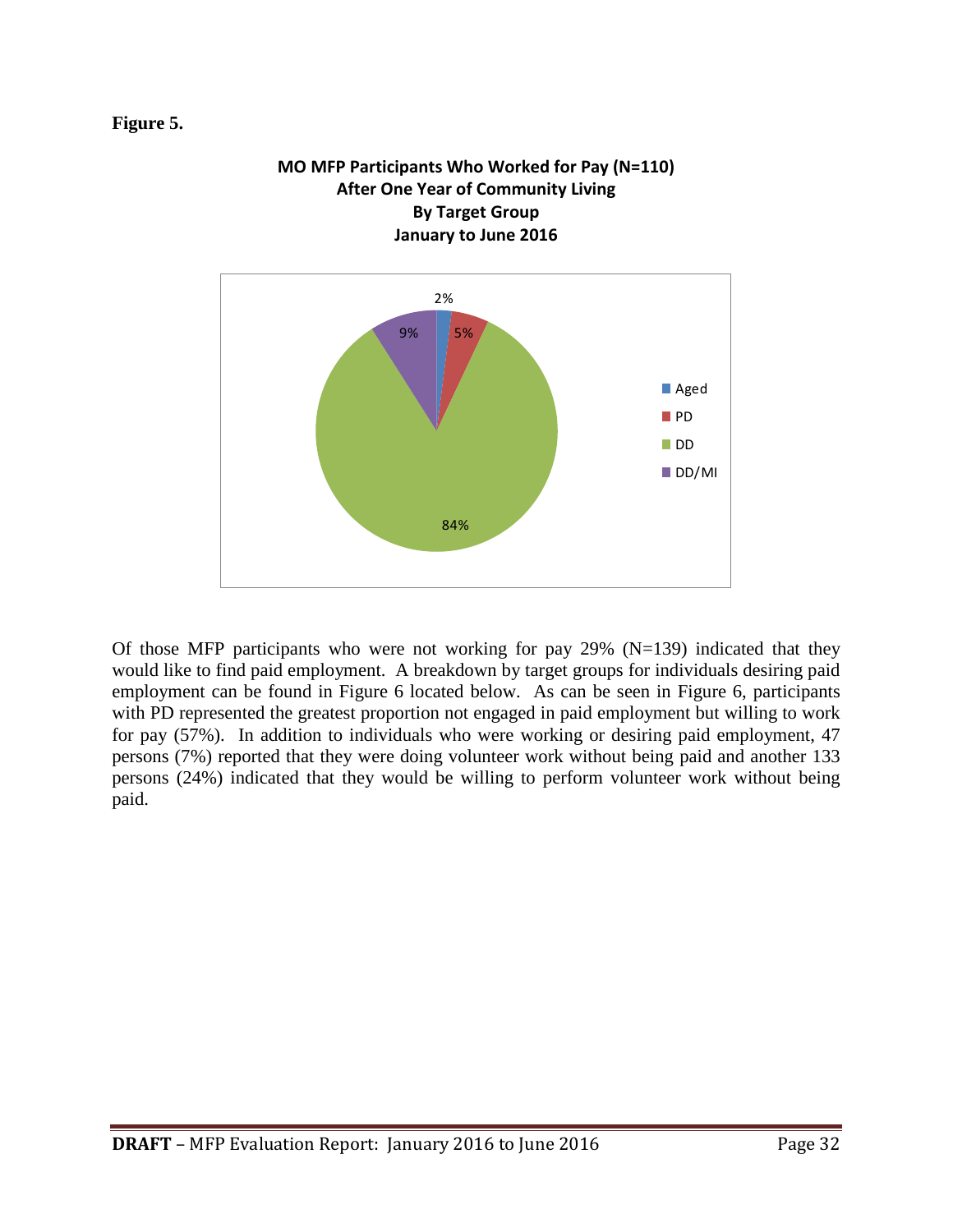**Figure 5.**

**MO MFP Participants Who Worked for Pay (N=110)**
**After One Year of Community Living**
**By Target Group**
**January to June 2016**

| Target Group | Percent |
|---|---|
| Aged | 2% |
| PD | 5% |
| DD | 84% |
| DD/MI | 9% |

Of those MFP participants who were not working for pay 29% (N=139) indicated that they would like to find paid employment. A breakdown by target groups for individuals desiring paid employment can be found in Figure 6 located below. As can be seen in Figure 6, participants with PD represented the greatest proportion not engaged in paid employment but willing to work for pay (57%). In addition to individuals who were working or desiring paid employment, 47 persons (7%) reported that they were doing volunteer work without being paid and another 133 persons (24%) indicated that they would be willing to perform volunteer work without being paid.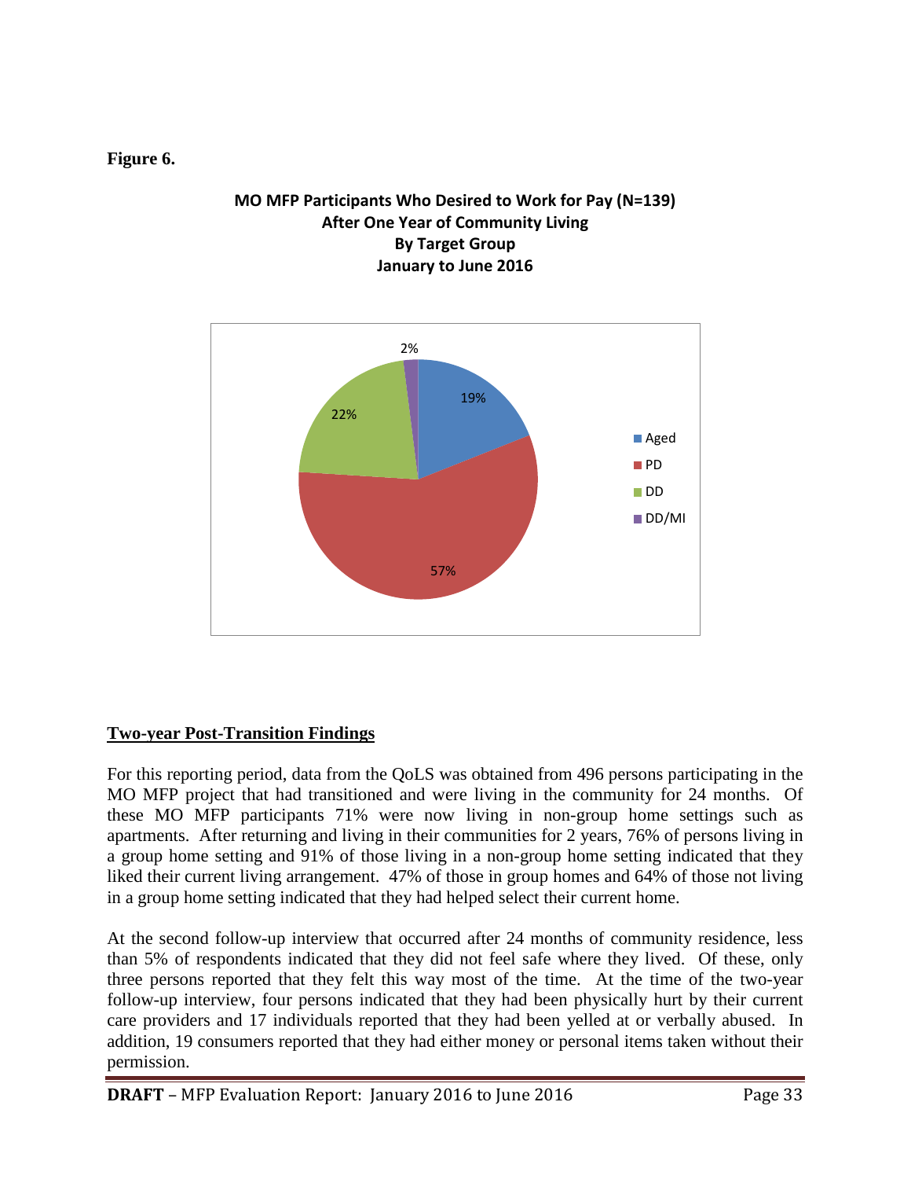**Figure 6.**

**MO MFP Participants Who Desired to Work for Pay (N=139)**
**After One Year of Community Living**
**By Target Group**
**January to June 2016**

| Target Group | Percent |
|---|---|
| Aged | 19% |
| PD | 57% |
| DD | 22% |
| DD/MI | 2% |

## Two-year Post-Transition Findings

For this reporting period, data from the QoLS was obtained from 496 persons participating in the MO MFP project that had transitioned and were living in the community for 24 months. Of these MO MFP participants 71% were now living in non-group home settings such as apartments. After returning and living in their communities for 2 years, 76% of persons living in a group home setting and 91% of those living in a non-group home setting indicated that they liked their current living arrangement. 47% of those in group homes and 64% of those not living in a group home setting indicated that they had helped select their current home.

At the second follow-up interview that occurred after 24 months of community residence, less than 5% of respondents indicated that they did not feel safe where they lived. Of these, only three persons reported that they felt this way most of the time. At the time of the two-year follow-up interview, four persons indicated that they had been physically hurt by their current care providers and 17 individuals reported that they had been yelled at or verbally abused. In addition, 19 consumers reported that they had either money or personal items taken without their permission.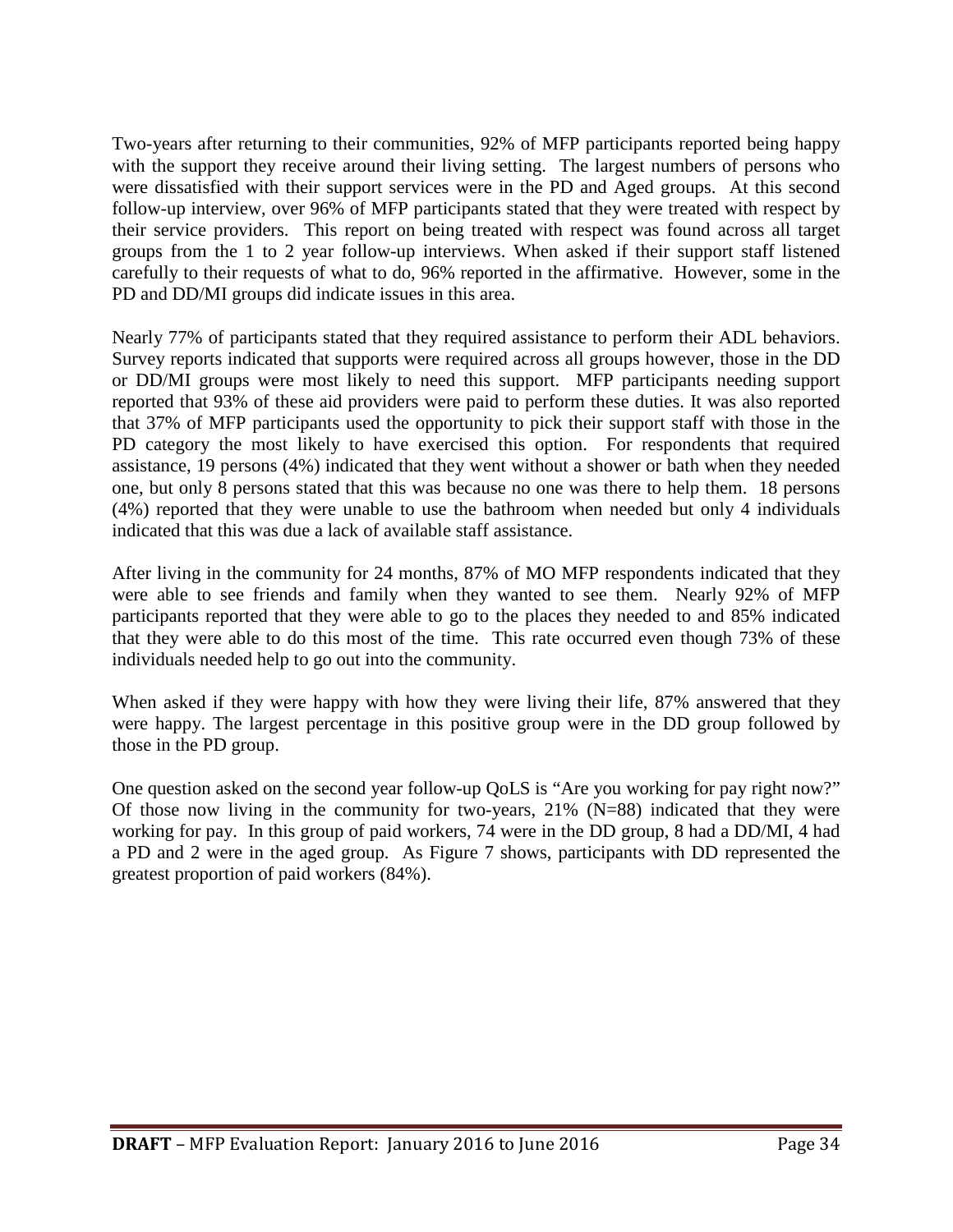Two-years after returning to their communities, 92% of MFP participants reported being happy with the support they receive around their living setting. The largest numbers of persons who were dissatisfied with their support services were in the PD and Aged groups. At this second follow-up interview, over 96% of MFP participants stated that they were treated with respect by their service providers. This report on being treated with respect was found across all target groups from the 1 to 2 year follow-up interviews. When asked if their support staff listened carefully to their requests of what to do, 96% reported in the affirmative. However, some in the PD and DD/MI groups did indicate issues in this area.

Nearly 77% of participants stated that they required assistance to perform their ADL behaviors. Survey reports indicated that supports were required across all groups however, those in the DD or DD/MI groups were most likely to need this support. MFP participants needing support reported that 93% of these aid providers were paid to perform these duties. It was also reported that 37% of MFP participants used the opportunity to pick their support staff with those in the PD category the most likely to have exercised this option. For respondents that required assistance, 19 persons (4%) indicated that they went without a shower or bath when they needed one, but only 8 persons stated that this was because no one was there to help them. 18 persons (4%) reported that they were unable to use the bathroom when needed but only 4 individuals indicated that this was due a lack of available staff assistance.

After living in the community for 24 months, 87% of MO MFP respondents indicated that they were able to see friends and family when they wanted to see them. Nearly 92% of MFP participants reported that they were able to go to the places they needed to and 85% indicated that they were able to do this most of the time. This rate occurred even though 73% of these individuals needed help to go out into the community.

When asked if they were happy with how they were living their life, 87% answered that they were happy. The largest percentage in this positive group were in the DD group followed by those in the PD group.

One question asked on the second year follow-up QoLS is "Are you working for pay right now?" Of those now living in the community for two-years, 21% (N=88) indicated that they were working for pay. In this group of paid workers, 74 were in the DD group, 8 had a DD/MI, 4 had a PD and 2 were in the aged group. As Figure 7 shows, participants with DD represented the greatest proportion of paid workers (84%).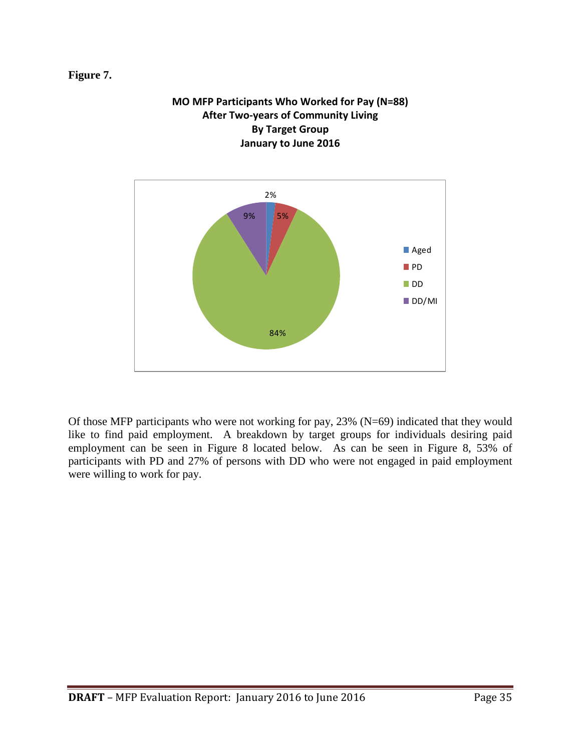**Figure 7.**

**MO MFP Participants Who Worked for Pay (N=88)**
**After Two-years of Community Living**
**By Target Group**
**January to June 2016**

| Target Group | Percent |
|---|---|
| Aged | 2% |
| PD | 5% |
| DD | 84% |
| DD/MI | 9% |

Of those MFP participants who were not working for pay, 23% (N=69) indicated that they would like to find paid employment. A breakdown by target groups for individuals desiring paid employment can be seen in Figure 8 located below. As can be seen in Figure 8, 53% of participants with PD and 27% of persons with DD who were not engaged in paid employment were willing to work for pay.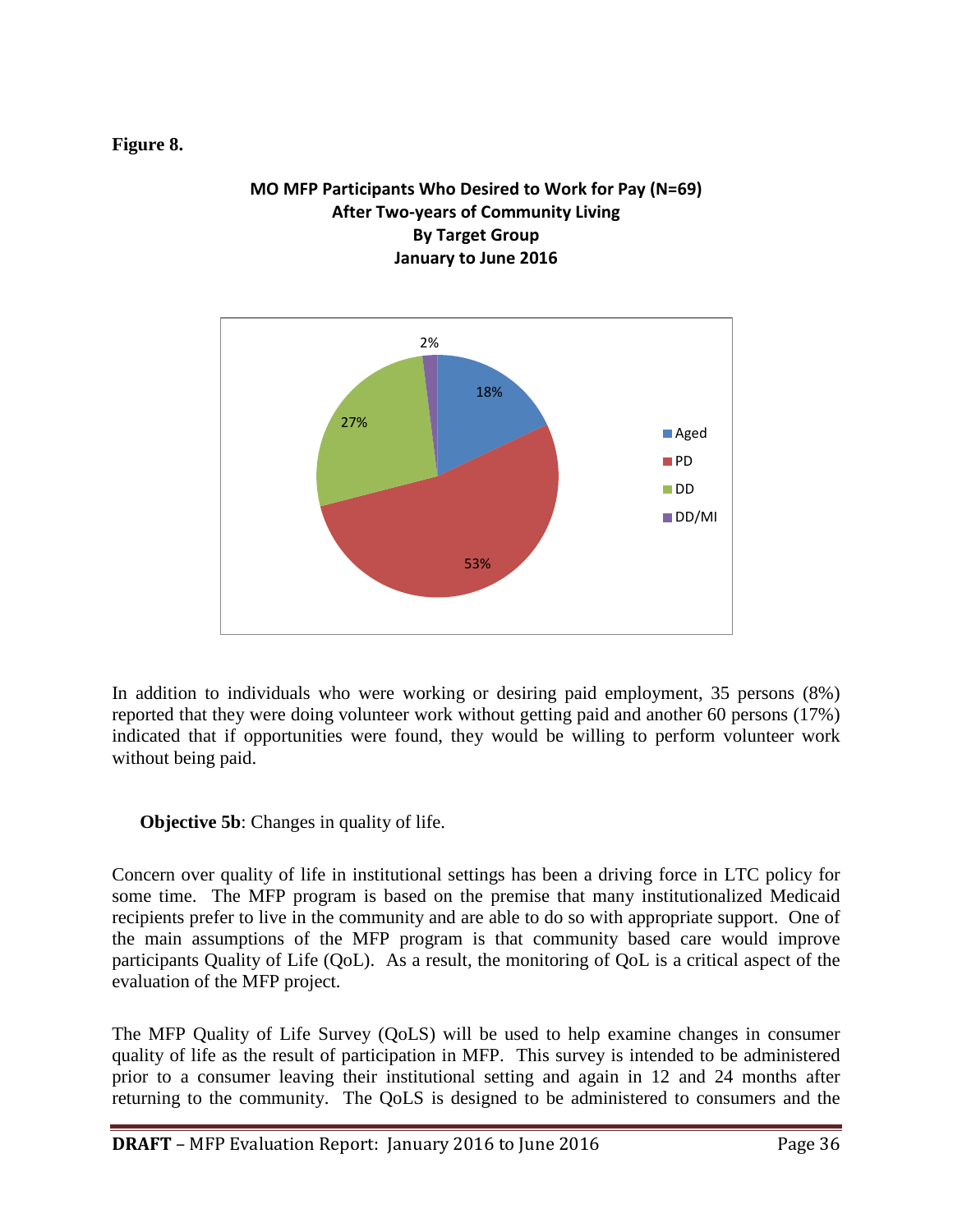**Figure 8.**

**MO MFP Participants Who Desired to Work for Pay (N=69) After Two-years of Community Living By Target Group January to June 2016**

| Target Group | Percent |
|---|---|
| Aged | 18% |
| PD | 53% |
| DD | 27% |
| DD/MI | 2% |

In addition to individuals who were working or desiring paid employment, 35 persons (8%) reported that they were doing volunteer work without getting paid and another 60 persons (17%) indicated that if opportunities were found, they would be willing to perform volunteer work without being paid.

**Objective 5b**: Changes in quality of life.

Concern over quality of life in institutional settings has been a driving force in LTC policy for some time. The MFP program is based on the premise that many institutionalized Medicaid recipients prefer to live in the community and are able to do so with appropriate support. One of the main assumptions of the MFP program is that community based care would improve participants Quality of Life (QoL). As a result, the monitoring of QoL is a critical aspect of the evaluation of the MFP project.

The MFP Quality of Life Survey (QoLS) will be used to help examine changes in consumer quality of life as the result of participation in MFP. This survey is intended to be administered prior to a consumer leaving their institutional setting and again in 12 and 24 months after returning to the community. The QoLS is designed to be administered to consumers and the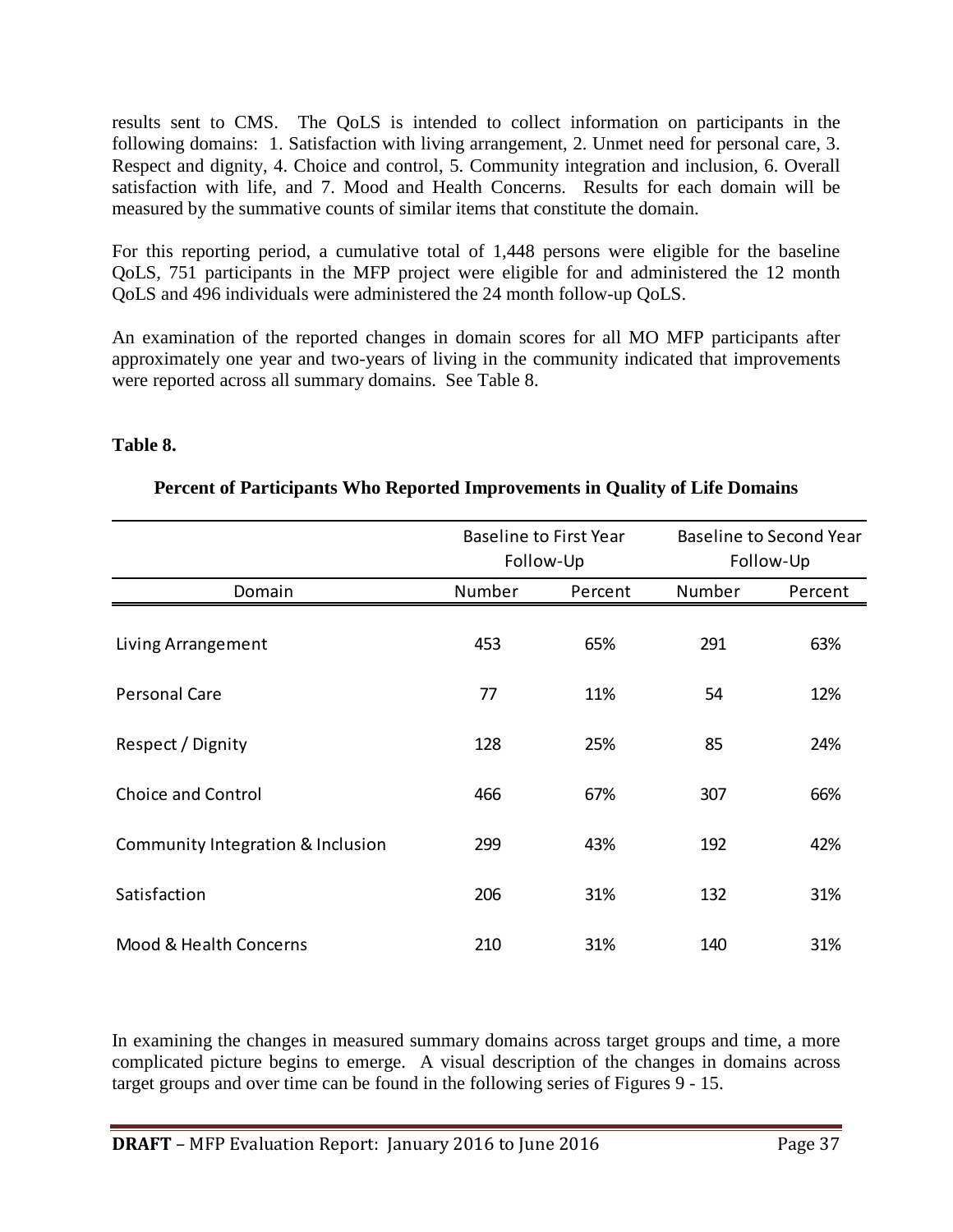results sent to CMS. The QoLS is intended to collect information on participants in the following domains: 1. Satisfaction with living arrangement, 2. Unmet need for personal care, 3. Respect and dignity, 4. Choice and control, 5. Community integration and inclusion, 6. Overall satisfaction with life, and 7. Mood and Health Concerns. Results for each domain will be measured by the summative counts of similar items that constitute the domain.

For this reporting period, a cumulative total of 1,448 persons were eligible for the baseline QoLS, 751 participants in the MFP project were eligible for and administered the 12 month QoLS and 496 individuals were administered the 24 month follow-up QoLS.

An examination of the reported changes in domain scores for all MO MFP participants after approximately one year and two-years of living in the community indicated that improvements were reported across all summary domains. See Table 8.

**Table 8.**

**Percent of Participants Who Reported Improvements in Quality of Life Domains**

| | Baseline to First Year Follow-Up | | Baseline to Second Year Follow-Up | |
|---|---|---|---|---|
| Domain | Number | Percent | Number | Percent |
| Living Arrangement | 453 | 65% | 291 | 63% |
| Personal Care | 77 | 11% | 54 | 12% |
| Respect / Dignity | 128 | 25% | 85 | 24% |
| Choice and Control | 466 | 67% | 307 | 66% |
| Community Integration & Inclusion | 299 | 43% | 192 | 42% |
| Satisfaction | 206 | 31% | 132 | 31% |
| Mood & Health Concerns | 210 | 31% | 140 | 31% |

In examining the changes in measured summary domains across target groups and time, a more complicated picture begins to emerge. A visual description of the changes in domains across target groups and over time can be found in the following series of Figures 9 - 15.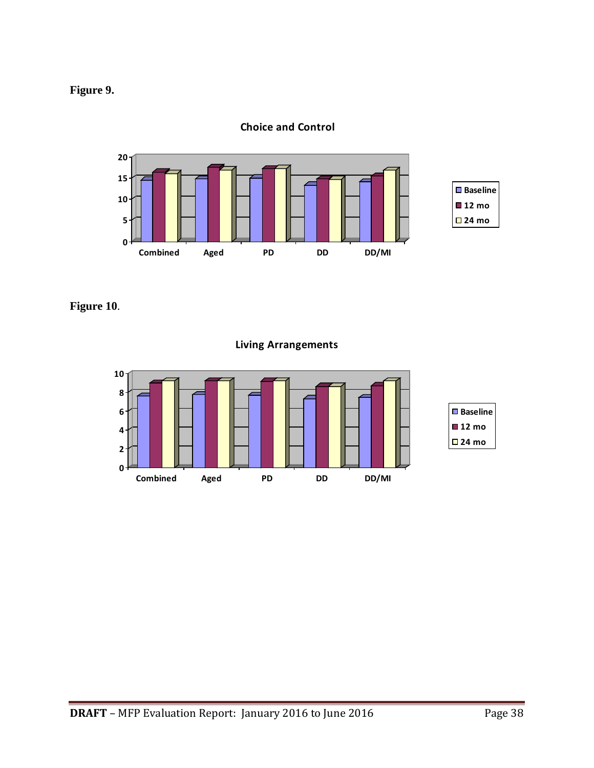**Figure 9.**

**Choice and Control**

**Figure 10**.

**Living Arrangements**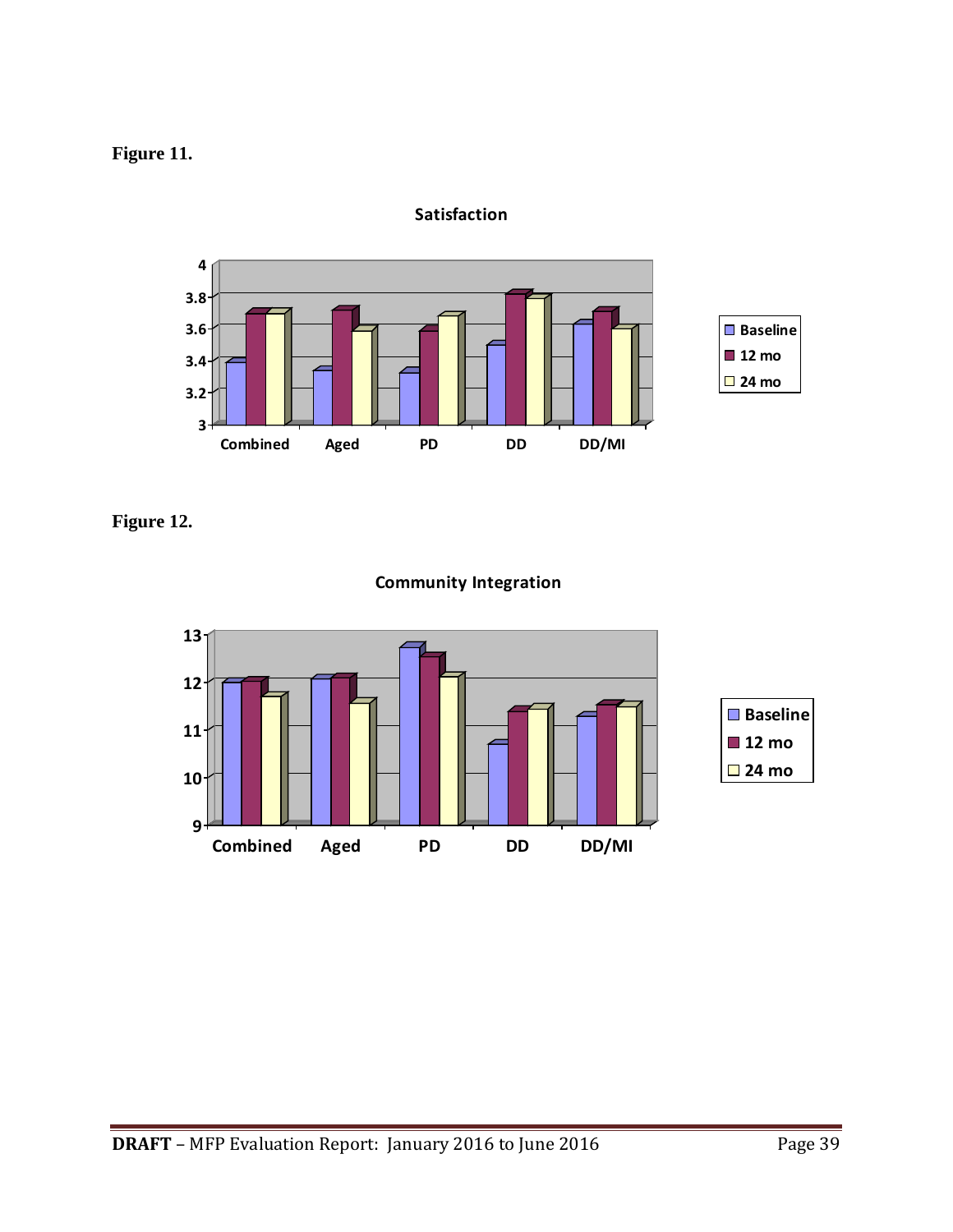**Figure 11.**

**Satisfaction**

**Figure 12.**

**Community Integration**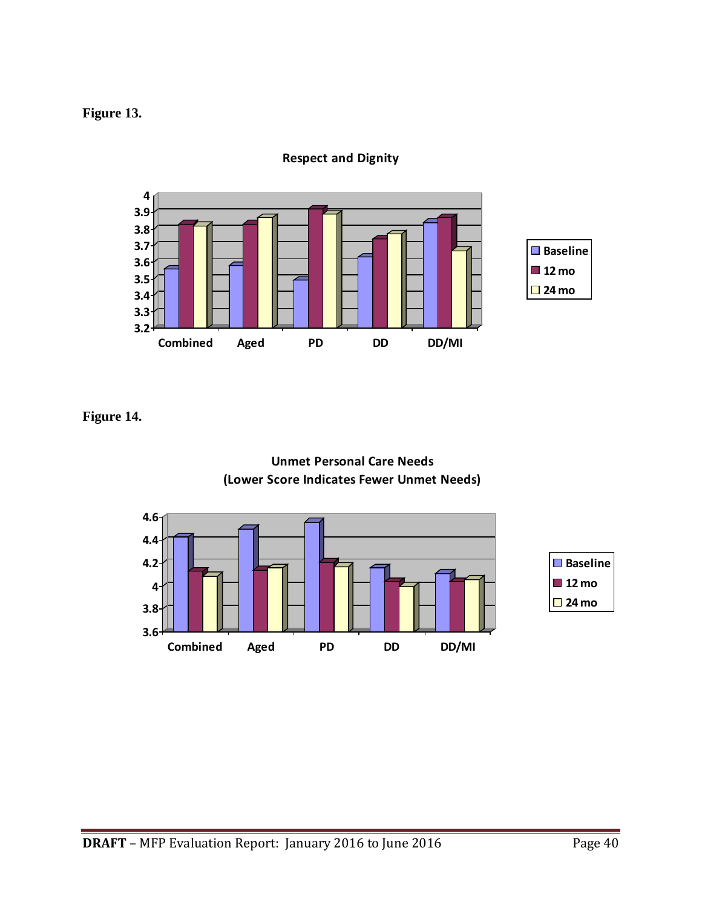**Figure 13.**

**Respect and Dignity**

**Figure 14.**

**Unmet Personal Care Needs (Lower Score Indicates Fewer Unmet Needs)**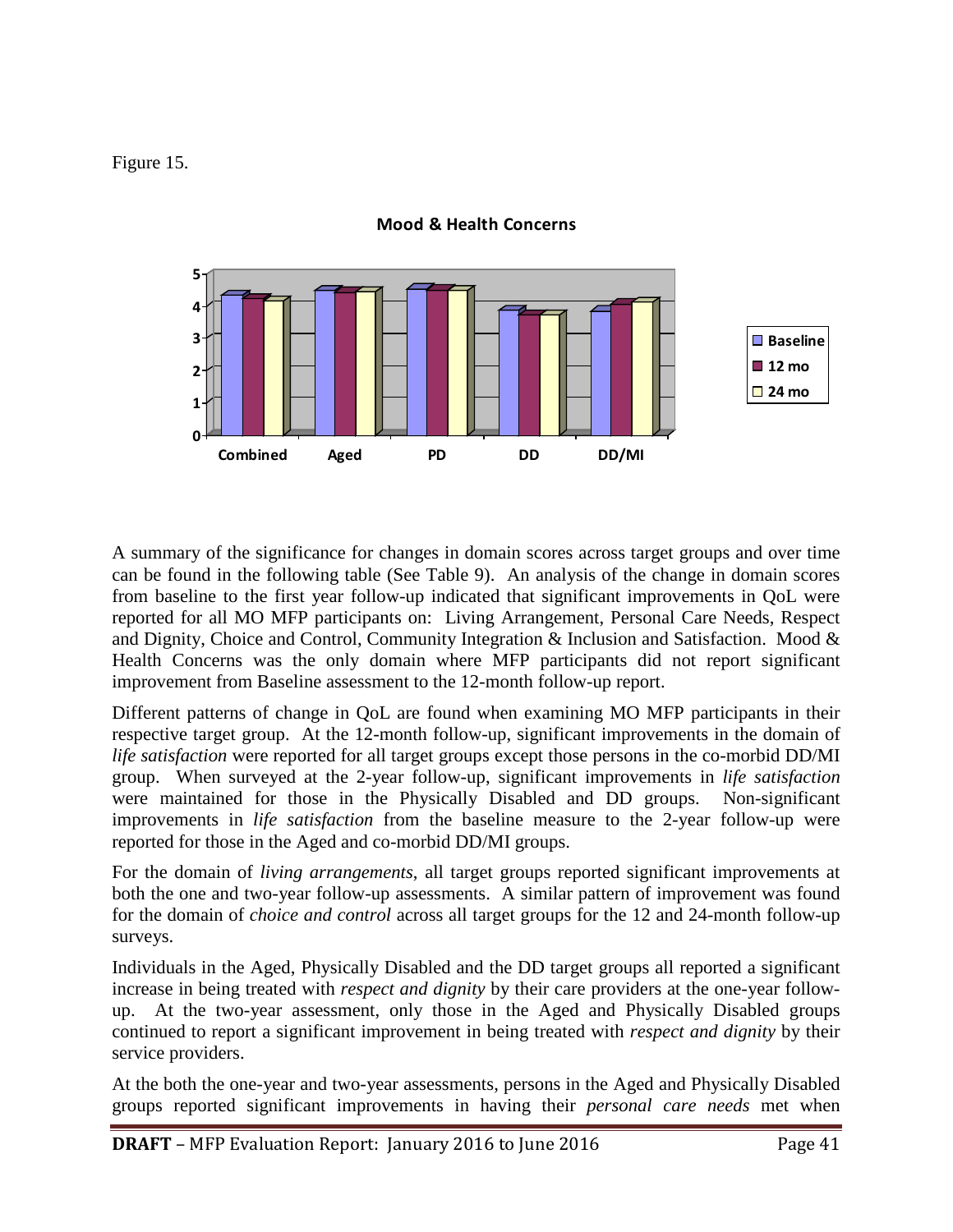Figure 15.

**Mood & Health Concerns**

A summary of the significance for changes in domain scores across target groups and over time can be found in the following table (See Table 9). An analysis of the change in domain scores from baseline to the first year follow-up indicated that significant improvements in QoL were reported for all MO MFP participants on: Living Arrangement, Personal Care Needs, Respect and Dignity, Choice and Control, Community Integration & Inclusion and Satisfaction. Mood & Health Concerns was the only domain where MFP participants did not report significant improvement from Baseline assessment to the 12-month follow-up report.

Different patterns of change in QoL are found when examining MO MFP participants in their respective target group. At the 12-month follow-up, significant improvements in the domain of *life satisfaction* were reported for all target groups except those persons in the co-morbid DD/MI group. When surveyed at the 2-year follow-up, significant improvements in *life satisfaction* were maintained for those in the Physically Disabled and DD groups. Non-significant improvements in *life satisfaction* from the baseline measure to the 2-year follow-up were reported for those in the Aged and co-morbid DD/MI groups.

For the domain of *living arrangements*, all target groups reported significant improvements at both the one and two-year follow-up assessments. A similar pattern of improvement was found for the domain of *choice and control* across all target groups for the 12 and 24-month follow-up surveys.

Individuals in the Aged, Physically Disabled and the DD target groups all reported a significant increase in being treated with *respect and dignity* by their care providers at the one-year follow-up. At the two-year assessment, only those in the Aged and Physically Disabled groups continued to report a significant improvement in being treated with *respect and dignity* by their service providers.

At the both the one-year and two-year assessments, persons in the Aged and Physically Disabled groups reported significant improvements in having their *personal care needs* met when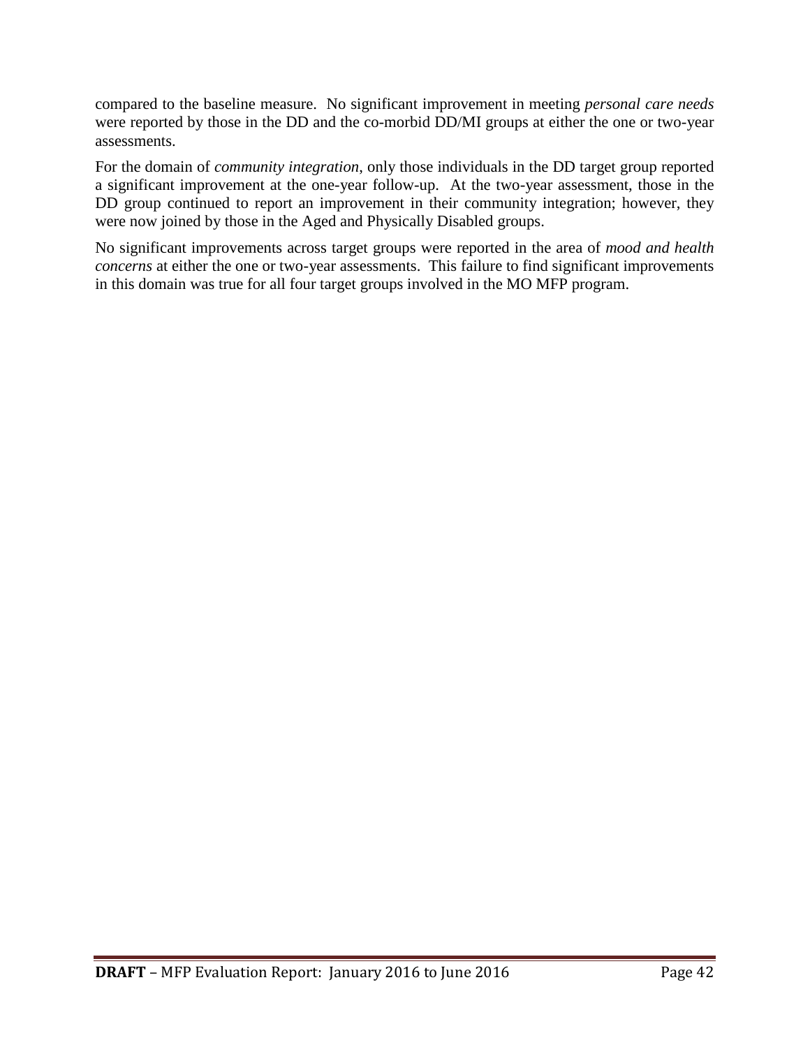compared to the baseline measure. No significant improvement in meeting *personal care needs* were reported by those in the DD and the co-morbid DD/MI groups at either the one or two-year assessments.

For the domain of *community integration*, only those individuals in the DD target group reported a significant improvement at the one-year follow-up. At the two-year assessment, those in the DD group continued to report an improvement in their community integration; however, they were now joined by those in the Aged and Physically Disabled groups.

No significant improvements across target groups were reported in the area of *mood and health concerns* at either the one or two-year assessments. This failure to find significant improvements in this domain was true for all four target groups involved in the MO MFP program.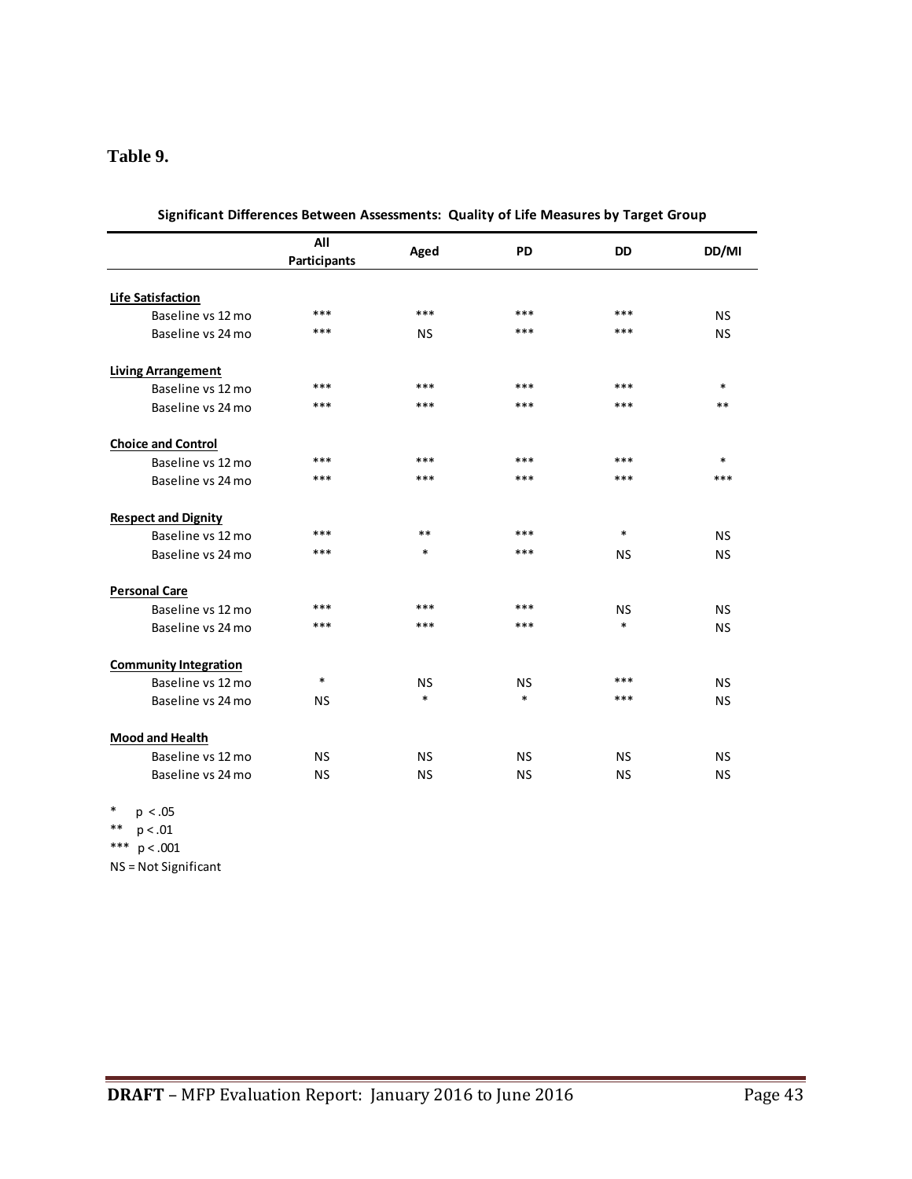**Table 9.**

**Significant Differences Between Assessments: Quality of Life Measures by Target Group**

| | All Participants | Aged | PD | DD | DD/MI |
|---|---|---|---|---|---|
| **Life Satisfaction** | | | | | |
| Baseline vs 12 mo | *** | *** | *** | *** | NS |
| Baseline vs 24 mo | *** | NS | *** | *** | NS |
| **Living Arrangement** | | | | | |
| Baseline vs 12 mo | *** | *** | *** | *** | * |
| Baseline vs 24 mo | *** | *** | *** | *** | ** |
| **Choice and Control** | | | | | |
| Baseline vs 12 mo | *** | *** | *** | *** | * |
| Baseline vs 24 mo | *** | *** | *** | *** | *** |
| **Respect and Dignity** | | | | | |
| Baseline vs 12 mo | *** | ** | *** | * | NS |
| Baseline vs 24 mo | *** | * | *** | NS | NS |
| **Personal Care** | | | | | |
| Baseline vs 12 mo | *** | *** | *** | NS | NS |
| Baseline vs 24 mo | *** | *** | *** | * | NS |
| **Community Integration** | | | | | |
| Baseline vs 12 mo | * | NS | NS | *** | NS |
| Baseline vs 24 mo | NS | * | * | *** | NS |
| **Mood and Health** | | | | | |
| Baseline vs 12 mo | NS | NS | NS | NS | NS |
| Baseline vs 24 mo | NS | NS | NS | NS | NS |

\* $p < .05$
\*\* $p < .01$
\*\*\* $p < .001$
NS = Not Significant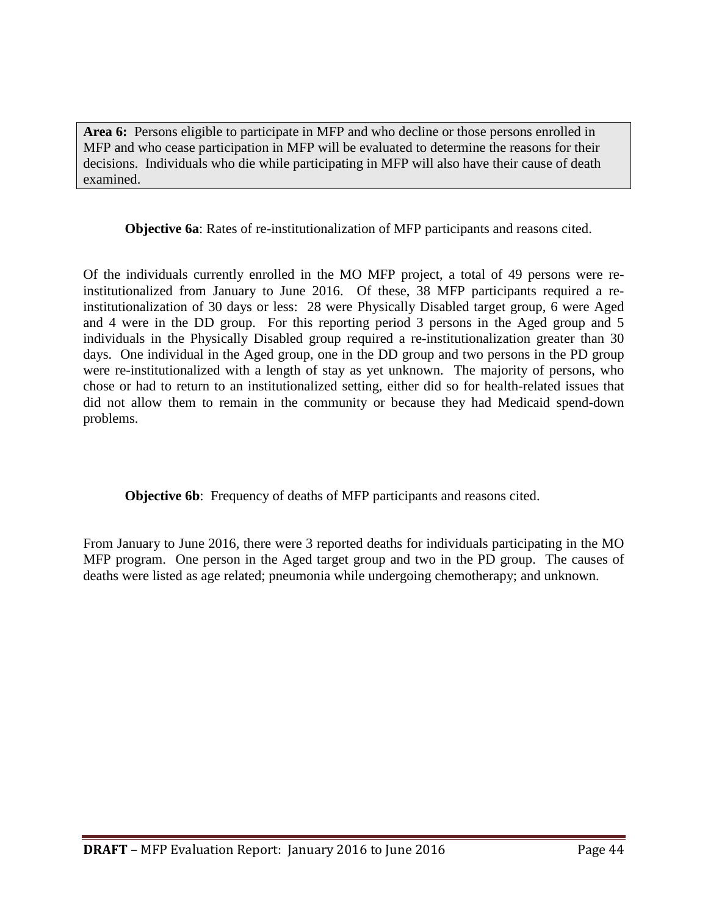**Area 6:** Persons eligible to participate in MFP and who decline or those persons enrolled in MFP and who cease participation in MFP will be evaluated to determine the reasons for their decisions. Individuals who die while participating in MFP will also have their cause of death examined.

**Objective 6a**: Rates of re-institutionalization of MFP participants and reasons cited.

Of the individuals currently enrolled in the MO MFP project, a total of 49 persons were re-institutionalized from January to June 2016. Of these, 38 MFP participants required a re-institutionalization of 30 days or less: 28 were Physically Disabled target group, 6 were Aged and 4 were in the DD group. For this reporting period 3 persons in the Aged group and 5 individuals in the Physically Disabled group required a re-institutionalization greater than 30 days. One individual in the Aged group, one in the DD group and two persons in the PD group were re-institutionalized with a length of stay as yet unknown. The majority of persons, who chose or had to return to an institutionalized setting, either did so for health-related issues that did not allow them to remain in the community or because they had Medicaid spend-down problems.

**Objective 6b**: Frequency of deaths of MFP participants and reasons cited.

From January to June 2016, there were 3 reported deaths for individuals participating in the MO MFP program. One person in the Aged target group and two in the PD group. The causes of deaths were listed as age related; pneumonia while undergoing chemotherapy; and unknown.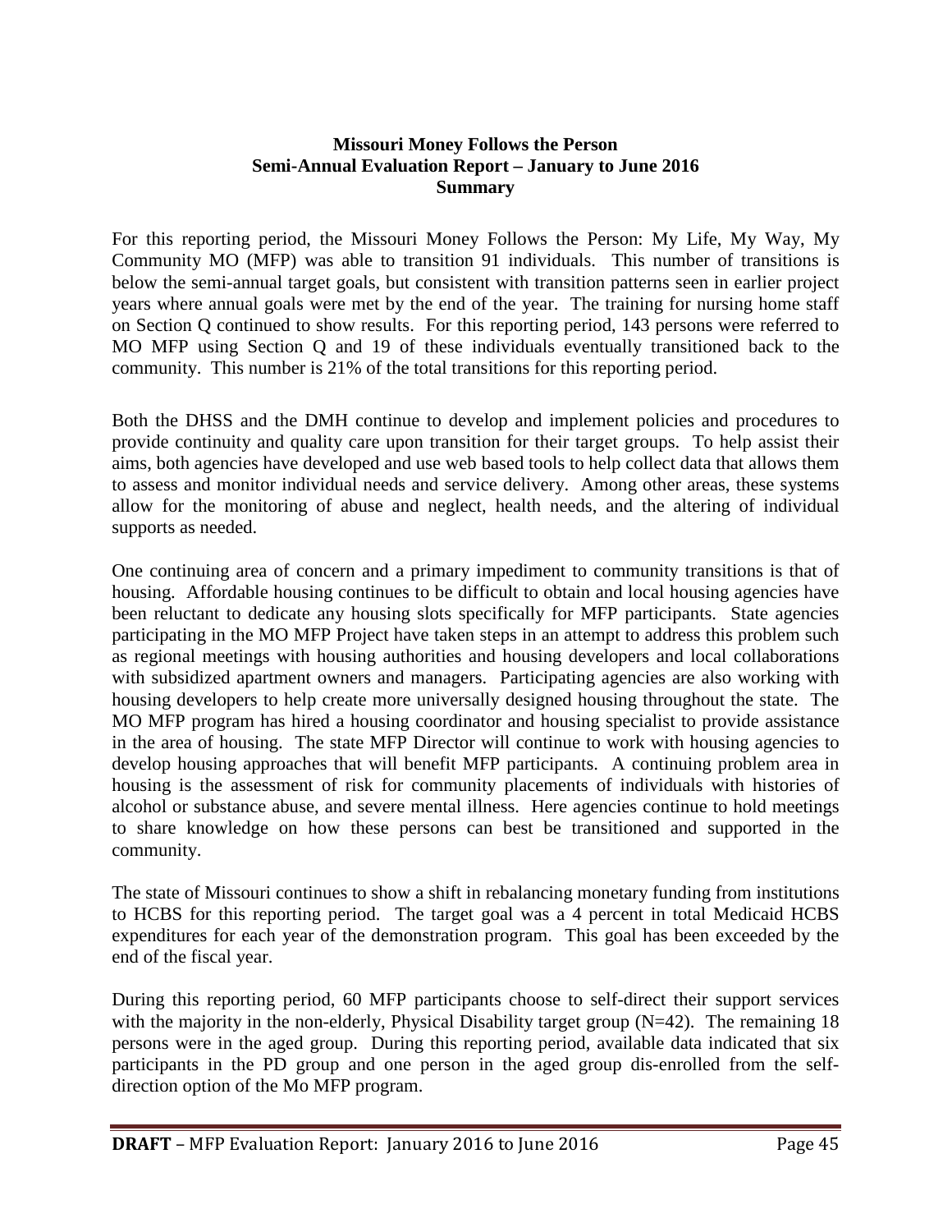**Missouri Money Follows the Person**
**Semi-Annual Evaluation Report – January to June 2016**
**Summary**

For this reporting period, the Missouri Money Follows the Person: My Life, My Way, My Community MO (MFP) was able to transition 91 individuals. This number of transitions is below the semi-annual target goals, but consistent with transition patterns seen in earlier project years where annual goals were met by the end of the year. The training for nursing home staff on Section Q continued to show results. For this reporting period, 143 persons were referred to MO MFP using Section Q and 19 of these individuals eventually transitioned back to the community. This number is 21% of the total transitions for this reporting period.

Both the DHSS and the DMH continue to develop and implement policies and procedures to provide continuity and quality care upon transition for their target groups. To help assist their aims, both agencies have developed and use web based tools to help collect data that allows them to assess and monitor individual needs and service delivery. Among other areas, these systems allow for the monitoring of abuse and neglect, health needs, and the altering of individual supports as needed.

One continuing area of concern and a primary impediment to community transitions is that of housing. Affordable housing continues to be difficult to obtain and local housing agencies have been reluctant to dedicate any housing slots specifically for MFP participants. State agencies participating in the MO MFP Project have taken steps in an attempt to address this problem such as regional meetings with housing authorities and housing developers and local collaborations with subsidized apartment owners and managers. Participating agencies are also working with housing developers to help create more universally designed housing throughout the state. The MO MFP program has hired a housing coordinator and housing specialist to provide assistance in the area of housing. The state MFP Director will continue to work with housing agencies to develop housing approaches that will benefit MFP participants. A continuing problem area in housing is the assessment of risk for community placements of individuals with histories of alcohol or substance abuse, and severe mental illness. Here agencies continue to hold meetings to share knowledge on how these persons can best be transitioned and supported in the community.

The state of Missouri continues to show a shift in rebalancing monetary funding from institutions to HCBS for this reporting period. The target goal was a 4 percent in total Medicaid HCBS expenditures for each year of the demonstration program. This goal has been exceeded by the end of the fiscal year.

During this reporting period, 60 MFP participants choose to self-direct their support services with the majority in the non-elderly, Physical Disability target group (N=42). The remaining 18 persons were in the aged group. During this reporting period, available data indicated that six participants in the PD group and one person in the aged group dis-enrolled from the self-direction option of the Mo MFP program.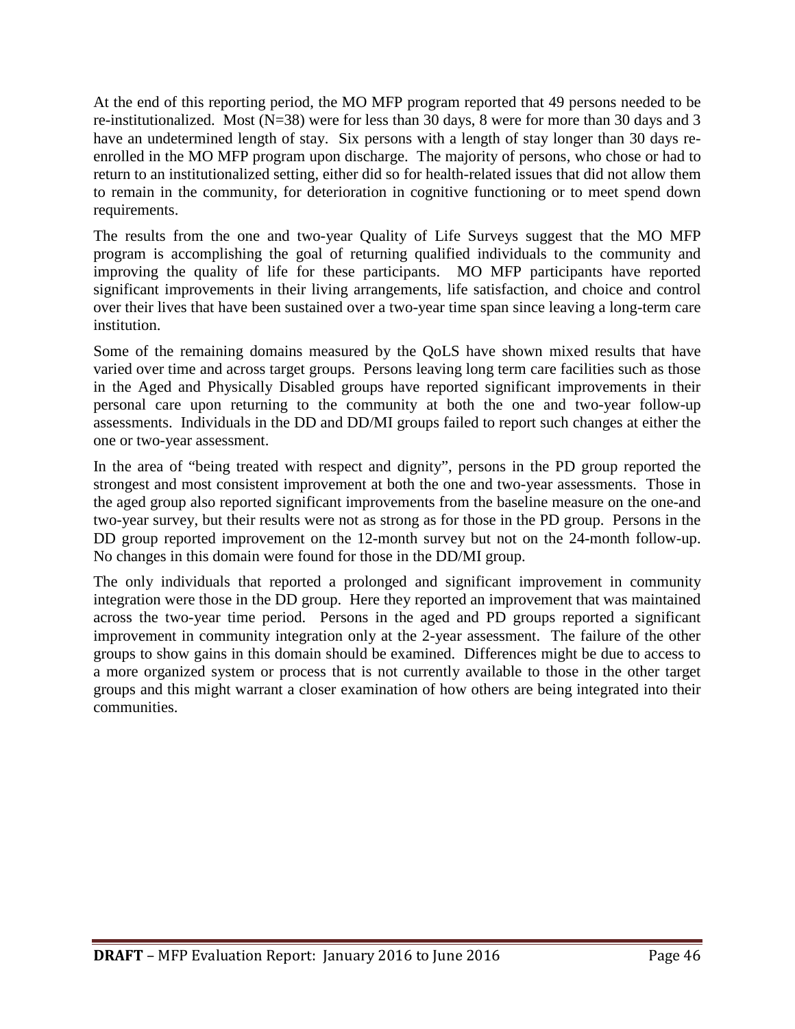At the end of this reporting period, the MO MFP program reported that 49 persons needed to be re-institutionalized. Most (N=38) were for less than 30 days, 8 were for more than 30 days and 3 have an undetermined length of stay. Six persons with a length of stay longer than 30 days re-enrolled in the MO MFP program upon discharge. The majority of persons, who chose or had to return to an institutionalized setting, either did so for health-related issues that did not allow them to remain in the community, for deterioration in cognitive functioning or to meet spend down requirements.

The results from the one and two-year Quality of Life Surveys suggest that the MO MFP program is accomplishing the goal of returning qualified individuals to the community and improving the quality of life for these participants. MO MFP participants have reported significant improvements in their living arrangements, life satisfaction, and choice and control over their lives that have been sustained over a two-year time span since leaving a long-term care institution.

Some of the remaining domains measured by the QoLS have shown mixed results that have varied over time and across target groups. Persons leaving long term care facilities such as those in the Aged and Physically Disabled groups have reported significant improvements in their personal care upon returning to the community at both the one and two-year follow-up assessments. Individuals in the DD and DD/MI groups failed to report such changes at either the one or two-year assessment.

In the area of "being treated with respect and dignity", persons in the PD group reported the strongest and most consistent improvement at both the one and two-year assessments. Those in the aged group also reported significant improvements from the baseline measure on the one-and two-year survey, but their results were not as strong as for those in the PD group. Persons in the DD group reported improvement on the 12-month survey but not on the 24-month follow-up. No changes in this domain were found for those in the DD/MI group.

The only individuals that reported a prolonged and significant improvement in community integration were those in the DD group. Here they reported an improvement that was maintained across the two-year time period. Persons in the aged and PD groups reported a significant improvement in community integration only at the 2-year assessment. The failure of the other groups to show gains in this domain should be examined. Differences might be due to access to a more organized system or process that is not currently available to those in the other target groups and this might warrant a closer examination of how others are being integrated into their communities.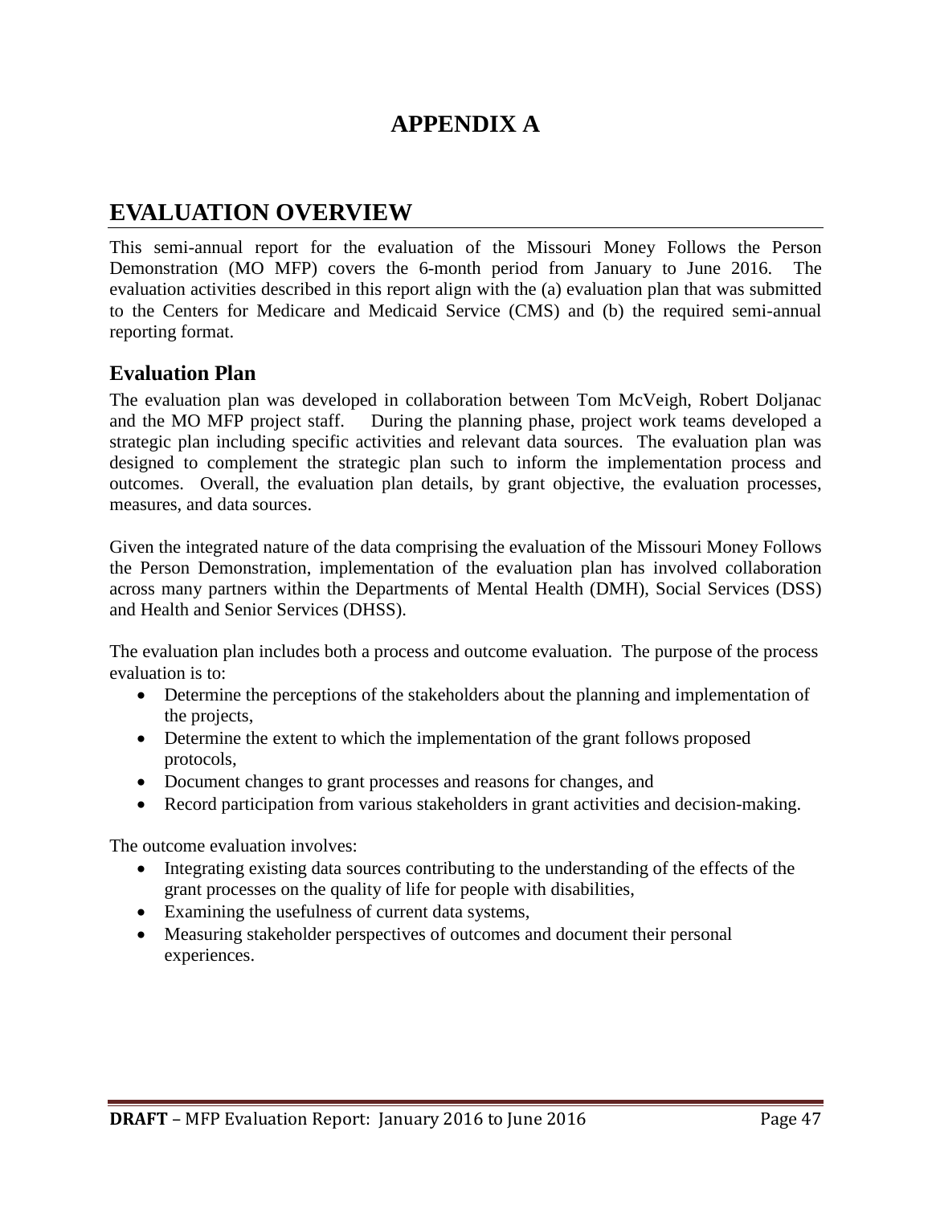# APPENDIX A

## EVALUATION OVERVIEW

This semi-annual report for the evaluation of the Missouri Money Follows the Person Demonstration (MO MFP) covers the 6-month period from January to June 2016. The evaluation activities described in this report align with the (a) evaluation plan that was submitted to the Centers for Medicare and Medicaid Service (CMS) and (b) the required semi-annual reporting format.

### Evaluation Plan

The evaluation plan was developed in collaboration between Tom McVeigh, Robert Doljanac and the MO MFP project staff. During the planning phase, project work teams developed a strategic plan including specific activities and relevant data sources. The evaluation plan was designed to complement the strategic plan such to inform the implementation process and outcomes. Overall, the evaluation plan details, by grant objective, the evaluation processes, measures, and data sources.

Given the integrated nature of the data comprising the evaluation of the Missouri Money Follows the Person Demonstration, implementation of the evaluation plan has involved collaboration across many partners within the Departments of Mental Health (DMH), Social Services (DSS) and Health and Senior Services (DHSS).

The evaluation plan includes both a process and outcome evaluation. The purpose of the process evaluation is to:

- Determine the perceptions of the stakeholders about the planning and implementation of the projects,
- Determine the extent to which the implementation of the grant follows proposed protocols,
- Document changes to grant processes and reasons for changes, and
- Record participation from various stakeholders in grant activities and decision-making.

The outcome evaluation involves:

- Integrating existing data sources contributing to the understanding of the effects of the grant processes on the quality of life for people with disabilities,
- Examining the usefulness of current data systems,
- Measuring stakeholder perspectives of outcomes and document their personal experiences.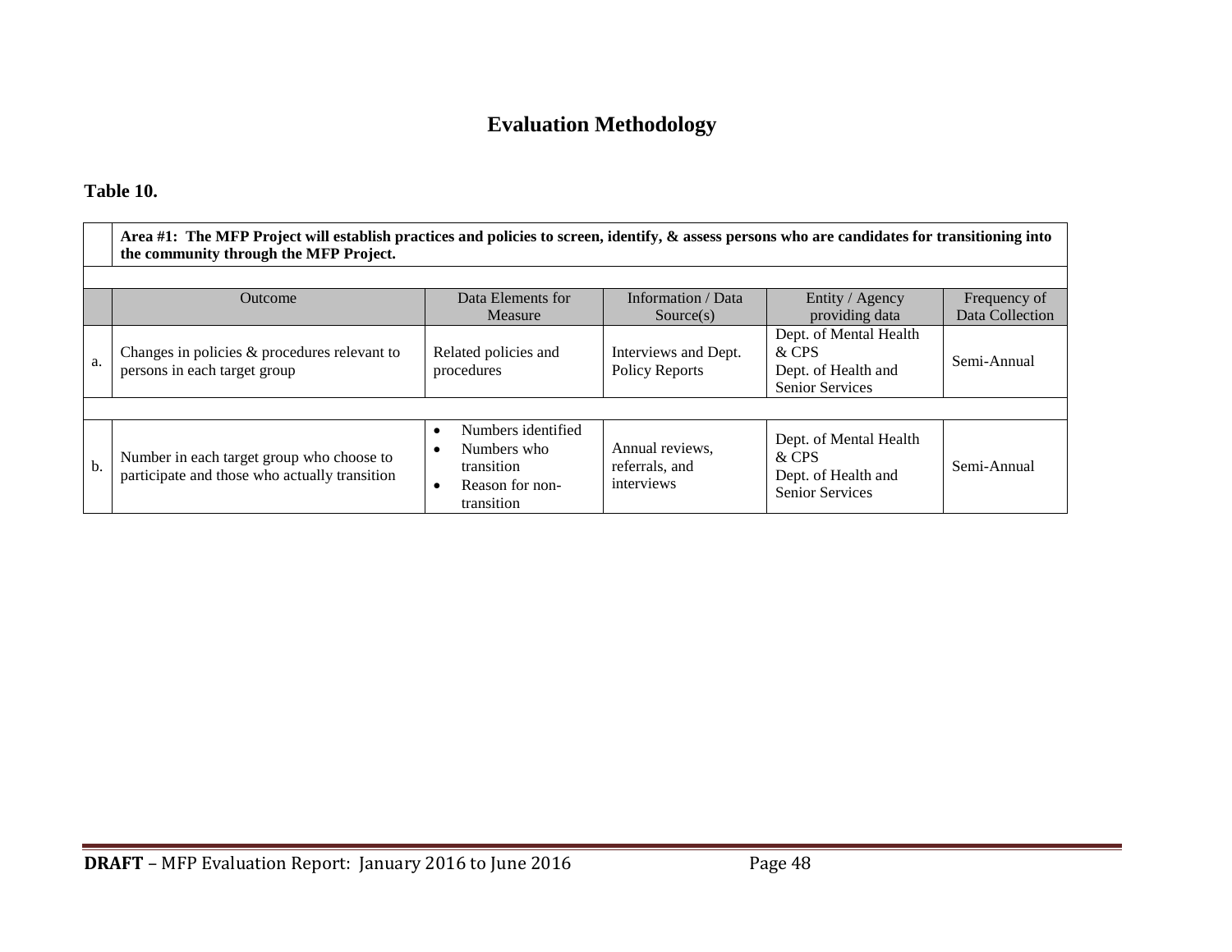# Evaluation Methodology

**Table 10.**

| | **Area #1: The MFP Project will establish practices and policies to screen, identify, & assess persons who are candidates for transitioning into the community through the MFP Project.** | | | | |
|---|---|---|---|---|---|
| | Outcome | Data Elements for Measure | Information / Data Source(s) | Entity / Agency providing data | Frequency of Data Collection |
| a. | Changes in policies & procedures relevant to persons in each target group | Related policies and procedures | Interviews and Dept. Policy Reports | Dept. of Mental Health & CPS<br>Dept. of Health and Senior Services | Semi-Annual |
| b. | Number in each target group who choose to participate and those who actually transition | • Numbers identified<br>• Numbers who transition<br>• Reason for non-transition | Annual reviews, referrals, and interviews | Dept. of Mental Health & CPS<br>Dept. of Health and Senior Services | Semi-Annual |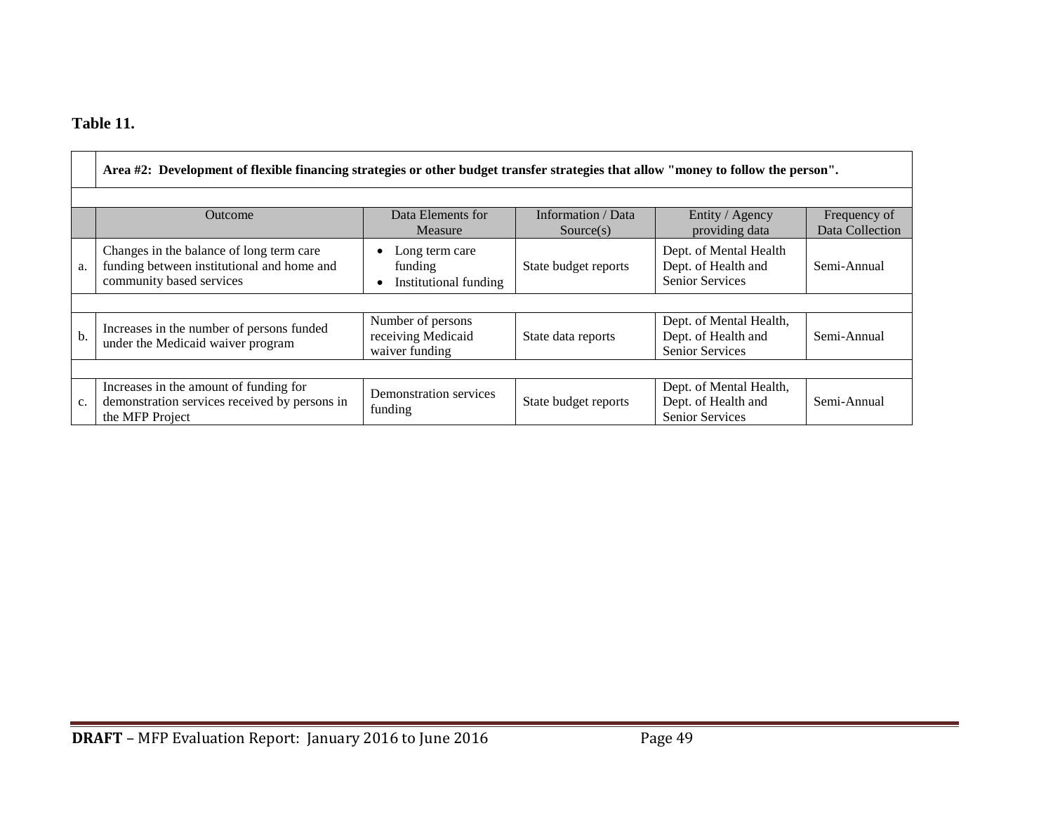**Table 11.**

| | Area #2: Development of flexible financing strategies or other budget transfer strategies that allow "money to follow the person". | | | | |
|---|---|---|---|---|---|
| | Outcome | Data Elements for Measure | Information / Data Source(s) | Entity / Agency providing data | Frequency of Data Collection |
| a. | Changes in the balance of long term care funding between institutional and home and community based services | • Long term care funding<br>• Institutional funding | State budget reports | Dept. of Mental Health Dept. of Health and Senior Services | Semi-Annual |
| b. | Increases in the number of persons funded under the Medicaid waiver program | Number of persons receiving Medicaid waiver funding | State data reports | Dept. of Mental Health, Dept. of Health and Senior Services | Semi-Annual |
| c. | Increases in the amount of funding for demonstration services received by persons in the MFP Project | Demonstration services funding | State budget reports | Dept. of Mental Health, Dept. of Health and Senior Services | Semi-Annual |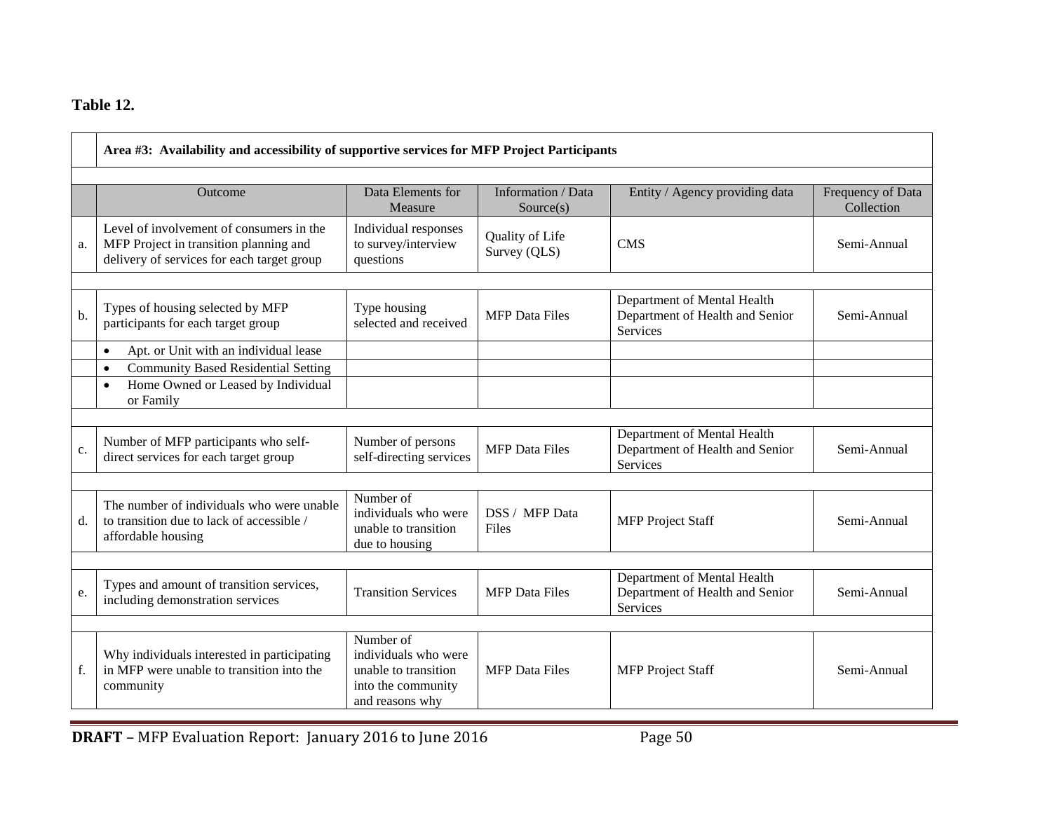**Table 12.**

| | Area #3: Availability and accessibility of supportive services for MFP Project Participants | | | | |
|---|---|---|---|---|---|
| | Outcome | Data Elements for Measure | Information / Data Source(s) | Entity / Agency providing data | Frequency of Data Collection |
| a. | Level of involvement of consumers in the MFP Project in transition planning and delivery of services for each target group | Individual responses to survey/interview questions | Quality of Life Survey (QLS) | CMS | Semi-Annual |
| b. | Types of housing selected by MFP participants for each target group | Type housing selected and received | MFP Data Files | Department of Mental Health Department of Health and Senior Services | Semi-Annual |
| | • Apt. or Unit with an individual lease | | | | |
| | • Community Based Residential Setting | | | | |
| | • Home Owned or Leased by Individual or Family | | | | |
| c. | Number of MFP participants who self-direct services for each target group | Number of persons self-directing services | MFP Data Files | Department of Mental Health Department of Health and Senior Services | Semi-Annual |
| d. | The number of individuals who were unable to transition due to lack of accessible / affordable housing | Number of individuals who were unable to transition due to housing | DSS / MFP Data Files | MFP Project Staff | Semi-Annual |
| e. | Types and amount of transition services, including demonstration services | Transition Services | MFP Data Files | Department of Mental Health Department of Health and Senior Services | Semi-Annual |
| f. | Why individuals interested in participating in MFP were unable to transition into the community | Number of individuals who were unable to transition into the community and reasons why | MFP Data Files | MFP Project Staff | Semi-Annual |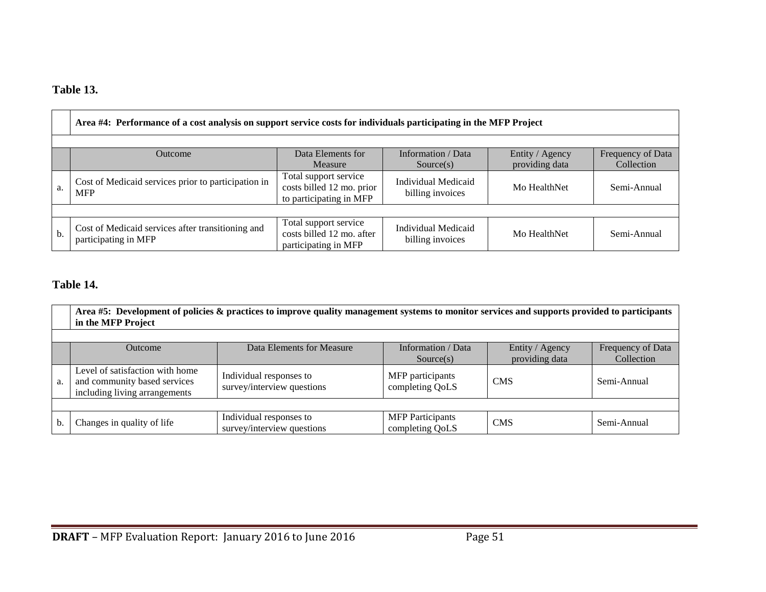**Table 13.**

| | Area #4: Performance of a cost analysis on support service costs for individuals participating in the MFP Project | | | | |
|---|---|---|---|---|---|
| | Outcome | Data Elements for Measure | Information / Data Source(s) | Entity / Agency providing data | Frequency of Data Collection |
| a. | Cost of Medicaid services prior to participation in MFP | Total support service costs billed 12 mo. prior to participating in MFP | Individual Medicaid billing invoices | Mo HealthNet | Semi-Annual |
| b. | Cost of Medicaid services after transitioning and participating in MFP | Total support service costs billed 12 mo. after participating in MFP | Individual Medicaid billing invoices | Mo HealthNet | Semi-Annual |

**Table 14.**

| | Area #5: Development of policies & practices to improve quality management systems to monitor services and supports provided to participants in the MFP Project | | | | |
|---|---|---|---|---|---|
| | Outcome | Data Elements for Measure | Information / Data Source(s) | Entity / Agency providing data | Frequency of Data Collection |
| a. | Level of satisfaction with home and community based services including living arrangements | Individual responses to survey/interview questions | MFP participants completing QoLS | CMS | Semi-Annual |
| b. | Changes in quality of life | Individual responses to survey/interview questions | MFP Participants completing QoLS | CMS | Semi-Annual |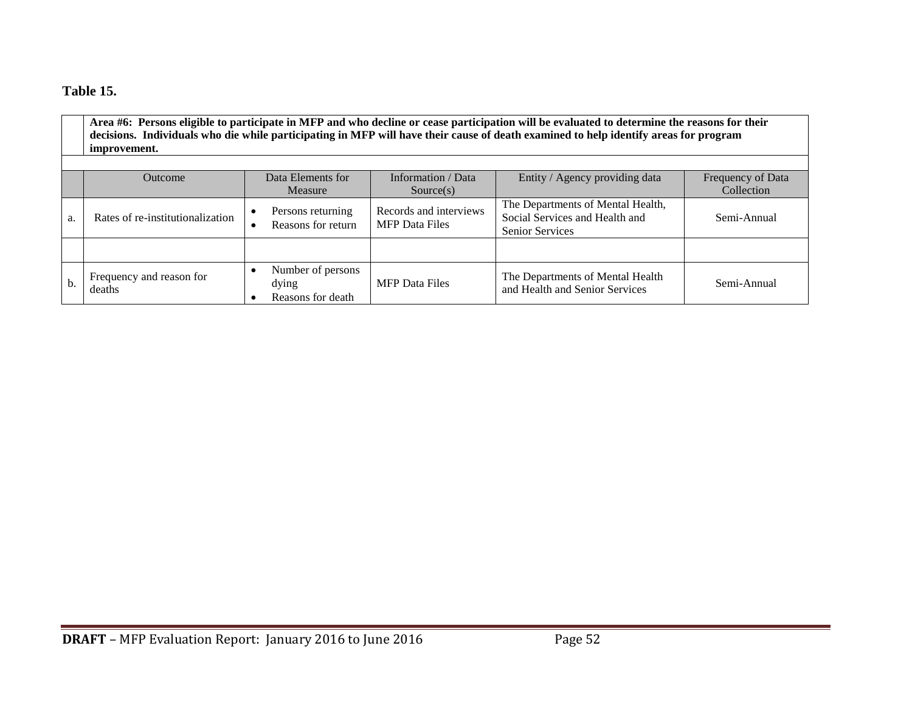**Table 15.**

| | | | | | |
|---|---|---|---|---|---|
| | **Area #6: Persons eligible to participate in MFP and who decline or cease participation will be evaluated to determine the reasons for their decisions. Individuals who die while participating in MFP will have their cause of death examined to help identify areas for program improvement.** | | | | |
| | | | | | |
| | Outcome | Data Elements for Measure | Information / Data Source(s) | Entity / Agency providing data | Frequency of Data Collection |
| a. | Rates of re-institutionalization | • Persons returning<br>• Reasons for return | Records and interviews MFP Data Files | The Departments of Mental Health, Social Services and Health and Senior Services | Semi-Annual |
| | | | | | |
| b. | Frequency and reason for deaths | • Number of persons dying<br>• Reasons for death | MFP Data Files | The Departments of Mental Health and Health and Senior Services | Semi-Annual |